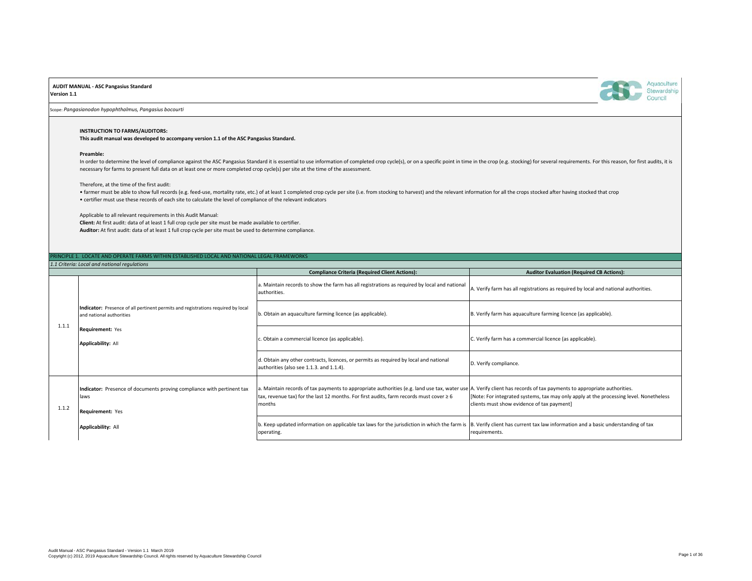**AUDIT MANUAL - ASC Pangasius Standard**
**Version 1.1**

Scope: *Pangasianodon hypophthalmus, Pangasius bocourti*

**INSTRUCTION TO FARMS/AUDITORS:**
**This audit manual was developed to accompany version 1.1 of the ASC Pangasius Standard.**

**Preamble:**
In order to determine the level of compliance against the ASC Pangasius Standard it is essential to use information of completed crop cycle(s), or on a specific point in time in the crop (e.g. stocking) for several requirements. For this reason, for first audits, it is necessary for farms to present full data on at least one or more completed crop cycle(s) per site at the time of the assessment.

Therefore, at the time of the first audit:

- farmer must be able to show full records (e.g. feed-use, mortality rate, etc.) of at least 1 completed crop cycle per site (i.e. from stocking to harvest) and the relevant information for all the crops stocked after having stocked that crop
- certifier must use these records of each site to calculate the level of compliance of the relevant indicators

Applicable to all relevant requirements in this Audit Manual:
**Client:** At first audit: data of at least 1 full crop cycle per site must be made available to certifier.
**Auditor:** At first audit: data of at least 1 full crop cycle per site must be used to determine compliance.

## PRINCIPLE 1. LOCATE AND OPERATE FARMS WITHIN ESTABLISHED LOCAL AND NATIONAL LEGAL FRAMEWORKS

*1.1 Criteria: Local and national regulations*

| | | Compliance Criteria (Required Client Actions): | Auditor Evaluation (Required CB Actions): |
|---|---|---|---|
| 1.1.1 | **Indicator:** Presence of all pertinent permits and registrations required by local and national authorities<br><br>**Requirement:** Yes<br><br>**Applicability:** All | a. Maintain records to show the farm has all registrations as required by local and national authorities. | A. Verify farm has all registrations as required by local and national authorities. |
| | | b. Obtain an aquaculture farming licence (as applicable). | B. Verify farm has aquaculture farming licence (as applicable). |
| | | c. Obtain a commercial licence (as applicable). | C. Verify farm has a commercial licence (as applicable). |
| | | d. Obtain any other contracts, licences, or permits as required by local and national authorities (also see 1.1.3. and 1.1.4). | D. Verify compliance. |
| 1.1.2 | **Indicator:** Presence of documents proving compliance with pertinent tax laws<br><br>**Requirement:** Yes<br><br>**Applicability:** All | a. Maintain records of tax payments to appropriate authorities (e.g. land use tax, water use tax, revenue tax) for the last 12 months. For first audits, farm records must cover ≥ 6 months | A. Verify client has records of tax payments to appropriate authorities.<br>[Note: For integrated systems, tax may only apply at the processing level. Nonetheless clients must show evidence of tax payment] |
| | | b. Keep updated information on applicable tax laws for the jurisdiction in which the farm is operating. | B. Verify client has current tax law information and a basic understanding of tax requirements. |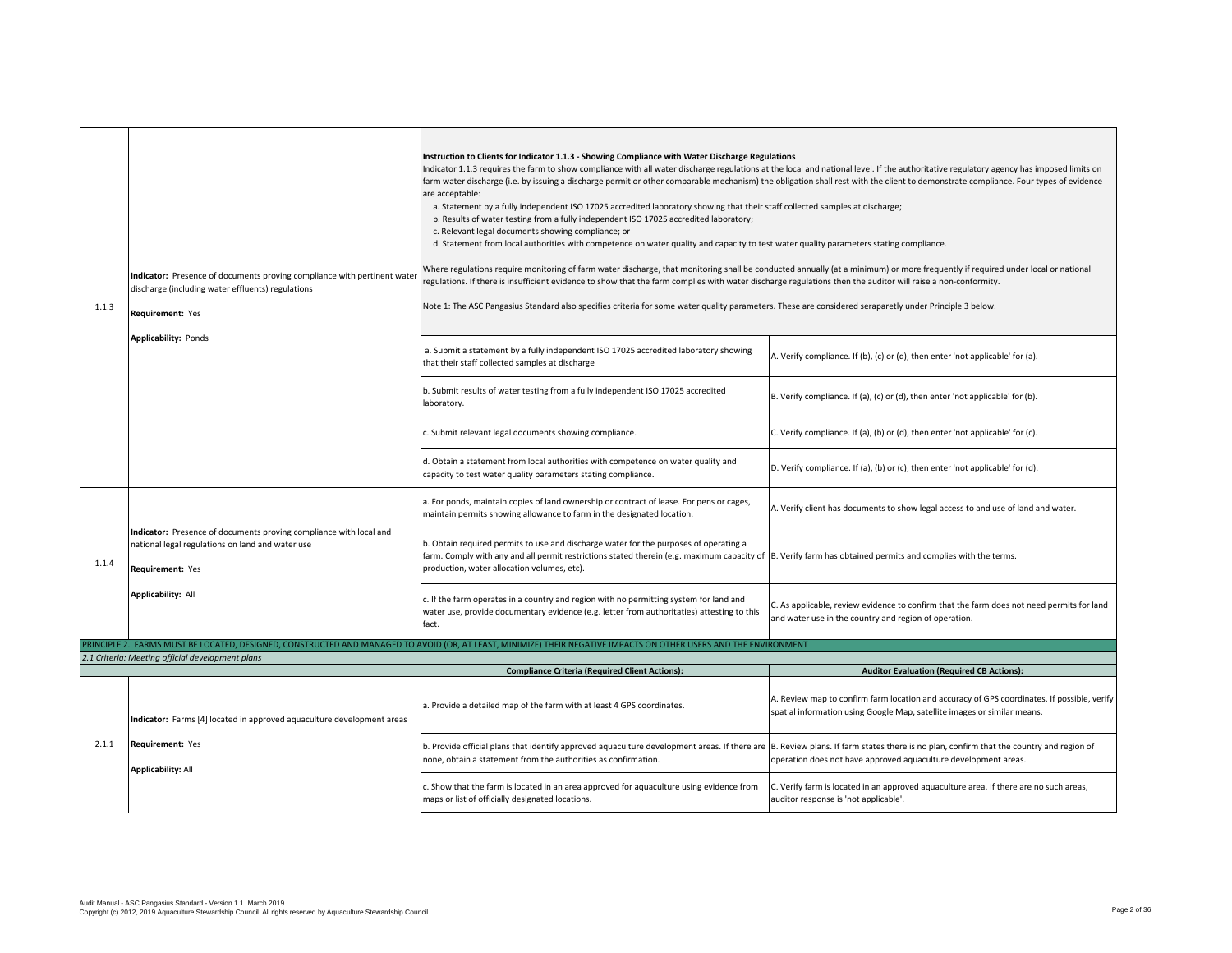| | | | |
|---|---|---|---|
| 1.1.3 | **Indicator:** Presence of documents proving compliance with pertinent water discharge (including water effluents) regulations<br><br>**Requirement:** Yes<br><br>**Applicability:** Ponds | **Instruction to Clients for Indicator 1.1.3 - Showing Compliance with Water Discharge Regulations**<br>Indicator 1.1.3 requires the farm to show compliance with all water discharge regulations at the local and national level. If the authoritative regulatory agency has imposed limits on farm water discharge (i.e. by issuing a discharge permit or other comparable mechanism) the obligation shall rest with the client to demonstrate compliance. Four types of evidence are acceptable:<br>a. Statement by a fully independent ISO 17025 accredited laboratory showing that their staff collected samples at discharge;<br>b. Results of water testing from a fully independent ISO 17025 accredited laboratory;<br>c. Relevant legal documents showing compliance; or<br>d. Statement from local authorities with competence on water quality and capacity to test water quality parameters stating compliance.<br><br>Where regulations require monitoring of farm water discharge, that monitoring shall be conducted annually (at a minimum) or more frequently if required under local or national regulations. If there is insufficient evidence to show that the farm complies with water discharge regulations then the auditor will raise a non-conformity.<br><br>Note 1: The ASC Pangasius Standard also specifies criteria for some water quality parameters. These are considered seraparetly under Principle 3 below. | |
| | | a. Submit a statement by a fully independent ISO 17025 accredited laboratory showing that their staff collected samples at discharge | A. Verify compliance. If (b), (c) or (d), then enter 'not applicable' for (a). |
| | | b. Submit results of water testing from a fully independent ISO 17025 accredited laboratory. | B. Verify compliance. If (a), (c) or (d), then enter 'not applicable' for (b). |
| | | c. Submit relevant legal documents showing compliance. | C. Verify compliance. If (a), (b) or (d), then enter 'not applicable' for (c). |
| | | d. Obtain a statement from local authorities with competence on water quality and capacity to test water quality parameters stating compliance. | D. Verify compliance. If (a), (b) or (c), then enter 'not applicable' for (d). |
| 1.1.4 | **Indicator:** Presence of documents proving compliance with local and national legal regulations on land and water use<br><br>**Requirement:** Yes<br><br>**Applicability:** All | a. For ponds, maintain copies of land ownership or contract of lease. For pens or cages, maintain permits showing allowance to farm in the designated location. | A. Verify client has documents to show legal access to and use of land and water. |
| | | b. Obtain required permits to use and discharge water for the purposes of operating a farm. Comply with any and all permit restrictions stated therein (e.g. maximum capacity of production, water allocation volumes, etc). | B. Verify farm has obtained permits and complies with the terms. |
| | | c. If the farm operates in a country and region with no permitting system for land and water use, provide documentary evidence (e.g. letter from authoritaties) attesting to this fact. | C. As applicable, review evidence to confirm that the farm does not need permits for land and water use in the country and region of operation. |
| PRINCIPLE 2. FARMS MUST BE LOCATED, DESIGNED, CONSTRUCTED AND MANAGED TO AVOID (OR, AT LEAST, MINIMIZE) THEIR NEGATIVE IMPACTS ON OTHER USERS AND THE ENVIRONMENT | | | |
| *2.1 Criteria: Meeting official development plans* | | | |
| | | **Compliance Criteria (Required Client Actions):** | **Auditor Evaluation (Required CB Actions):** |
| 2.1.1 | **Indicator:** Farms [4] located in approved aquaculture development areas<br><br>**Requirement:** Yes<br><br>**Applicability:** All | a. Provide a detailed map of the farm with at least 4 GPS coordinates. | A. Review map to confirm farm location and accuracy of GPS coordinates. If possible, verify spatial information using Google Map, satellite images or similar means. |
| | | b. Provide official plans that identify approved aquaculture development areas. If there are none, obtain a statement from the authorities as confirmation. | B. Review plans. If farm states there is no plan, confirm that the country and region of operation does not have approved aquaculture development areas. |
| | | c. Show that the farm is located in an area approved for aquaculture using evidence from maps or list of officially designated locations. | C. Verify farm is located in an approved aquaculture area. If there are no such areas, auditor response is 'not applicable'. |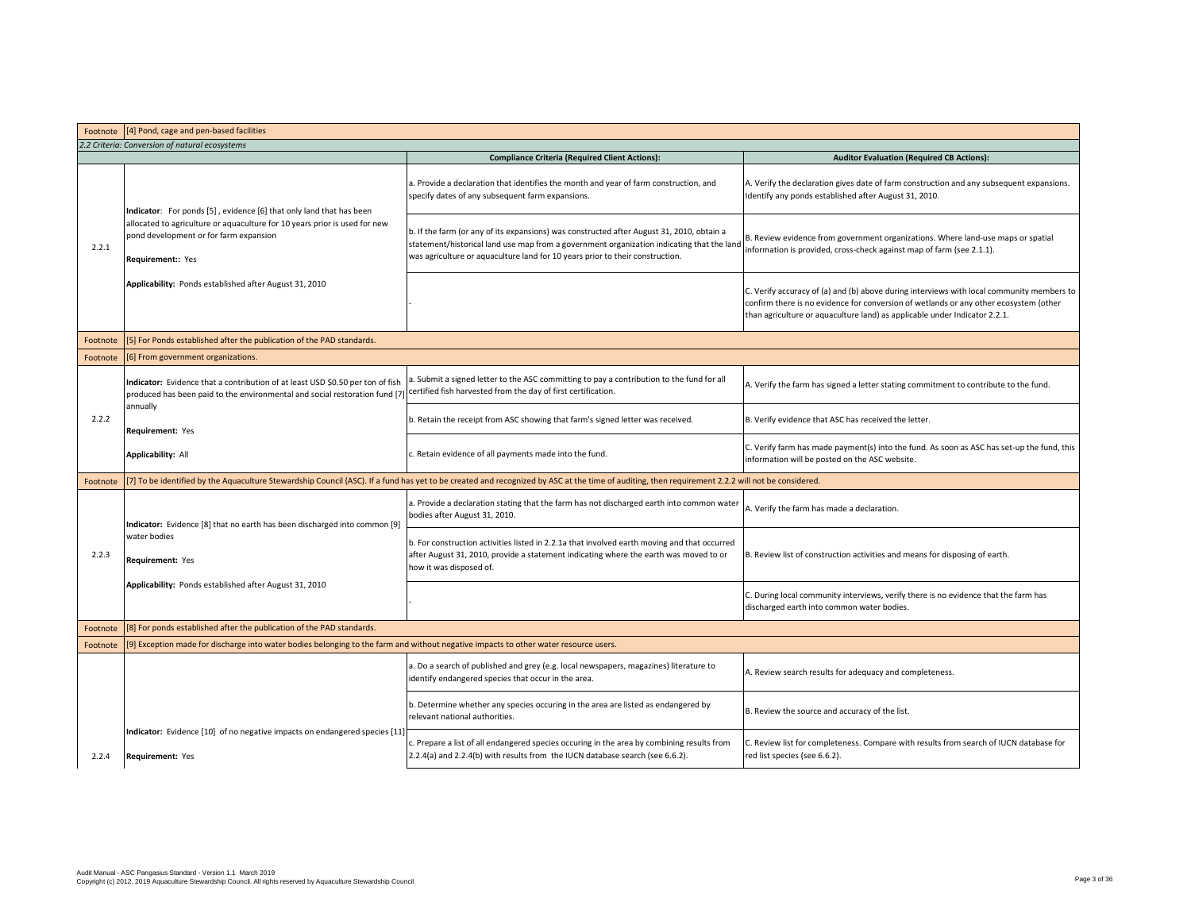| | | Compliance Criteria (Required Client Actions): | Auditor Evaluation (Required CB Actions): |
|---|---|---|---|
| Footnote | [4] Pond, cage and pen-based facilities | | |
| *2.2 Criteria: Conversion of natural ecosystems* | | | |
| 2.2.1 | **Indicator**: For ponds [5] , evidence [6] that only land that has been allocated to agriculture or aquaculture for 10 years prior is used for new pond development or for farm expansion<br><br>**Requirement:**: Yes<br><br>**Applicability:** Ponds established after August 31, 2010 | a. Provide a declaration that identifies the month and year of farm construction, and specify dates of any subsequent farm expansions. | A. Verify the declaration gives date of farm construction and any subsequent expansions. Identify any ponds established after August 31, 2010. |
| | | b. If the farm (or any of its expansions) was constructed after August 31, 2010, obtain a statement/historical land use map from a government organization indicating that the land was agriculture or aquaculture land for 10 years prior to their construction. | B. Review evidence from government organizations. Where land-use maps or spatial information is provided, cross-check against map of farm (see 2.1.1). |
| | | - | C. Verify accuracy of (a) and (b) above during interviews with local community members to confirm there is no evidence for conversion of wetlands or any other ecosystem (other than agriculture or aquaculture land) as applicable under Indicator 2.2.1. |
| Footnote | [5] For Ponds established after the publication of the PAD standards. | | |
| Footnote | [6] From government organizations. | | |
| 2.2.2 | **Indicator:** Evidence that a contribution of at least USD $0.50 per ton of fish produced has been paid to the environmental and social restoration fund [7] annually<br><br>**Requirement:** Yes<br><br>**Applicability:** All | a. Submit a signed letter to the ASC committing to pay a contribution to the fund for all certified fish harvested from the day of first certification. | A. Verify the farm has signed a letter stating commitment to contribute to the fund. |
| | | b. Retain the receipt from ASC showing that farm's signed letter was received. | B. Verify evidence that ASC has received the letter. |
| | | c. Retain evidence of all payments made into the fund. | C. Verify farm has made payment(s) into the fund. As soon as ASC has set-up the fund, this information will be posted on the ASC website. |
| Footnote | [7] To be identified by the Aquaculture Stewardship Council (ASC). If a fund has yet to be created and recognized by ASC at the time of auditing, then requirement 2.2.2 will not be considered. | | |
| 2.2.3 | **Indicator:** Evidence [8] that no earth has been discharged into common [9] water bodies<br><br>**Requirement:** Yes<br><br>**Applicability:** Ponds established after August 31, 2010 | a. Provide a declaration stating that the farm has not discharged earth into common water bodies after August 31, 2010. | A. Verify the farm has made a declaration. |
| | | b. For construction activities listed in 2.2.1a that involved earth moving and that occurred after August 31, 2010, provide a statement indicating where the earth was moved to or how it was disposed of. | B. Review list of construction activities and means for disposing of earth. |
| | | - | C. During local community interviews, verify there is no evidence that the farm has discharged earth into common water bodies. |
| Footnote | [8] For ponds established after the publication of the PAD standards. | | |
| Footnote | [9] Exception made for discharge into water bodies belonging to the farm and without negative impacts to other water resource users. | | |
| 2.2.4 | **Indicator:** Evidence [10] of no negative impacts on endangered species [11]<br><br>**Requirement:** Yes | a. Do a search of published and grey (e.g. local newspapers, magazines) literature to identify endangered species that occur in the area. | A. Review search results for adequacy and completeness. |
| | | b. Determine whether any species occuring in the area are listed as endangered by relevant national authorities. | B. Review the source and accuracy of the list. |
| | | c. Prepare a list of all endangered species occuring in the area by combining results from 2.2.4(a) and 2.2.4(b) with results from the IUCN database search (see 6.6.2). | C. Review list for completeness. Compare with results from search of IUCN database for red list species (see 6.6.2). |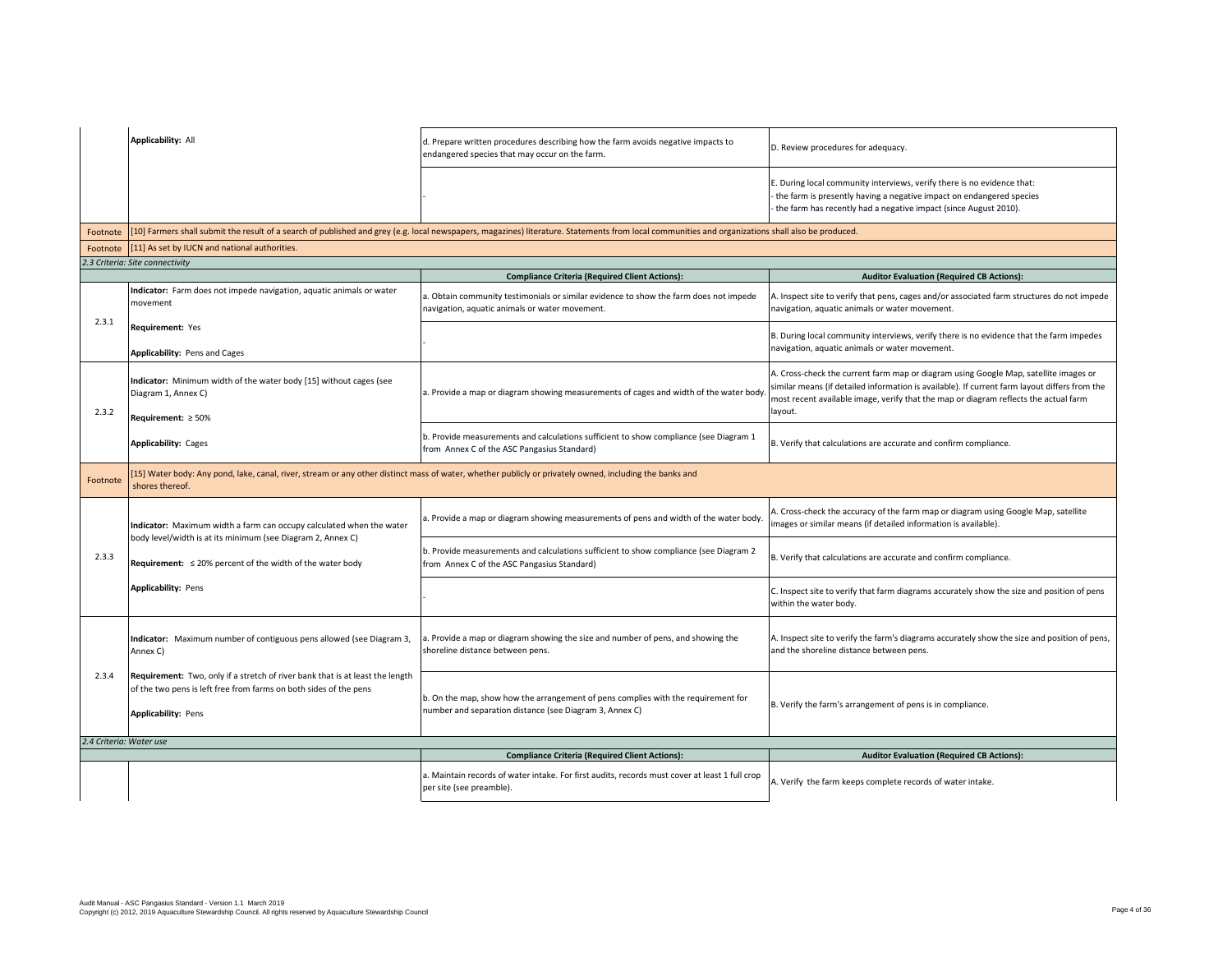| | | | |
|---|---|---|---|
| | **Applicability:** All | d. Prepare written procedures describing how the farm avoids negative impacts to endangered species that may occur on the farm. | D. Review procedures for adequacy. |
| | | - | E. During local community interviews, verify there is no evidence that:<br>- the farm is presently having a negative impact on endangered species<br>- the farm has recently had a negative impact (since August 2010). |
| Footnote | [10] Farmers shall submit the result of a search of published and grey (e.g. local newspapers, magazines) literature. Statements from local communities and organizations shall also be produced. | | |
| Footnote | [11] As set by IUCN and national authorities. | | |
| *2.3 Criteria: Site connectivity* | | | |
| | | **Compliance Criteria (Required Client Actions):** | **Auditor Evaluation (Required CB Actions):** |
| 2.3.1 | **Indicator:** Farm does not impede navigation, aquatic animals or water movement<br><br>**Requirement:** Yes<br><br>**Applicability:** Pens and Cages | a. Obtain community testimonials or similar evidence to show the farm does not impede navigation, aquatic animals or water movement. | A. Inspect site to verify that pens, cages and/or associated farm structures do not impede navigation, aquatic animals or water movement. |
| | | - | B. During local community interviews, verify there is no evidence that the farm impedes navigation, aquatic animals or water movement. |
| 2.3.2 | **Indicator:** Minimum width of the water body [15] without cages (see Diagram 1, Annex C)<br><br>**Requirement:** ≥ 50%<br><br>**Applicability:** Cages | a. Provide a map or diagram showing measurements of cages and width of the water body. | A. Cross-check the current farm map or diagram using Google Map, satellite images or similar means (if detailed information is available). If current farm layout differs from the most recent available image, verify that the map or diagram reflects the actual farm layout. |
| | | b. Provide measurements and calculations sufficient to show compliance (see Diagram 1 from Annex C of the ASC Pangasius Standard) | B. Verify that calculations are accurate and confirm compliance. |
| Footnote | [15] Water body: Any pond, lake, canal, river, stream or any other distinct mass of water, whether publicly or privately owned, including the banks and shores thereof. | | |
| 2.3.3 | **Indicator:** Maximum width a farm can occupy calculated when the water body level/width is at its minimum (see Diagram 2, Annex C)<br><br>**Requirement:** ≤ 20% percent of the width of the water body<br><br>**Applicability:** Pens | a. Provide a map or diagram showing measurements of pens and width of the water body. | A. Cross-check the accuracy of the farm map or diagram using Google Map, satellite images or similar means (if detailed information is available). |
| | | b. Provide measurements and calculations sufficient to show compliance (see Diagram 2 from Annex C of the ASC Pangasius Standard) | B. Verify that calculations are accurate and confirm compliance. |
| | | - | C. Inspect site to verify that farm diagrams accurately show the size and position of pens within the water body. |
| 2.3.4 | **Indicator:** Maximum number of contiguous pens allowed (see Diagram 3, Annex C)<br><br>**Requirement:** Two, only if a stretch of river bank that is at least the length of the two pens is left free from farms on both sides of the pens<br><br>**Applicability:** Pens | a. Provide a map or diagram showing the size and number of pens, and showing the shoreline distance between pens. | A. Inspect site to verify the farm's diagrams accurately show the size and position of pens, and the shoreline distance between pens. |
| | | b. On the map, show how the arrangement of pens complies with the requirement for number and separation distance (see Diagram 3, Annex C) | B. Verify the farm's arrangement of pens is in compliance. |
| *2.4 Criteria: Water use* | | | |
| | | **Compliance Criteria (Required Client Actions):** | **Auditor Evaluation (Required CB Actions):** |
| | | a. Maintain records of water intake. For first audits, records must cover at least 1 full crop per site (see preamble). | A. Verify the farm keeps complete records of water intake. |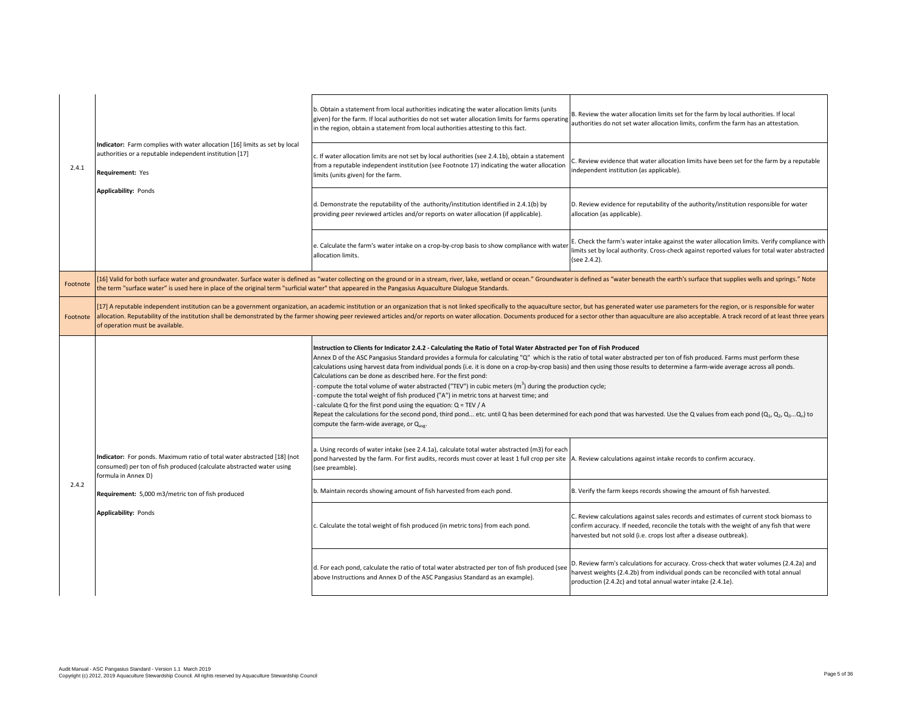| | | | |
|---|---|---|---|
| 2.4.1 | **Indicator:** Farm complies with water allocation [16] limits as set by local authorities or a reputable independent institution [17]<br><br>**Requirement:** Yes<br><br>**Applicability:** Ponds | b. Obtain a statement from local authorities indicating the water allocation limits (units given) for the farm. If local authorities do not set water allocation limits for farms operating in the region, obtain a statement from local authorities attesting to this fact. | B. Review the water allocation limits set for the farm by local authorities. If local authorities do not set water allocation limits, confirm the farm has an attestation. |
| | | c. If water allocation limits are not set by local authorities (see 2.4.1b), obtain a statement from a reputable independent institution (see Footnote 17) indicating the water allocation limits (units given) for the farm. | C. Review evidence that water allocation limits have been set for the farm by a reputable independent institution (as applicable). |
| | | d. Demonstrate the reputability of the authority/institution identified in 2.4.1(b) by providing peer reviewed articles and/or reports on water allocation (if applicable). | D. Review evidence for reputability of the authority/institution responsible for water allocation (as applicable). |
| | | e. Calculate the farm's water intake on a crop-by-crop basis to show compliance with water allocation limits. | E. Check the farm's water intake against the water allocation limits. Verify compliance with limits set by local authority. Cross-check against reported values for total water abstracted (see 2.4.2). |
| Footnote | [16] Valid for both surface water and groundwater. Surface water is defined as "water collecting on the ground or in a stream, river, lake, wetland or ocean." Groundwater is defined as "water beneath the earth's surface that supplies wells and springs." Note the term "surface water" is used here in place of the original term "surficial water" that appeared in the Pangasius Aquaculture Dialogue Standards. | | |
| Footnote | [17] A reputable independent institution can be a government organization, an academic institution or an organization that is not linked specifically to the aquaculture sector, but has generated water use parameters for the region, or is responsible for water allocation. Reputability of the institution shall be demonstrated by the farmer showing peer reviewed articles and/or reports on water allocation. Documents produced for a sector other than aquaculture are also acceptable. A track record of at least three years of operation must be available. | | |
| 2.4.2 | **Indicator:** For ponds. Maximum ratio of total water abstracted [18] (not consumed) per ton of fish produced (calculate abstracted water using formula in Annex D)<br><br>**Requirement:** 5,000 m3/metric ton of fish produced<br><br>**Applicability:** Ponds | **Instruction to Clients for Indicator 2.4.2 - Calculating the Ratio of Total Water Abstracted per Ton of Fish Produced**<br>Annex D of the ASC Pangasius Standard provides a formula for calculating "Q" which is the ratio of total water abstracted per ton of fish produced. Farms must perform these calculations using harvest data from individual ponds (i.e. it is done on a crop-by-crop basis) and then using those results to determine a farm-wide average across all ponds. Calculations can be done as described here. For the first pond:<br>- compute the total volume of water abstracted ("TEV") in cubic meters ($m^3$) during the production cycle;<br>- compute the total weight of fish produced ("A") in metric tons at harvest time; and<br>- calculate Q for the first pond using the equation: Q = TEV / A<br>Repeat the calculations for the second pond, third pond... etc. until Q has been determined for each pond that was harvested. Use the Q values from each pond ($Q_1$, $Q_2$, $Q_3$...$Q_n$) to compute the farm-wide average, or $Q_{avg}$. | |
| | | a. Using records of water intake (see 2.4.1a), calculate total water abstracted (m3) for each pond harvested by the farm. For first audits, records must cover at least 1 full crop per site (see preamble). | A. Review calculations against intake records to confirm accuracy. |
| | | b. Maintain records showing amount of fish harvested from each pond. | B. Verify the farm keeps records showing the amount of fish harvested. |
| | | c. Calculate the total weight of fish produced (in metric tons) from each pond. | C. Review calculations against sales records and estimates of current stock biomass to confirm accuracy. If needed, reconcile the totals with the weight of any fish that were harvested but not sold (i.e. crops lost after a disease outbreak). |
| | | d. For each pond, calculate the ratio of total water abstracted per ton of fish produced (see above Instructions and Annex D of the ASC Pangasius Standard as an example). | D. Review farm's calculations for accuracy. Cross-check that water volumes (2.4.2a) and harvest weights (2.4.2b) from individual ponds can be reconciled with total annual production (2.4.2c) and total annual water intake (2.4.1e). |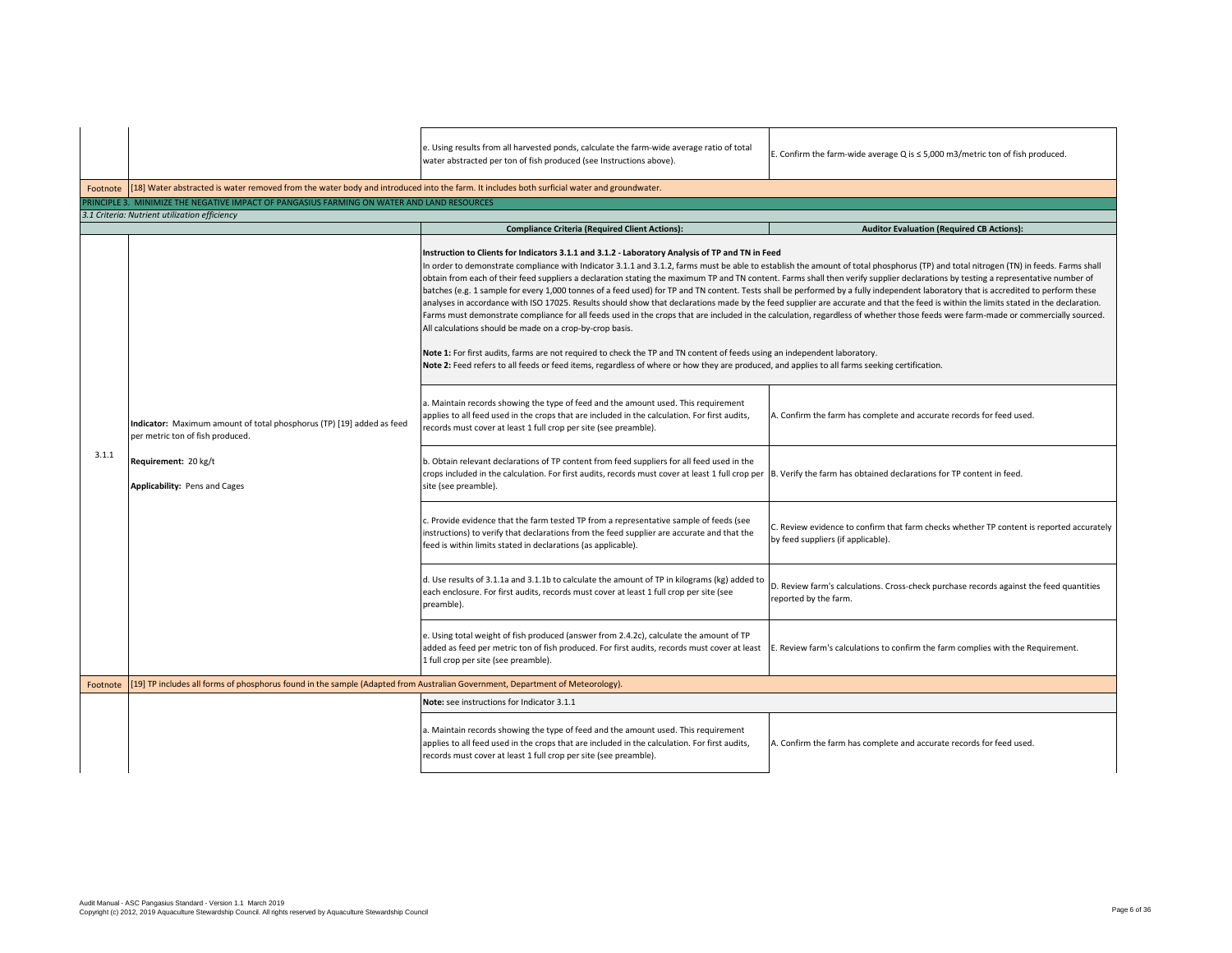| | | e. Using results from all harvested ponds, calculate the farm-wide average ratio of total water abstracted per ton of fish produced (see Instructions above). | E. Confirm the farm-wide average Q is ≤ 5,000 m3/metric ton of fish produced. |
|---|---|---|---|
| Footnote | [18] Water abstracted is water removed from the water body and introduced into the farm. It includes both surficial water and groundwater. | | |

**PRINCIPLE 3. MINIMIZE THE NEGATIVE IMPACT OF PANGASIUS FARMING ON WATER AND LAND RESOURCES**

*3.1 Criteria: Nutrient utilization efficiency*

| | | **Compliance Criteria (Required Client Actions):** | **Auditor Evaluation (Required CB Actions):** |
|---|---|---|---|
| | | **Instruction to Clients for Indicators 3.1.1 and 3.1.2 - Laboratory Analysis of TP and TN in Feed**<br>In order to demonstrate compliance with Indicator 3.1.1 and 3.1.2, farms must be able to establish the amount of total phosphorus (TP) and total nitrogen (TN) in feeds. Farms shall obtain from each of their feed suppliers a declaration stating the maximum TP and TN content. Farms shall then verify supplier declarations by testing a representative number of batches (e.g. 1 sample for every 1,000 tonnes of a feed used) for TP and TN content. Tests shall be performed by a fully independent laboratory that is accredited to perform these analyses in accordance with ISO 17025. Results should show that declarations made by the feed supplier are accurate and that the feed is within the limits stated in the declaration. Farms must demonstrate compliance for all feeds used in the crops that are included in the calculation, regardless of whether those feeds were farm-made or commercially sourced. All calculations should be made on a crop-by-crop basis.<br><br>**Note 1:** For first audits, farms are not required to check the TP and TN content of feeds using an independent laboratory.<br>**Note 2:** Feed refers to all feeds or feed items, regardless of where or how they are produced, and applies to all farms seeking certification. | |
| 3.1.1 | **Indicator:** Maximum amount of total phosphorus (TP) [19] added as feed per metric ton of fish produced.<br><br>**Requirement:** 20 kg/t<br><br>**Applicability:** Pens and Cages | a. Maintain records showing the type of feed and the amount used. This requirement applies to all feed used in the crops that are included in the calculation. For first audits, records must cover at least 1 full crop per site (see preamble). | A. Confirm the farm has complete and accurate records for feed used. |
| | | b. Obtain relevant declarations of TP content from feed suppliers for all feed used in the crops included in the calculation. For first audits, records must cover at least 1 full crop per site (see preamble). | B. Verify the farm has obtained declarations for TP content in feed. |
| | | c. Provide evidence that the farm tested TP from a representative sample of feeds (see instructions) to verify that declarations from the feed supplier are accurate and that the feed is within limits stated in declarations (as applicable). | C. Review evidence to confirm that farm checks whether TP content is reported accurately by feed suppliers (if applicable). |
| | | d. Use results of 3.1.1a and 3.1.1b to calculate the amount of TP in kilograms (kg) added to each enclosure. For first audits, records must cover at least 1 full crop per site (see preamble). | D. Review farm's calculations. Cross-check purchase records against the feed quantities reported by the farm. |
| | | e. Using total weight of fish produced (answer from 2.4.2c), calculate the amount of TP added as feed per metric ton of fish produced. For first audits, records must cover at least 1 full crop per site (see preamble). | E. Review farm's calculations to confirm the farm complies with the Requirement. |
| Footnote | [19] TP includes all forms of phosphorus found in the sample (Adapted from Australian Government, Department of Meteorology). | | |
| | | **Note:** see instructions for Indicator 3.1.1 | |
| | | a. Maintain records showing the type of feed and the amount used. This requirement applies to all feed used in the crops that are included in the calculation. For first audits, records must cover at least 1 full crop per site (see preamble). | A. Confirm the farm has complete and accurate records for feed used. |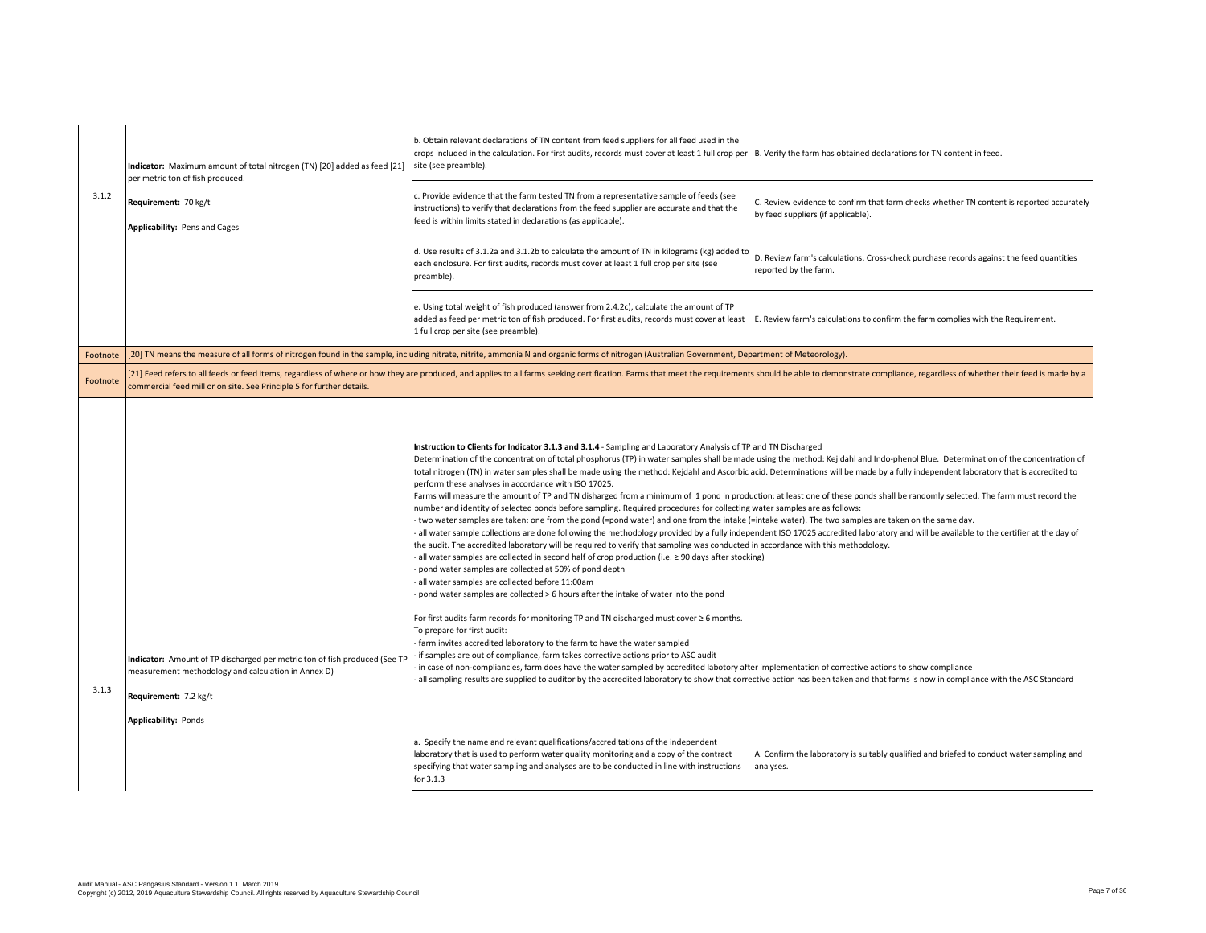| | | | |
|---|---|---|---|
| 3.1.2 | **Indicator:** Maximum amount of total nitrogen (TN) [20] added as feed [21] per metric ton of fish produced.<br><br>**Requirement:** 70 kg/t<br><br>**Applicability:** Pens and Cages | b. Obtain relevant declarations of TN content from feed suppliers for all feed used in the crops included in the calculation. For first audits, records must cover at least 1 full crop per site (see preamble). | B. Verify the farm has obtained declarations for TN content in feed. |
| | | c. Provide evidence that the farm tested TN from a representative sample of feeds (see instructions) to verify that declarations from the feed supplier are accurate and that the feed is within limits stated in declarations (as applicable). | C. Review evidence to confirm that farm checks whether TN content is reported accurately by feed suppliers (if applicable). |
| | | d. Use results of 3.1.2a and 3.1.2b to calculate the amount of TN in kilograms (kg) added to each enclosure. For first audits, records must cover at least 1 full crop per site (see preamble). | D. Review farm's calculations. Cross-check purchase records against the feed quantities reported by the farm. |
| | | e. Using total weight of fish produced (answer from 2.4.2c), calculate the amount of TP added as feed per metric ton of fish produced. For first audits, records must cover at least 1 full crop per site (see preamble). | E. Review farm's calculations to confirm the farm complies with the Requirement. |
| Footnote | [20] TN means the measure of all forms of nitrogen found in the sample, including nitrate, nitrite, ammonia N and organic forms of nitrogen (Australian Government, Department of Meteorology). | | |
| Footnote | [21] Feed refers to all feeds or feed items, regardless of where or how they are produced, and applies to all farms seeking certification. Farms that meet the requirements should be able to demonstrate compliance, regardless of whether their feed is made by a commercial feed mill or on site. See Principle 5 for further details. | | |
| 3.1.3 | **Indicator:** Amount of TP discharged per metric ton of fish produced (See TP measurement methodology and calculation in Annex D)<br><br>**Requirement:** 7.2 kg/t<br><br>**Applicability:** Ponds | **Instruction to Clients for Indicator 3.1.3 and 3.1.4** - Sampling and Laboratory Analysis of TP and TN Discharged<br>Determination of the concentration of total phosphorus (TP) in water samples shall be made using the method: Kejldahl and Indo-phenol Blue. Determination of the concentration of total nitrogen (TN) in water samples shall be made using the method: Kejdahl and Ascorbic acid. Determinations will be made by a fully independent laboratory that is accredited to perform these analyses in accordance with ISO 17025.<br>Farms will measure the amount of TP and TN disharged from a minimum of 1 pond in production; at least one of these ponds shall be randomly selected. The farm must record the number and identity of selected ponds before sampling. Required procedures for collecting water samples are as follows:<br>- two water samples are taken: one from the pond (=pond water) and one from the intake (=intake water). The two samples are taken on the same day.<br>- all water sample collections are done following the methodology provided by a fully independent ISO 17025 accredited laboratory and will be available to the certifier at the day of the audit. The accredited laboratory will be required to verify that sampling was conducted in accordance with this methodology.<br>- all water samples are collected in second half of crop production (i.e. ≥ 90 days after stocking)<br>- pond water samples are collected at 50% of pond depth<br>- all water samples are collected before 11:00am<br>- pond water samples are collected > 6 hours after the intake of water into the pond<br><br>For first audits farm records for monitoring TP and TN discharged must cover ≥ 6 months.<br>To prepare for first audit:<br>- farm invites accredited laboratory to the farm to have the water sampled<br>- if samples are out of compliance, farm takes corrective actions prior to ASC audit<br>- in case of non-compliancies, farm does have the water sampled by accredited labotory after implementation of corrective actions to show compliance<br>- all sampling results are supplied to auditor by the accredited laboratory to show that corrective action has been taken and that farms is now in compliance with the ASC Standard | |
| | | a. Specify the name and relevant qualifications/accreditations of the independent laboratory that is used to perform water quality monitoring and a copy of the contract specifying that water sampling and analyses are to be conducted in line with instructions for 3.1.3 | A. Confirm the laboratory is suitably qualified and briefed to conduct water sampling and analyses. |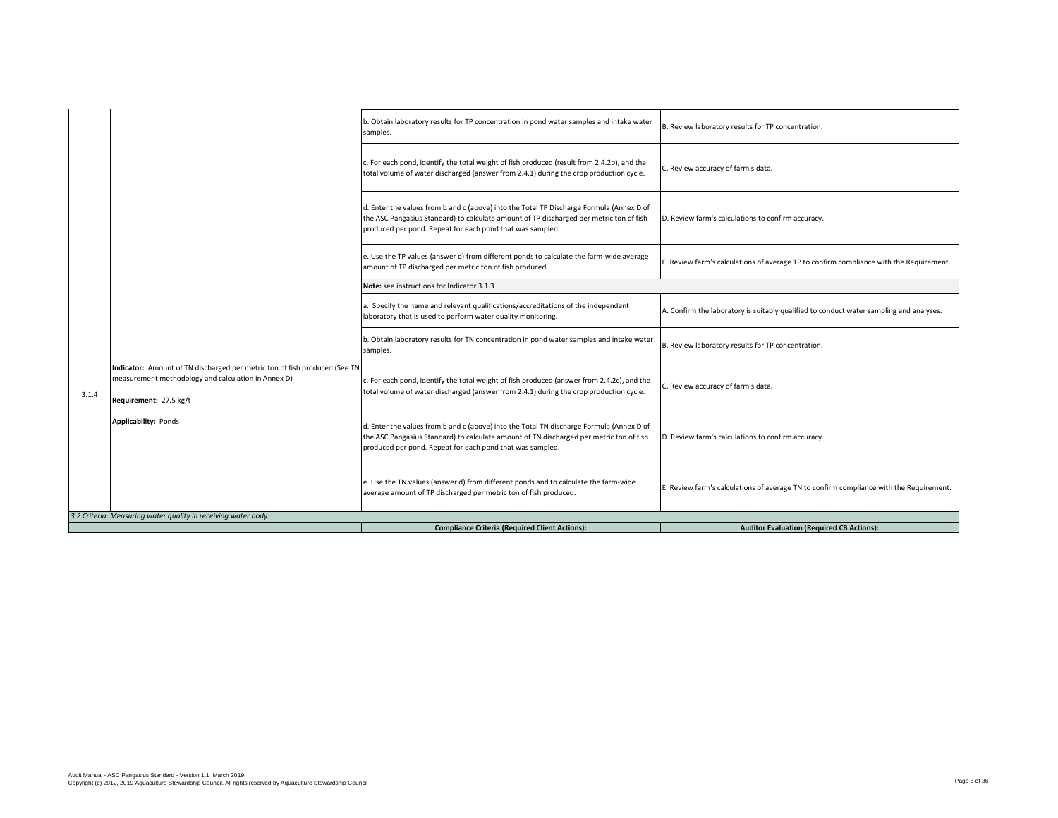| | | | |
|---|---|---|---|
| | | b. Obtain laboratory results for TP concentration in pond water samples and intake water samples. | B. Review laboratory results for TP concentration. |
| | | c. For each pond, identify the total weight of fish produced (result from 2.4.2b), and the total volume of water discharged (answer from 2.4.1) during the crop production cycle. | C. Review accuracy of farm's data. |
| | | d. Enter the values from b and c (above) into the Total TP Discharge Formula (Annex D of the ASC Pangasius Standard) to calculate amount of TP discharged per metric ton of fish produced per pond. Repeat for each pond that was sampled. | D. Review farm's calculations to confirm accuracy. |
| | | e. Use the TP values (answer d) from different ponds to calculate the farm-wide average amount of TP discharged per metric ton of fish produced. | E. Review farm's calculations of average TP to confirm compliance with the Requirement. |
| 3.1.4 | **Indicator:** Amount of TN discharged per metric ton of fish produced (See TN measurement methodology and calculation in Annex D)<br><br>**Requirement:** 27.5 kg/t<br><br>**Applicability:** Ponds | **Note:** see instructions for Indicator 3.1.3 | |
| | | a. Specify the name and relevant qualifications/accreditations of the independent laboratory that is used to perform water quality monitoring. | A. Confirm the laboratory is suitably qualified to conduct water sampling and analyses. |
| | | b. Obtain laboratory results for TN concentration in pond water samples and intake water samples. | B. Review laboratory results for TP concentration. |
| | | c. For each pond, identify the total weight of fish produced (answer from 2.4.2c), and the total volume of water discharged (answer from 2.4.1) during the crop production cycle. | C. Review accuracy of farm's data. |
| | | d. Enter the values from b and c (above) into the Total TN discharge Formula (Annex D of the ASC Pangasius Standard) to calculate amount of TN discharged per metric ton of fish produced per pond. Repeat for each pond that was sampled. | D. Review farm's calculations to confirm accuracy. |
| | | e. Use the TN values (answer d) from different ponds and to calculate the farm-wide average amount of TP discharged per metric ton of fish produced. | E. Review farm's calculations of average TN to confirm compliance with the Requirement. |
| *3.2 Criteria: Measuring water quality in receiving water body* | | | |
| | | **Compliance Criteria (Required Client Actions):** | **Auditor Evaluation (Required CB Actions):** |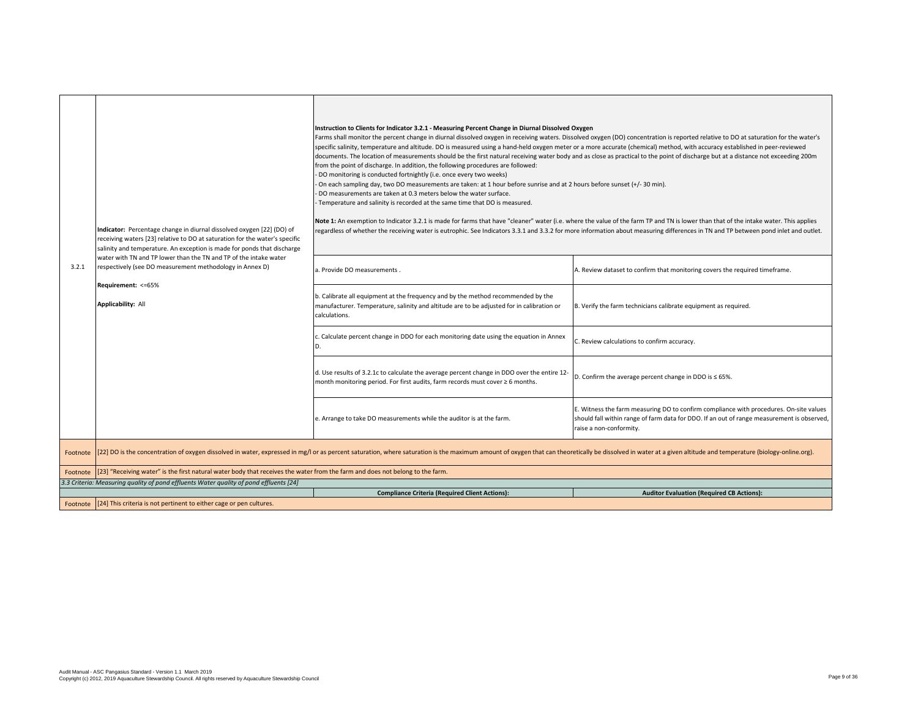| 3.2.1 | **Indicator:** Percentage change in diurnal dissolved oxygen [22] (DO) of receiving waters [23] relative to DO at saturation for the water's specific salinity and temperature. An exception is made for ponds that discharge water with TN and TP lower than the TN and TP of the intake water respectively (see DO measurement methodology in Annex D)<br><br>**Requirement:** <=65%<br><br>**Applicability:** All | **Instruction to Clients for Indicator 3.2.1 - Measuring Percent Change in Diurnal Dissolved Oxygen**<br>Farms shall monitor the percent change in diurnal dissolved oxygen in receiving waters. Dissolved oxygen (DO) concentration is reported relative to DO at saturation for the water's specific salinity, temperature and altitude. DO is measured using a hand-held oxygen meter or a more accurate (chemical) method, with accuracy established in peer-reviewed documents. The location of measurements should be the first natural receiving water body and as close as practical to the point of discharge but at a distance not exceeding 200m from the point of discharge. In addition, the following procedures are followed:<br>- DO monitoring is conducted fortnightly (i.e. once every two weeks)<br>- On each sampling day, two DO measurements are taken: at 1 hour before sunrise and at 2 hours before sunset (+/- 30 min).<br>- DO measurements are taken at 0.3 meters below the water surface.<br>- Temperature and salinity is recorded at the same time that DO is measured.<br><br>**Note 1:** An exemption to Indicator 3.2.1 is made for farms that have "cleaner" water (i.e. where the value of the farm TP and TN is lower than that of the intake water. This applies regardless of whether the receiving water is eutrophic. See Indicators 3.3.1 and 3.3.2 for more information about measuring differences in TN and TP between pond inlet and outlet. | |
|---|---|---|---|
| | | a. Provide DO measurements . | A. Review dataset to confirm that monitoring covers the required timeframe. |
| | | b. Calibrate all equipment at the frequency and by the method recommended by the manufacturer. Temperature, salinity and altitude are to be adjusted for in calibration or calculations. | B. Verify the farm technicians calibrate equipment as required. |
| | | c. Calculate percent change in DDO for each monitoring date using the equation in Annex D. | C. Review calculations to confirm accuracy. |
| | | d. Use results of 3.2.1c to calculate the average percent change in DDO over the entire 12-month monitoring period. For first audits, farm records must cover ≥ 6 months. | D. Confirm the average percent change in DDO is ≤ 65%. |
| | | e. Arrange to take DO measurements while the auditor is at the farm. | E. Witness the farm measuring DO to confirm compliance with procedures. On-site values should fall within range of farm data for DDO. If an out of range measurement is observed, raise a non-conformity. |
| Footnote | [22] DO is the concentration of oxygen dissolved in water, expressed in mg/l or as percent saturation, where saturation is the maximum amount of oxygen that can theoretically be dissolved in water at a given altitude and temperature (biology-online.org). | | |
| Footnote | [23] "Receiving water" is the first natural water body that receives the water from the farm and does not belong to the farm. | | |
| *3.3 Criteria: Measuring quality of pond effluents Water quality of pond effluents [24]* | | | |
| | | **Compliance Criteria (Required Client Actions):** | **Auditor Evaluation (Required CB Actions):** |
| Footnote | [24] This criteria is not pertinent to either cage or pen cultures. | | |

Audit Manual - ASC Pangasius Standard - Version 1.1 March 2019
Copyright (c) 2012, 2019 Aquaculture Stewardship Council. All rights reserved by Aquaculture Stewardship Council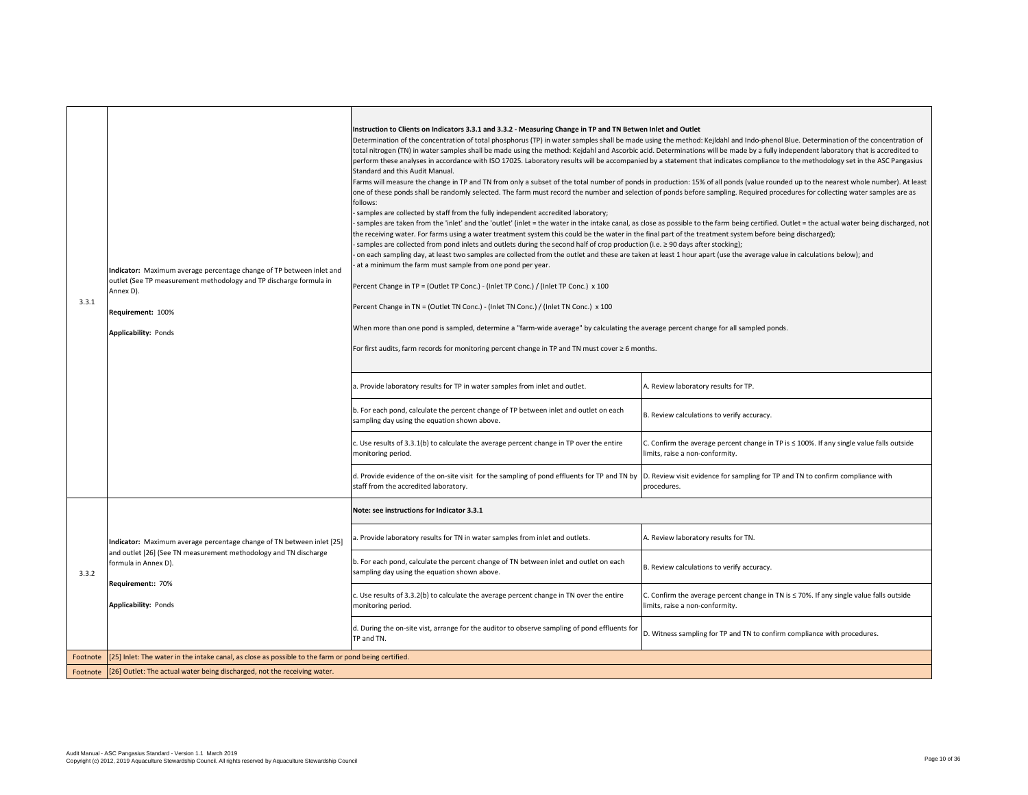| | | | |
|---|---|---|---|
| 3.3.1 | **Indicator:** Maximum average percentage change of TP between inlet and outlet (See TP measurement methodology and TP discharge formula in Annex D).<br><br>**Requirement:** 100%<br><br>**Applicability:** Ponds | **Instruction to Clients on Indicators 3.3.1 and 3.3.2 - Measuring Change in TP and TN Betwen Inlet and Outlet**<br>Determination of the concentration of total phosphorus (TP) in water samples shall be made using the method: Kejldahl and Indo-phenol Blue. Determination of the concentration of total nitrogen (TN) in water samples shall be made using the method: Kejdahl and Ascorbic acid. Determinations will be made by a fully independent laboratory that is accredited to perform these analyses in accordance with ISO 17025. Laboratory results will be accompanied by a statement that indicates compliance to the methodology set in the ASC Pangasius Standard and this Audit Manual.<br>Farms will measure the change in TP and TN from only a subset of the total number of ponds in production: 15% of all ponds (value rounded up to the nearest whole number). At least one of these ponds shall be randomly selected. The farm must record the number and selection of ponds before sampling. Required procedures for collecting water samples are as follows:<br>- samples are collected by staff from the fully independent accredited laboratory;<br>- samples are taken from the 'inlet' and the 'outlet' (inlet = the water in the intake canal, as close as possible to the farm being certified. Outlet = the actual water being discharged, not the receiving water. For farms using a water treatment system this could be the water in the final part of the treatment system before being discharged);<br>- samples are collected from pond inlets and outlets during the second half of crop production (i.e. ≥ 90 days after stocking);<br>- on each sampling day, at least two samples are collected from the outlet and these are taken at least 1 hour apart (use the average value in calculations below); and<br>- at a minimum the farm must sample from one pond per year.<br><br>Percent Change in TP = (Outlet TP Conc.) - (Inlet TP Conc.) / (Inlet TP Conc.) x 100<br><br>Percent Change in TN = (Outlet TN Conc.) - (Inlet TN Conc.) / (Inlet TN Conc.) x 100<br><br>When more than one pond is sampled, determine a "farm-wide average" by calculating the average percent change for all sampled ponds.<br><br>For first audits, farm records for monitoring percent change in TP and TN must cover ≥ 6 months. | |
| | | a. Provide laboratory results for TP in water samples from inlet and outlet. | A. Review laboratory results for TP. |
| | | b. For each pond, calculate the percent change of TP between inlet and outlet on each sampling day using the equation shown above. | B. Review calculations to verify accuracy. |
| | | c. Use results of 3.3.1(b) to calculate the average percent change in TP over the entire monitoring period. | C. Confirm the average percent change in TP is ≤ 100%. If any single value falls outside limits, raise a non-conformity. |
| | | d. Provide evidence of the on-site visit for the sampling of pond effluents for TP and TN by staff from the accredited laboratory. | D. Review visit evidence for sampling for TP and TN to confirm compliance with procedures. |
| 3.3.2 | **Indicator:** Maximum average percentage change of TN between inlet [25] and outlet [26] (See TN measurement methodology and TN discharge formula in Annex D).<br><br>**Requirement::** 70%<br><br>**Applicability:** Ponds | **Note: see instructions for Indicator 3.3.1** | |
| | | a. Provide laboratory results for TN in water samples from inlet and outlets. | A. Review laboratory results for TN. |
| | | b. For each pond, calculate the percent change of TN between inlet and outlet on each sampling day using the equation shown above. | B. Review calculations to verify accuracy. |
| | | c. Use results of 3.3.2(b) to calculate the average percent change in TN over the entire monitoring period. | C. Confirm the average percent change in TN is ≤ 70%. If any single value falls outside limits, raise a non-conformity. |
| | | d. During the on-site vist, arrange for the auditor to observe sampling of pond effluents for TP and TN. | D. Witness sampling for TP and TN to confirm compliance with procedures. |
| Footnote | [25] Inlet: The water in the intake canal, as close as possible to the farm or pond being certified. | | |
| Footnote | [26] Outlet: The actual water being discharged, not the receiving water. | | |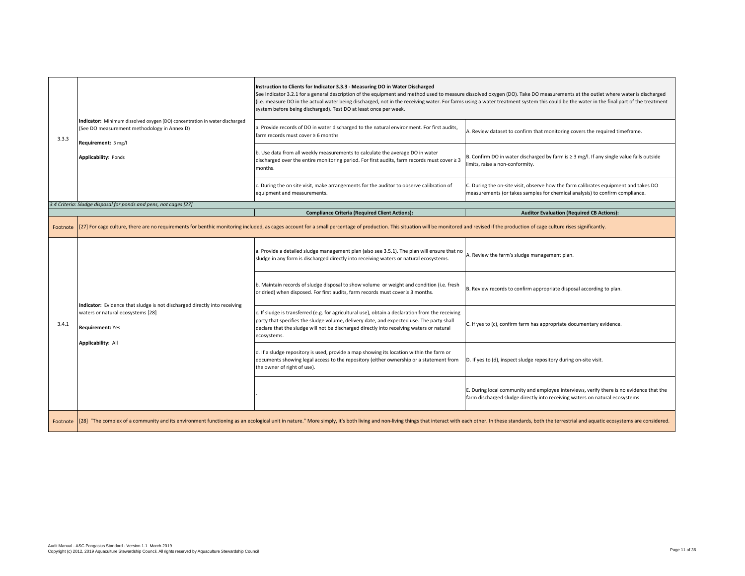| | | | |
|---|---|---|---|
| 3.3.3 | **Indicator:** Minimum dissolved oxygen (DO) concentration in water discharged (See DO measurement methodology in Annex D)<br><br>**Requirement:** 3 mg/l<br><br>**Applicability:** Ponds | **Instruction to Clients for Indicator 3.3.3 - Measuring DO in Water Discharged**<br>See Indicator 3.2.1 for a general description of the equipment and method used to measure dissolved oxygen (DO). Take DO measurements at the outlet where water is discharged (i.e. measure DO in the actual water being discharged, not in the receiving water. For farms using a water treatment system this could be the water in the final part of the treatment system before being discharged). Test DO at least once per week. | |
| | | a. Provide records of DO in water discharged to the natural environment. For first audits, farm records must cover ≥ 6 months | A. Review dataset to confirm that monitoring covers the required timeframe. |
| | | b. Use data from all weekly measurements to calculate the average DO in water discharged over the entire monitoring period. For first audits, farm records must cover ≥ 3 months. | B. Confirm DO in water discharged by farm is ≥ 3 mg/l. If any single value falls outside limits, raise a non-conformity. |
| | | c. During the on site visit, make arrangements for the auditor to observe calibration of equipment and measurements. | C. During the on-site visit, observe how the farm calibrates equipment and takes DO measurements (or takes samples for chemical analysis) to confirm compliance. |
| *3.4 Criteria: Sludge disposal for ponds and pens, not cages [27]* | | | |
| | | **Compliance Criteria (Required Client Actions):** | **Auditor Evaluation (Required CB Actions):** |
| Footnote | [27] For cage culture, there are no requirements for benthic monitoring included, as cages account for a small percentage of production. This situation will be monitored and revised if the production of cage culture rises significantly. | | |
| 3.4.1 | **Indicator:** Evidence that sludge is not discharged directly into receiving waters or natural ecosystems [28]<br><br>**Requirement:** Yes<br><br>**Applicability:** All | a. Provide a detailed sludge management plan (also see 3.5.1). The plan will ensure that no sludge in any form is discharged directly into receiving waters or natural ecosystems. | A. Review the farm's sludge management plan. |
| | | b. Maintain records of sludge disposal to show volume or weight and condition (i.e. fresh or dried) when disposed. For first audits, farm records must cover ≥ 3 months. | B. Review records to confirm appropriate disposal according to plan. |
| | | c. If sludge is transferred (e.g. for agricultural use), obtain a declaration from the receiving party that specifies the sludge volume, delivery date, and expected use. The party shall declare that the sludge will not be discharged directly into receiving waters or natural ecosystems. | C. If yes to (c), confirm farm has appropriate documentary evidence. |
| | | d. If a sludge repository is used, provide a map showing its location within the farm or documents showing legal access to the repository (either ownership or a statement from the owner of right of use). | D. If yes to (d), inspect sludge repository during on-site visit. |
| | | - | E. During local community and employee interviews, verify there is no evidence that the farm discharged sludge directly into receiving waters on natural ecosystems |
| Footnote | [28] "The complex of a community and its environment functioning as an ecological unit in nature." More simply, it's both living and non-living things that interact with each other. In these standards, both the terrestrial and aquatic ecosystems are considered. | | |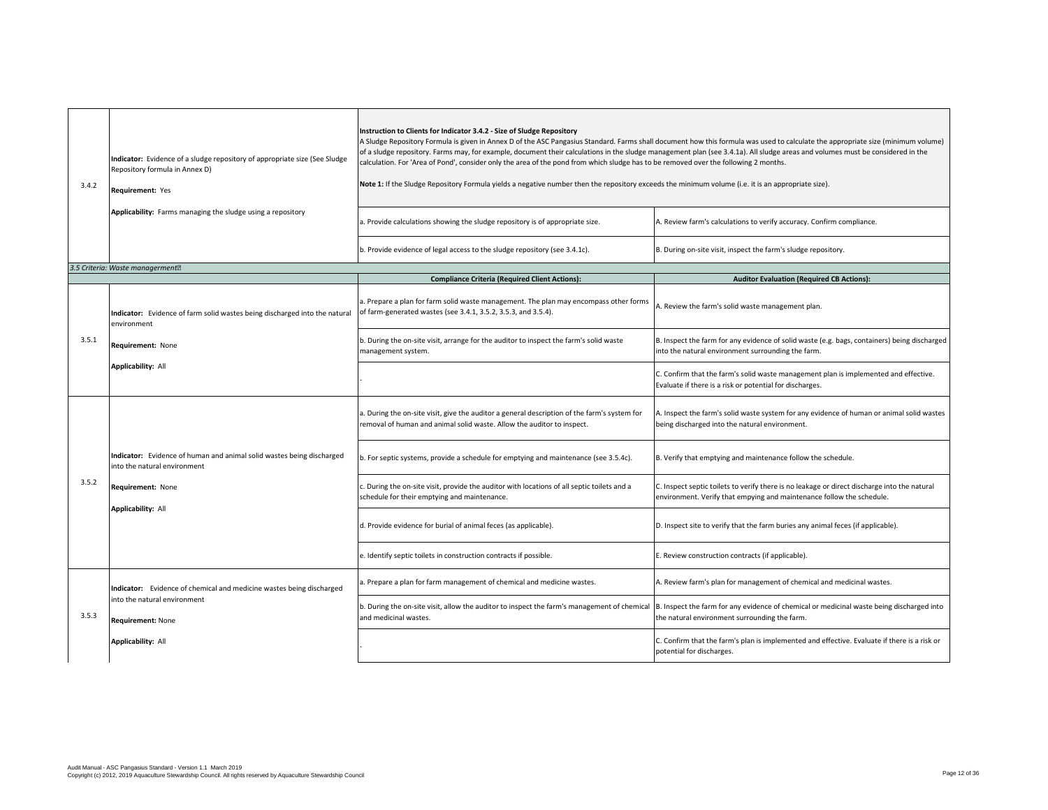| | | | |
|---|---|---|---|
| 3.4.2 | **Indicator:** Evidence of a sludge repository of appropriate size (See Sludge Repository formula in Annex D)<br><br>**Requirement:** Yes<br><br>**Applicability:** Farms managing the sludge using a repository | **Instruction to Clients for Indicator 3.4.2 - Size of Sludge Repository**<br>A Sludge Repository Formula is given in Annex D of the ASC Pangasius Standard. Farms shall document how this formula was used to calculate the appropriate size (minimum volume) of a sludge repository. Farms may, for example, document their calculations in the sludge management plan (see 3.4.1a). All sludge areas and volumes must be considered in the calculation. For 'Area of Pond', consider only the area of the pond from which sludge has to be removed over the following 2 months.<br><br>**Note 1:** If the Sludge Repository Formula yields a negative number then the repository exceeds the minimum volume (i.e. it is an appropriate size). | |
| | | a. Provide calculations showing the sludge repository is of appropriate size. | A. Review farm's calculations to verify accuracy. Confirm compliance. |
| | | b. Provide evidence of legal access to the sludge repository (see 3.4.1c). | B. During on-site visit, inspect the farm's sludge repository. |
| *3.5 Criteria: Waste management* | | | |
| | | **Compliance Criteria (Required Client Actions):** | **Auditor Evaluation (Required CB Actions):** |
| 3.5.1 | **Indicator:** Evidence of farm solid wastes being discharged into the natural environment<br><br>**Requirement:** None<br><br>**Applicability:** All | a. Prepare a plan for farm solid waste management. The plan may encompass other forms of farm-generated wastes (see 3.4.1, 3.5.2, 3.5.3, and 3.5.4). | A. Review the farm's solid waste management plan. |
| | | b. During the on-site visit, arrange for the auditor to inspect the farm's solid waste management system. | B. Inspect the farm for any evidence of solid waste (e.g. bags, containers) being discharged into the natural environment surrounding the farm. |
| | | - | C. Confirm that the farm's solid waste management plan is implemented and effective. Evaluate if there is a risk or potential for discharges. |
| 3.5.2 | **Indicator:** Evidence of human and animal solid wastes being discharged into the natural environment<br><br>**Requirement:** None<br><br>**Applicability:** All | a. During the on-site visit, give the auditor a general description of the farm's system for removal of human and animal solid waste. Allow the auditor to inspect. | A. Inspect the farm's solid waste system for any evidence of human or animal solid wastes being discharged into the natural environment. |
| | | b. For septic systems, provide a schedule for emptying and maintenance (see 3.5.4c). | B. Verify that emptying and maintenance follow the schedule. |
| | | c. During the on-site visit, provide the auditor with locations of all septic toilets and a schedule for their emptying and maintenance. | C. Inspect septic toilets to verify there is no leakage or direct discharge into the natural environment. Verify that empying and maintenance follow the schedule. |
| | | d. Provide evidence for burial of animal feces (as applicable). | D. Inspect site to verify that the farm buries any animal feces (if applicable). |
| | | e. Identify septic toilets in construction contracts if possible. | E. Review construction contracts (if applicable). |
| 3.5.3 | **Indicator:** Evidence of chemical and medicine wastes being discharged into the natural environment<br><br>**Requirement:** None<br><br>**Applicability:** All | a. Prepare a plan for farm management of chemical and medicine wastes. | A. Review farm's plan for management of chemical and medicinal wastes. |
| | | b. During the on-site visit, allow the auditor to inspect the farm's management of chemical and medicinal wastes. | B. Inspect the farm for any evidence of chemical or medicinal waste being discharged into the natural environment surrounding the farm. |
| | | - | C. Confirm that the farm's plan is implemented and effective. Evaluate if there is a risk or potential for discharges. |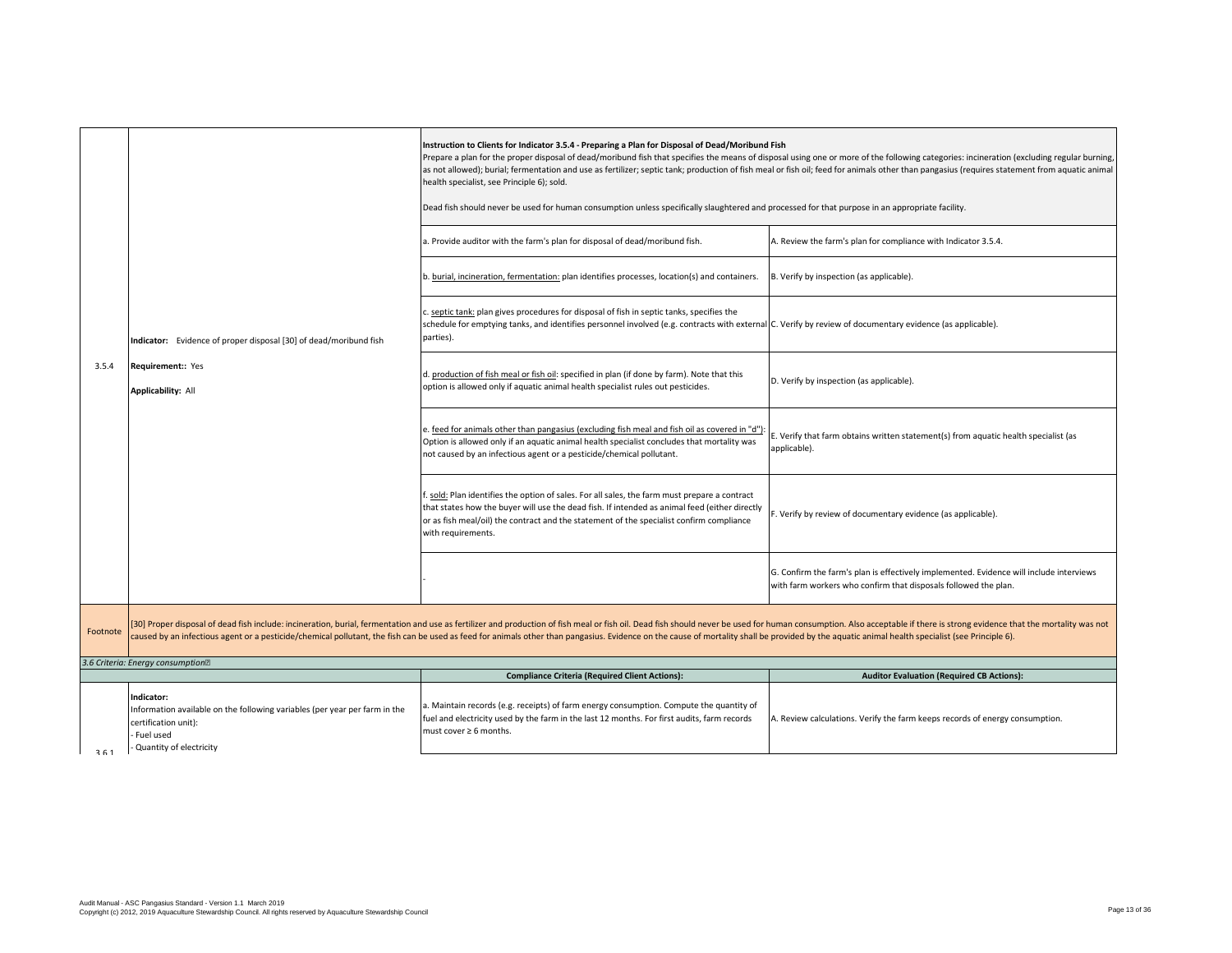| | | | |
|---|---|---|---|
| 3.5.4 | **Indicator:** Evidence of proper disposal [30] of dead/moribund fish<br><br>**Requirement::** Yes<br><br>**Applicability:** All | **Instruction to Clients for Indicator 3.5.4 - Preparing a Plan for Disposal of Dead/Moribund Fish**<br>Prepare a plan for the proper disposal of dead/moribund fish that specifies the means of disposal using one or more of the following categories: incineration (excluding regular burning, as not allowed); burial; fermentation and use as fertilizer; septic tank; production of fish meal or fish oil; feed for animals other than pangasius (requires statement from aquatic animal health specialist, see Principle 6); sold.<br><br>Dead fish should never be used for human consumption unless specifically slaughtered and processed for that purpose in an appropriate facility. | |
| | | a. Provide auditor with the farm's plan for disposal of dead/moribund fish. | A. Review the farm's plan for compliance with Indicator 3.5.4. |
| | | b. burial, incineration, fermentation: plan identifies processes, location(s) and containers. | B. Verify by inspection (as applicable). |
| | | c. septic tank: plan gives procedures for disposal of fish in septic tanks, specifies the schedule for emptying tanks, and identifies personnel involved (e.g. contracts with external parties). | C. Verify by review of documentary evidence (as applicable). |
| | | d. production of fish meal or fish oil: specified in plan (if done by farm). Note that this option is allowed only if aquatic animal health specialist rules out pesticides. | D. Verify by inspection (as applicable). |
| | | e. feed for animals other than pangasius (excluding fish meal and fish oil as covered in "d"): Option is allowed only if an aquatic animal health specialist concludes that mortality was not caused by an infectious agent or a pesticide/chemical pollutant. | E. Verify that farm obtains written statement(s) from aquatic health specialist (as applicable). |
| | | f. sold: Plan identifies the option of sales. For all sales, the farm must prepare a contract that states how the buyer will use the dead fish. If intended as animal feed (either directly or as fish meal/oil) the contract and the statement of the specialist confirm compliance with requirements. | F. Verify by review of documentary evidence (as applicable). |
| | | - | G. Confirm the farm's plan is effectively implemented. Evidence will include interviews with farm workers who confirm that disposals followed the plan. |
| Footnote | [30] Proper disposal of dead fish include: incineration, burial, fermentation and use as fertilizer and production of fish meal or fish oil. Dead fish should never be used for human consumption. Also acceptable if there is strong evidence that the mortality was not caused by an infectious agent or a pesticide/chemical pollutant, the fish can be used as feed for animals other than pangasius. Evidence on the cause of mortality shall be provided by the aquatic animal health specialist (see Principle 6). | | |
| *3.6 Criteria: Energy consumption* | | | |
| | | **Compliance Criteria (Required Client Actions):** | **Auditor Evaluation (Required CB Actions):** |
| 3.6.1 | **Indicator:**<br>Information available on the following variables (per year per farm in the certification unit):<br>- Fuel used<br>- Quantity of electricity | a. Maintain records (e.g. receipts) of farm energy consumption. Compute the quantity of fuel and electricity used by the farm in the last 12 months. For first audits, farm records must cover ≥ 6 months. | A. Review calculations. Verify the farm keeps records of energy consumption. |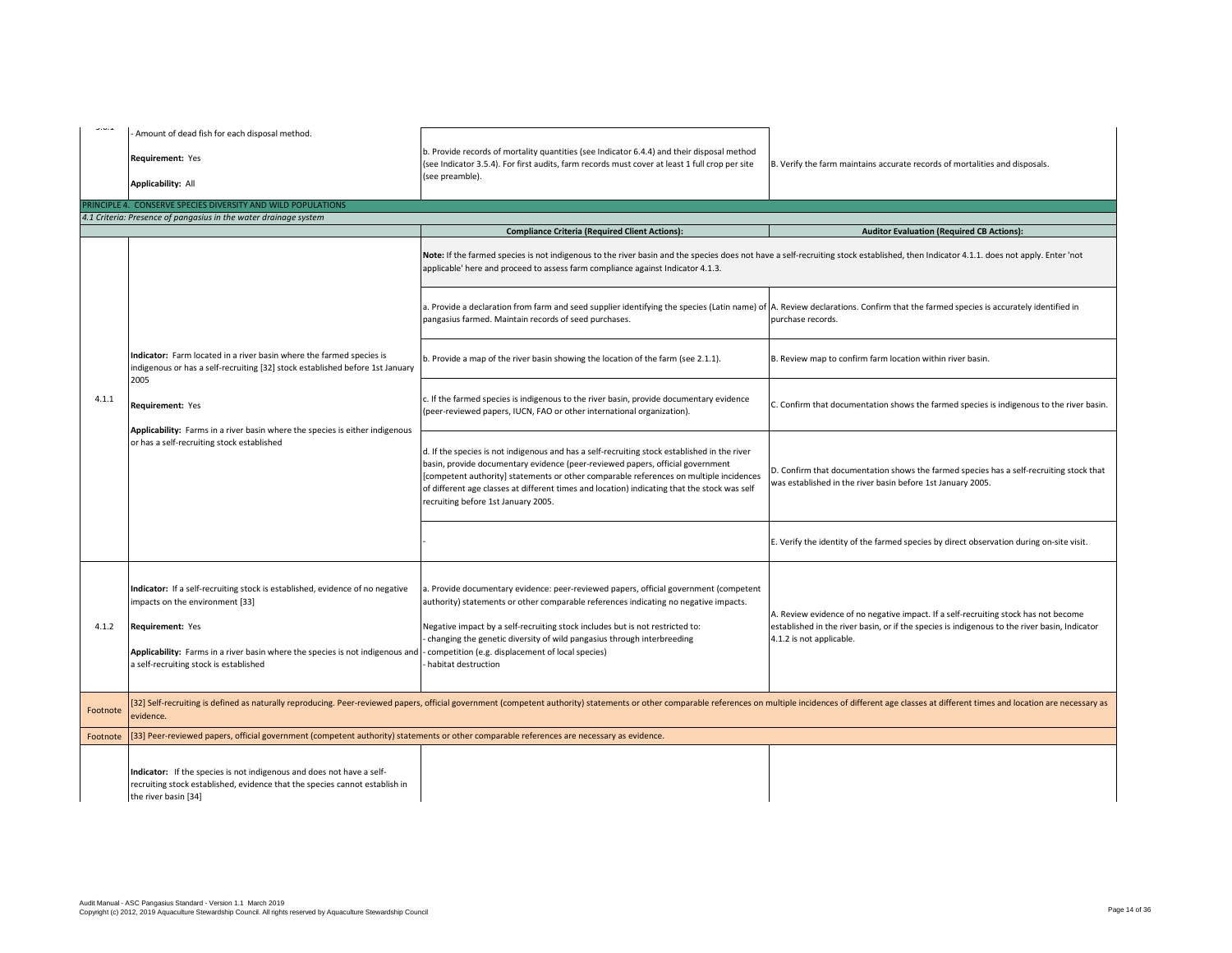| | | | |
|---|---|---|---|
| 3.5.1 | - Amount of dead fish for each disposal method.<br><br>**Requirement:** Yes<br><br>**Applicability:** All | b. Provide records of mortality quantities (see Indicator 6.4.4) and their disposal method (see Indicator 3.5.4). For first audits, farm records must cover at least 1 full crop per site (see preamble). | B. Verify the farm maintains accurate records of mortalities and disposals. |

PRINCIPLE 4. CONSERVE SPECIES DIVERSITY AND WILD POPULATIONS

*4.1 Criteria: Presence of pangasius in the water drainage system*

| | | **Compliance Criteria (Required Client Actions):** | **Auditor Evaluation (Required CB Actions):** |
|---|---|---|---|
| 4.1.1 | **Indicator:** Farm located in a river basin where the farmed species is indigenous or has a self-recruiting [32] stock established before 1st January 2005<br><br>**Requirement:** Yes<br><br>**Applicability:** Farms in a river basin where the species is either indigenous or has a self-recruiting stock established | **Note:** If the farmed species is not indigenous to the river basin and the species does not have a self-recruiting stock established, then Indicator 4.1.1. does not apply. Enter 'not applicable' here and proceed to assess farm compliance against Indicator 4.1.3. | |
| | | a. Provide a declaration from farm and seed supplier identifying the species (Latin name) of pangasius farmed. Maintain records of seed purchases. | A. Review declarations. Confirm that the farmed species is accurately identified in purchase records. |
| | | b. Provide a map of the river basin showing the location of the farm (see 2.1.1). | B. Review map to confirm farm location within river basin. |
| | | c. If the farmed species is indigenous to the river basin, provide documentary evidence (peer-reviewed papers, IUCN, FAO or other international organization). | C. Confirm that documentation shows the farmed species is indigenous to the river basin. |
| | | d. If the species is not indigenous and has a self-recruiting stock established in the river basin, provide documentary evidence (peer-reviewed papers, official government [competent authority] statements or other comparable references on multiple incidences of different age classes at different times and location) indicating that the stock was self recruiting before 1st January 2005. | D. Confirm that documentation shows the farmed species has a self-recruiting stock that was established in the river basin before 1st January 2005. |
| | | - | E. Verify the identity of the farmed species by direct observation during on-site visit. |
| 4.1.2 | **Indicator:** If a self-recruiting stock is established, evidence of no negative impacts on the environment [33]<br><br>**Requirement:** Yes<br><br>**Applicability:** Farms in a river basin where the species is not indigenous and a self-recruiting stock is established | a. Provide documentary evidence: peer-reviewed papers, official government (competent authority) statements or other comparable references indicating no negative impacts.<br><br>Negative impact by a self-recruiting stock includes but is not restricted to:<br>- changing the genetic diversity of wild pangasius through interbreeding<br>- competition (e.g. displacement of local species)<br>- habitat destruction | A. Review evidence of no negative impact. If a self-recruiting stock has not become established in the river basin, or if the species is indigenous to the river basin, Indicator 4.1.2 is not applicable. |
| Footnote | [32] Self-recruiting is defined as naturally reproducing. Peer-reviewed papers, official government (competent authority) statements or other comparable references on multiple incidences of different age classes at different times and location are necessary as evidence. | | |
| Footnote | [33] Peer-reviewed papers, official government (competent authority) statements or other comparable references are necessary as evidence. | | |
| | **Indicator:** If the species is not indigenous and does not have a self-recruiting stock established, evidence that the species cannot establish in the river basin [34] | | |

Audit Manual - ASC Pangasius Standard - Version 1.1 March 2019
Copyright (c) 2012, 2019 Aquaculture Stewardship Council. All rights reserved by Aquaculture Stewardship Council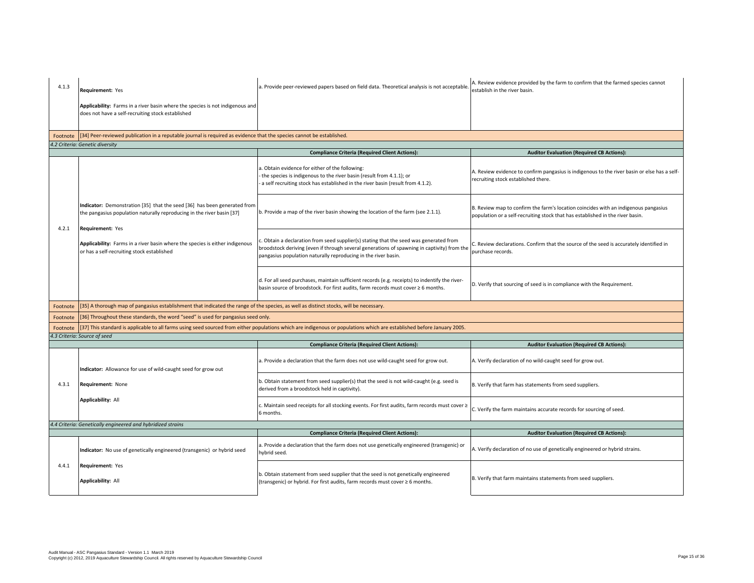| | | | |
|---|---|---|---|
| 4.1.3 | **Requirement:** Yes<br><br>**Applicability:** Farms in a river basin where the species is not indigenous and does not have a self-recruiting stock established | a. Provide peer-reviewed papers based on field data. Theoretical analysis is not acceptable. | A. Review evidence provided by the farm to confirm that the farmed species cannot establish in the river basin. |
| Footnote | [34] Peer-reviewed publication in a reputable journal is required as evidence that the species cannot be established. | | |

*4.2 Criteria: Genetic diversity*

| | | **Compliance Criteria (Required Client Actions):** | **Auditor Evaluation (Required CB Actions):** |
|---|---|---|---|
| 4.2.1 | **Indicator:** Demonstration [35] that the seed [36] has been generated from the pangasius population naturally reproducing in the river basin [37]<br><br>**Requirement:** Yes<br><br>**Applicability:** Farms in a river basin where the species is either indigenous or has a self-recruiting stock established | a. Obtain evidence for either of the following:<br>- the species is indigenous to the river basin (result from 4.1.1); or<br>- a self recruiting stock has established in the river basin (result from 4.1.2). | A. Review evidence to confirm pangasius is indigenous to the river basin or else has a self-recruiting stock established there. |
| | | b. Provide a map of the river basin showing the location of the farm (see 2.1.1). | B. Review map to confirm the farm's location coincides with an indigenous pangasius population or a self-recruiting stock that has established in the river basin. |
| | | c. Obtain a declaration from seed supplier(s) stating that the seed was generated from broodstock deriving (even if through several generations of spawning in captivity) from the pangasius population naturally reproducing in the river basin. | C. Review declarations. Confirm that the source of the seed is accurately identified in purchase records. |
| | | d. For all seed purchases, maintain sufficient records (e.g. receipts) to indentify the river-basin source of broodstock. For first audits, farm records must cover ≥ 6 months. | D. Verify that sourcing of seed is in compliance with the Requirement. |
| Footnote | [35] A thorough map of pangasius establishment that indicated the range of the species, as well as distinct stocks, will be necessary. | | |
| Footnote | [36] Throughout these standards, the word "seed" is used for pangasius seed only. | | |
| Footnote | [37] This standard is applicable to all farms using seed sourced from either populations which are indigenous or populations which are established before January 2005. | | |

*4.3 Criteria: Source of seed*

| | | **Compliance Criteria (Required Client Actions):** | **Auditor Evaluation (Required CB Actions):** |
|---|---|---|---|
| 4.3.1 | **Indicator:** Allowance for use of wild-caught seed for grow out<br><br>**Requirement:** None<br><br>**Applicability:** All | a. Provide a declaration that the farm does not use wild-caught seed for grow out. | A. Verify declaration of no wild-caught seed for grow out. |
| | | b. Obtain statement from seed supplier(s) that the seed is not wild-caught (e.g. seed is derived from a broodstock held in captivity). | B. Verify that farm has statements from seed suppliers. |
| | | c. Maintain seed receipts for all stocking events. For first audits, farm records must cover ≥ 6 months. | C. Verify the farm maintains accurate records for sourcing of seed. |

*4.4 Criteria: Genetically engineered and hybridized strains*

| | | **Compliance Criteria (Required Client Actions):** | **Auditor Evaluation (Required CB Actions):** |
|---|---|---|---|
| 4.4.1 | **Indicator:** No use of genetically engineered (transgenic) or hybrid seed<br><br>**Requirement:** Yes<br><br>**Applicability:** All | a. Provide a declaration that the farm does not use genetically engineered (transgenic) or hybrid seed. | A. Verify declaration of no use of genetically engineered or hybrid strains. |
| | | b. Obtain statement from seed supplier that the seed is not genetically engineered (transgenic) or hybrid. For first audits, farm records must cover ≥ 6 months. | B. Verify that farm maintains statements from seed suppliers. |

Audit Manual - ASC Pangasius Standard - Version 1.1 March 2019
Copyright (c) 2012, 2019 Aquaculture Stewardship Council. All rights reserved by Aquaculture Stewardship Council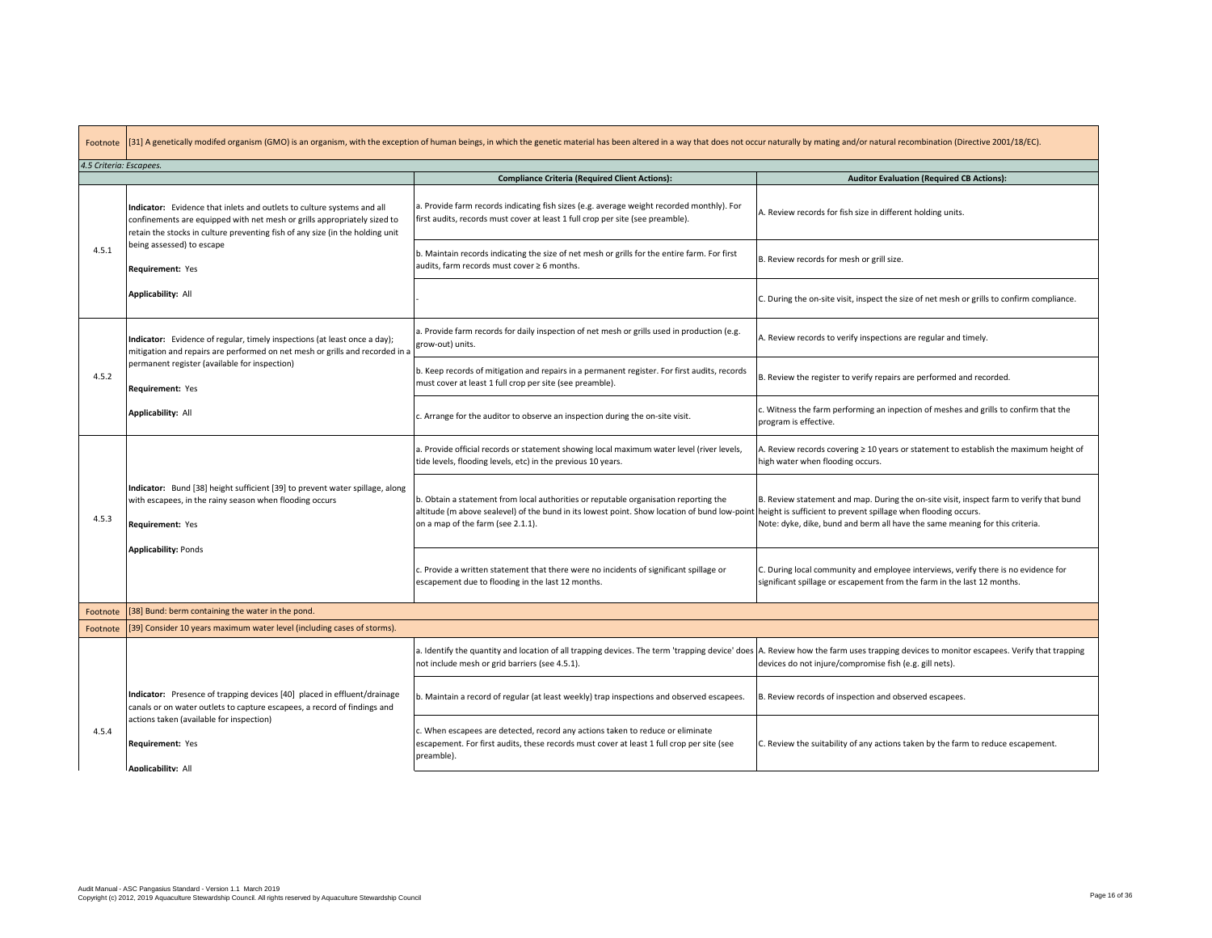| Footnote | [31] A genetically modifed organism (GMO) is an organism, with the exception of human beings, in which the genetic material has been altered in a way that does not occur naturally by mating and/or natural recombination (Directive 2001/18/EC). | | |
|---|---|---|---|
| *4.5 Criteria: Escapees.* | | | |
| | | **Compliance Criteria (Required Client Actions):** | **Auditor Evaluation (Required CB Actions):** |
| 4.5.1 | **Indicator:** Evidence that inlets and outlets to culture systems and all confinements are equipped with net mesh or grills appropriately sized to retain the stocks in culture preventing fish of any size (in the holding unit being assessed) to escape<br><br>**Requirement:** Yes<br><br>**Applicability:** All | a. Provide farm records indicating fish sizes (e.g. average weight recorded monthly). For first audits, records must cover at least 1 full crop per site (see preamble). | A. Review records for fish size in different holding units. |
| | | b. Maintain records indicating the size of net mesh or grills for the entire farm. For first audits, farm records must cover ≥ 6 months. | B. Review records for mesh or grill size. |
| | | - | C. During the on-site visit, inspect the size of net mesh or grills to confirm compliance. |
| 4.5.2 | **Indicator:** Evidence of regular, timely inspections (at least once a day); mitigation and repairs are performed on net mesh or grills and recorded in a permanent register (available for inspection)<br><br>**Requirement:** Yes<br><br>**Applicability:** All | a. Provide farm records for daily inspection of net mesh or grills used in production (e.g. grow-out) units. | A. Review records to verify inspections are regular and timely. |
| | | b. Keep records of mitigation and repairs in a permanent register. For first audits, records must cover at least 1 full crop per site (see preamble). | B. Review the register to verify repairs are performed and recorded. |
| | | c. Arrange for the auditor to observe an inspection during the on-site visit. | c. Witness the farm performing an inpection of meshes and grills to confirm that the program is effective. |
| 4.5.3 | **Indicator:** Bund [38] height sufficient [39] to prevent water spillage, along with escapees, in the rainy season when flooding occurs<br><br>**Requirement:** Yes<br><br>**Applicability:** Ponds | a. Provide official records or statement showing local maximum water level (river levels, tide levels, flooding levels, etc) in the previous 10 years. | A. Review records covering ≥ 10 years or statement to establish the maximum height of high water when flooding occurs. |
| | | b. Obtain a statement from local authorities or reputable organisation reporting the altitude (m above sealevel) of the bund in its lowest point. Show location of bund low-point on a map of the farm (see 2.1.1). | B. Review statement and map. During the on-site visit, inspect farm to verify that bund height is sufficient to prevent spillage when flooding occurs.<br>Note: dyke, dike, bund and berm all have the same meaning for this criteria. |
| | | c. Provide a written statement that there were no incidents of significant spillage or escapement due to flooding in the last 12 months. | C. During local community and employee interviews, verify there is no evidence for significant spillage or escapement from the farm in the last 12 months. |
| Footnote | [38] Bund: berm containing the water in the pond. | | |
| Footnote | [39] Consider 10 years maximum water level (including cases of storms). | | |
| 4.5.4 | **Indicator:** Presence of trapping devices [40] placed in effluent/drainage canals or on water outlets to capture escapees, a record of findings and actions taken (available for inspection)<br><br>**Requirement:** Yes<br><br>**Applicability:** All | a. Identify the quantity and location of all trapping devices. The term 'trapping device' does not include mesh or grid barriers (see 4.5.1). | A. Review how the farm uses trapping devices to monitor escapees. Verify that trapping devices do not injure/compromise fish (e.g. gill nets). |
| | | b. Maintain a record of regular (at least weekly) trap inspections and observed escapees. | B. Review records of inspection and observed escapees. |
| | | c. When escapees are detected, record any actions taken to reduce or eliminate escapement. For first audits, these records must cover at least 1 full crop per site (see preamble). | C. Review the suitability of any actions taken by the farm to reduce escapement. |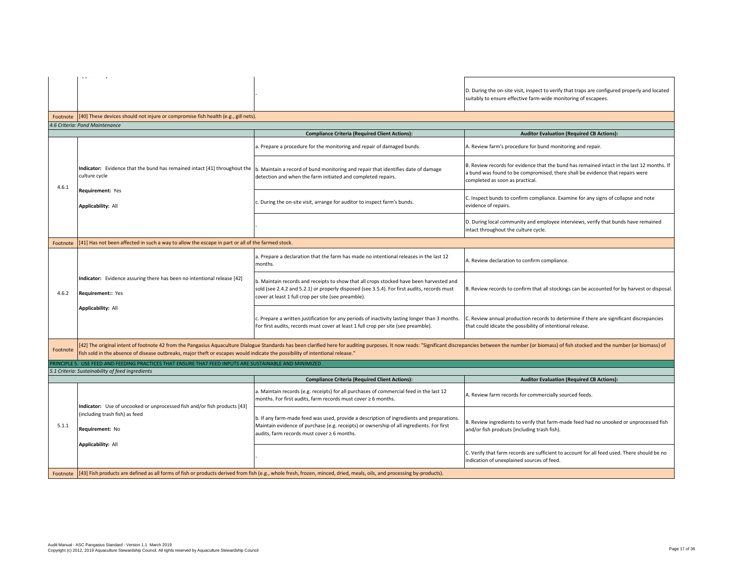| | | | |
|---|---|---|---|
| | | - | D. During the on-site visit, inspect to verify that traps are configured properly and located suitably to ensure effective farm-wide monitoring of escapees. |
| Footnote | [40] These devices should not injure or compromise fish health (e.g., gill nets). | | |

*4.6 Criteria: Pond Maintenance*

| | | Compliance Criteria (Required Client Actions): | Auditor Evaluation (Required CB Actions): |
|---|---|---|---|
| 4.6.1 | **Indicator:** Evidence that the bund has remained intact [41] throughout the culture cycle<br><br>**Requirement:** Yes<br><br>**Applicability:** All | a. Prepare a procedure for the monitoring and repair of damaged bunds. | A. Review farm's procedure for bund monitoring and repair. |
| | | b. Maintain a record of bund monitoring and repair that identifies date of damage detection and when the farm initiated and completed repairs. | B. Review records for evidence that the bund has remained intact in the last 12 months. If a bund was found to be compromised, there shall be evidence that repairs were completed as soon as practical. |
| | | c. During the on-site visit, arrange for auditor to inspect farm's bunds. | C. Inspect bunds to confirm compliance. Examine for any signs of collapse and note evidence of repairs. |
| | | - | D. During local community and employee interviews, verify that bunds have remained intact throughout the culture cycle. |
| Footnote | [41] Has not been affected in such a way to allow the escape in part or all of the farmed stock. | | |
| 4.6.2 | **Indicator:** Evidence assuring there has been no intentional release [42]<br><br>**Requirement::** Yes<br><br>**Applicability:** All | a. Prepare a declaration that the farm has made no intentional releases in the last 12 months. | A. Review declaration to confirm compliance. |
| | | b. Maintain records and receipts to show that all crops stocked have been harvested and sold (see 2.4.2 and 5.2.1) or properly disposed (see 3.5.4). For first audits, records must cover at least 1 full crop per site (see preamble). | B. Review records to confirm that all stockings can be accounted for by harvest or disposal. |
| | | c. Prepare a written justification for any periods of inactivity lasting longer than 3 months. For first audits, records must cover at least 1 full crop per site (see preamble). | C. Review annual production records to determine if there are significant discrepancies that could idicate the possibility of intentional release. |
| Footnote | [42] The original intent of footnote 42 from the Pangasius Aquaculture Dialogue Standards has been clarified here for auditing purposes. It now reads: "Significant discrepancies between the number (or biomass) of fish stocked and the number (or biomass) of fish sold in the absence of disease outbreaks, major theft or escapes would indicate the possibility of intentional release." | | |

PRINCIPLE 5. USE FEED AND FEEDING PRACTICES THAT ENSURE THAT FEED INPUTS ARE SUSTAINABLE AND MINIMIZED

*5.1 Criteria: Sustainability of feed ingredients*

| | | Compliance Criteria (Required Client Actions): | Auditor Evaluation (Required CB Actions): |
|---|---|---|---|
| 5.1.1 | **Indicator:** Use of uncooked or unprocessed fish and/or fish products [43] (including trash fish) as feed<br><br>**Requirement:** No<br><br>**Applicability:** All | a. Maintain records (e.g. receipts) for all purchases of commercial feed in the last 12 months. For first audits, farm records must cover ≥ 6 months. | A. Review farm records for commercially sourced feeds. |
| | | b. If any farm-made feed was used, provide a description of ingredients and preparations. Maintain evidence of purchase (e.g. receipts) or ownership of all ingredients. For first audits, farm records must cover ≥ 6 months. | B. Review ingredients to verify that farm-made feed had no unooked or unprocessed fish and/or fish prodcuts (including trash fish). |
| | | - | C. Verify that farm records are sufficient to account for all feed used. There should be no indication of unexplained sources of feed. |
| Footnote | [43] Fish products are defined as all forms of fish or products derived from fish (e.g., whole fresh, frozen, minced, dried, meals, oils, and processing by-products). | | |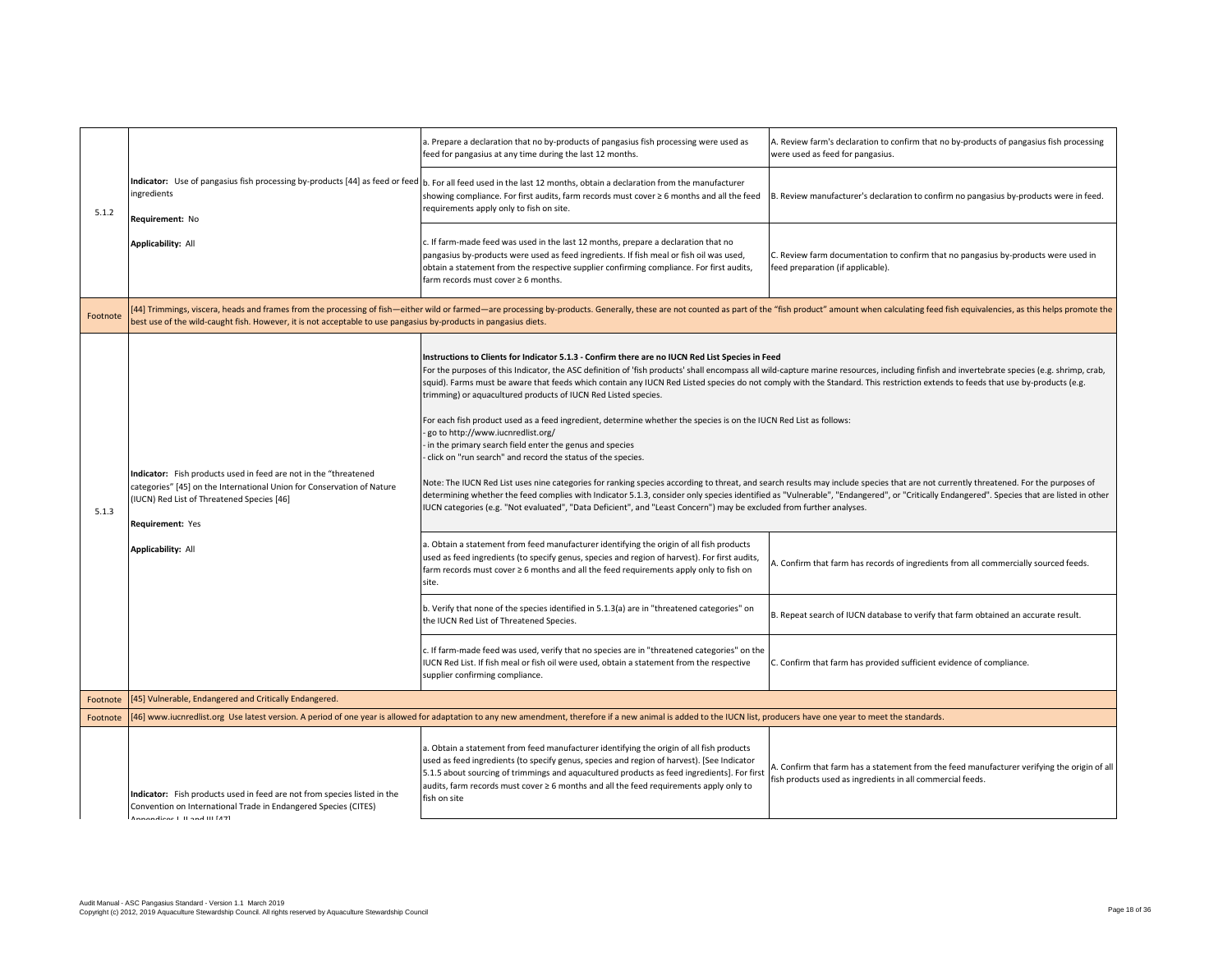| | | | |
|---|---|---|---|
| 5.1.2 | **Indicator:** Use of pangasius fish processing by-products [44] as feed or feed ingredients<br><br>**Requirement:** No<br><br>**Applicability:** All | a. Prepare a declaration that no by-products of pangasius fish processing were used as feed for pangasius at any time during the last 12 months. | A. Review farm's declaration to confirm that no by-products of pangasius fish processing were used as feed for pangasius. |
| | | b. For all feed used in the last 12 months, obtain a declaration from the manufacturer showing compliance. For first audits, farm records must cover ≥ 6 months and all the feed requirements apply only to fish on site. | B. Review manufacturer's declaration to confirm no pangasius by-products were in feed. |
| | | c. If farm-made feed was used in the last 12 months, prepare a declaration that no pangasius by-products were used as feed ingredients. If fish meal or fish oil was used, obtain a statement from the respective supplier confirming compliance. For first audits, farm records must cover ≥ 6 months. | C. Review farm documentation to confirm that no pangasius by-products were used in feed preparation (if applicable). |
| Footnote | [44] Trimmings, viscera, heads and frames from the processing of fish—either wild or farmed—are processing by-products. Generally, these are not counted as part of the "fish product" amount when calculating feed fish equivalencies, as this helps promote the best use of the wild-caught fish. However, it is not acceptable to use pangasius by-products in pangasius diets. | | |
| 5.1.3 | **Indicator:** Fish products used in feed are not in the "threatened categories" [45] on the International Union for Conservation of Nature (IUCN) Red List of Threatened Species [46]<br><br>**Requirement:** Yes<br><br>**Applicability:** All | **Instructions to Clients for Indicator 5.1.3 - Confirm there are no IUCN Red List Species in Feed**<br>For the purposes of this Indicator, the ASC definition of 'fish products' shall encompass all wild-capture marine resources, including finfish and invertebrate species (e.g. shrimp, crab, squid). Farms must be aware that feeds which contain any IUCN Red Listed species do not comply with the Standard. This restriction extends to feeds that use by-products (e.g. trimming) or aquacultured products of IUCN Red Listed species.<br><br>For each fish product used as a feed ingredient, determine whether the species is on the IUCN Red List as follows:<br>- go to http://www.iucnredlist.org/<br>- in the primary search field enter the genus and species<br>- click on "run search" and record the status of the species.<br><br>Note: The IUCN Red List uses nine categories for ranking species according to threat, and search results may include species that are not currently threatened. For the purposes of determining whether the feed complies with Indicator 5.1.3, consider only species identified as "Vulnerable", "Endangered", or "Critically Endangered". Species that are listed in other IUCN categories (e.g. "Not evaluated", "Data Deficient", and "Least Concern") may be excluded from further analyses. | |
| | | a. Obtain a statement from feed manufacturer identifying the origin of all fish products used as feed ingredients (to specify genus, species and region of harvest). For first audits, farm records must cover ≥ 6 months and all the feed requirements apply only to fish on site. | A. Confirm that farm has records of ingredients from all commercially sourced feeds. |
| | | b. Verify that none of the species identified in 5.1.3(a) are in "threatened categories" on the IUCN Red List of Threatened Species. | B. Repeat search of IUCN database to verify that farm obtained an accurate result. |
| | | c. If farm-made feed was used, verify that no species are in "threatened categories" on the IUCN Red List. If fish meal or fish oil were used, obtain a statement from the respective supplier confirming compliance. | C. Confirm that farm has provided sufficient evidence of compliance. |
| Footnote | [45] Vulnerable, Endangered and Critically Endangered. | | |
| Footnote | [46] www.iucnredlist.org Use latest version. A period of one year is allowed for adaptation to any new amendment, therefore if a new animal is added to the IUCN list, producers have one year to meet the standards. | | |
| | **Indicator:** Fish products used in feed are not from species listed in the Convention on International Trade in Endangered Species (CITES) Appendices I, II and III [47] | a. Obtain a statement from feed manufacturer identifying the origin of all fish products used as feed ingredients (to specify genus, species and region of harvest). [See Indicator 5.1.5 about sourcing of trimmings and aquacultured products as feed ingredients]. For first audits, farm records must cover ≥ 6 months and all the feed requirements apply only to fish on site | A. Confirm that farm has a statement from the feed manufacturer verifying the origin of all fish products used as ingredients in all commercial feeds. |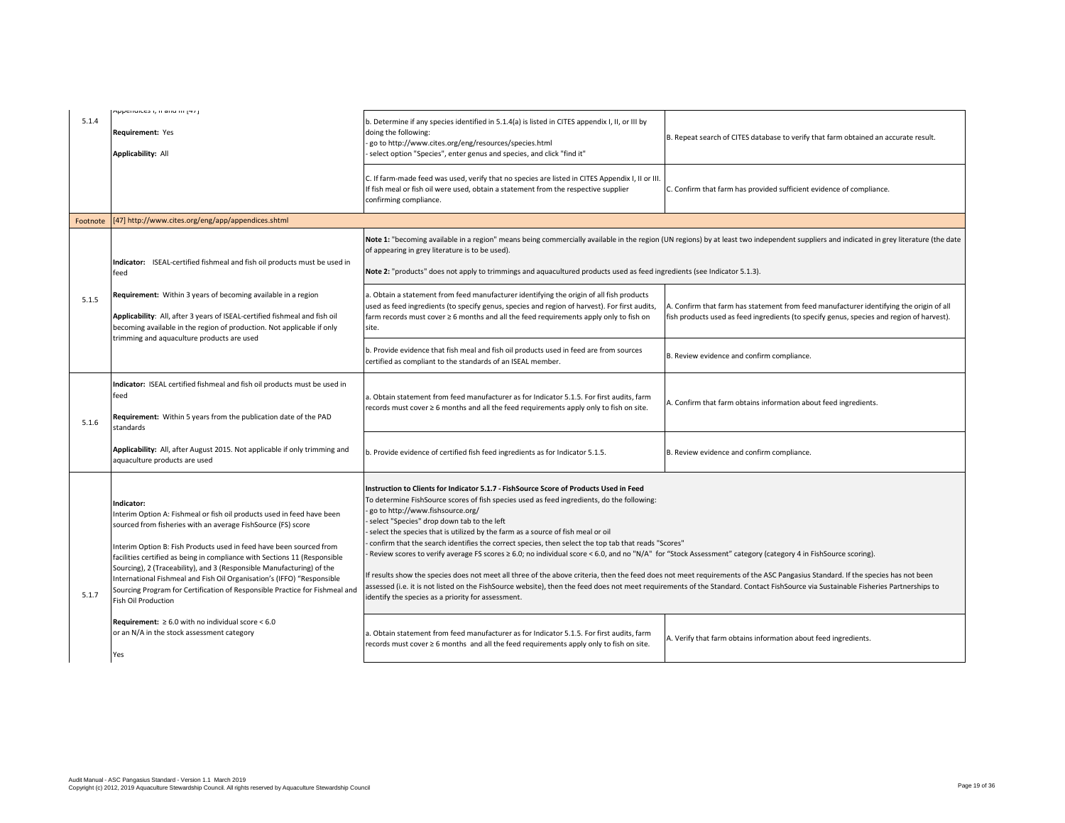| | | | |
|---|---|---|---|
| 5.1.4 | Appendices I, II and III [47]<br><br>**Requirement:** Yes<br><br>**Applicability:** All | b. Determine if any species identified in 5.1.4(a) is listed in CITES appendix I, II, or III by doing the following:<br>- go to http://www.cites.org/eng/resources/species.html<br>- select option "Species", enter genus and species, and click "find it" | B. Repeat search of CITES database to verify that farm obtained an accurate result. |
| | | C. If farm-made feed was used, verify that no species are listed in CITES Appendix I, II or III. If fish meal or fish oil were used, obtain a statement from the respective supplier confirming compliance. | C. Confirm that farm has provided sufficient evidence of compliance. |
| Footnote | [47] http://www.cites.org/eng/app/appendices.shtml | | |
| 5.1.5 | **Indicator:** ISEAL-certified fishmeal and fish oil products must be used in feed<br><br>**Requirement:** Within 3 years of becoming available in a region<br><br>**Applicability**: All, after 3 years of ISEAL-certified fishmeal and fish oil becoming available in the region of production. Not applicable if only trimming and aquaculture products are used | **Note 1:** "becoming available in a region" means being commercially available in the region (UN regions) by at least two independent suppliers and indicated in grey literature (the date of appearing in grey literature is to be used).<br><br>**Note 2:** "products" does not apply to trimmings and aquacultured products used as feed ingredients (see Indicator 5.1.3). | |
| | | a. Obtain a statement from feed manufacturer identifying the origin of all fish products used as feed ingredients (to specify genus, species and region of harvest). For first audits, farm records must cover ≥ 6 months and all the feed requirements apply only to fish on site. | A. Confirm that farm has statement from feed manufacturer identifying the origin of all fish products used as feed ingredients (to specify genus, species and region of harvest). |
| | | b. Provide evidence that fish meal and fish oil products used in feed are from sources certified as compliant to the standards of an ISEAL member. | B. Review evidence and confirm compliance. |
| 5.1.6 | **Indicator:** ISEAL certified fishmeal and fish oil products must be used in feed<br><br>**Requirement:** Within 5 years from the publication date of the PAD standards<br><br>**Applicability:** All, after August 2015. Not applicable if only trimming and aquaculture products are used | a. Obtain statement from feed manufacturer as for Indicator 5.1.5. For first audits, farm records must cover ≥ 6 months and all the feed requirements apply only to fish on site. | A. Confirm that farm obtains information about feed ingredients. |
| | | b. Provide evidence of certified fish feed ingredients as for Indicator 5.1.5. | B. Review evidence and confirm compliance. |
| 5.1.7 | **Indicator:**<br>Interim Option A: Fishmeal or fish oil products used in feed have been sourced from fisheries with an average FishSource (FS) score<br><br>Interim Option B: Fish Products used in feed have been sourced from facilities certified as being in compliance with Sections 11 (Responsible Sourcing), 2 (Traceability), and 3 (Responsible Manufacturing) of the International Fishmeal and Fish Oil Organisation's (IFFO) "Responsible Sourcing Program for Certification of Responsible Practice for Fishmeal and Fish Oil Production<br><br>**Requirement:** ≥ 6.0 with no individual score < 6.0 or an N/A in the stock assessment category<br><br>Yes | **Instruction to Clients for Indicator 5.1.7 - FishSource Score of Products Used in Feed**<br>To determine FishSource scores of fish species used as feed ingredients, do the following:<br>- go to http://www.fishsource.org/<br>- select "Species" drop down tab to the left<br>- select the species that is utilized by the farm as a source of fish meal or oil<br>- confirm that the search identifies the correct species, then select the top tab that reads "Scores"<br>- Review scores to verify average FS scores ≥ 6.0; no individual score < 6.0, and no "N/A" for "Stock Assessment" category (category 4 in FishSource scoring).<br><br>If results show the species does not meet all three of the above criteria, then the feed does not meet requirements of the ASC Pangasius Standard. If the species has not been assessed (i.e. it is not listed on the FishSource website), then the feed does not meet requirements of the Standard. Contact FishSource via Sustainable Fisheries Partnerships to identify the species as a priority for assessment. | |
| | | a. Obtain statement from feed manufacturer as for Indicator 5.1.5. For first audits, farm records must cover ≥ 6 months and all the feed requirements apply only to fish on site. | A. Verify that farm obtains information about feed ingredients. |

Audit Manual - ASC Pangasius Standard - Version 1.1 March 2019
Copyright (c) 2012, 2019 Aquaculture Stewardship Council. All rights reserved by Aquaculture Stewardship Council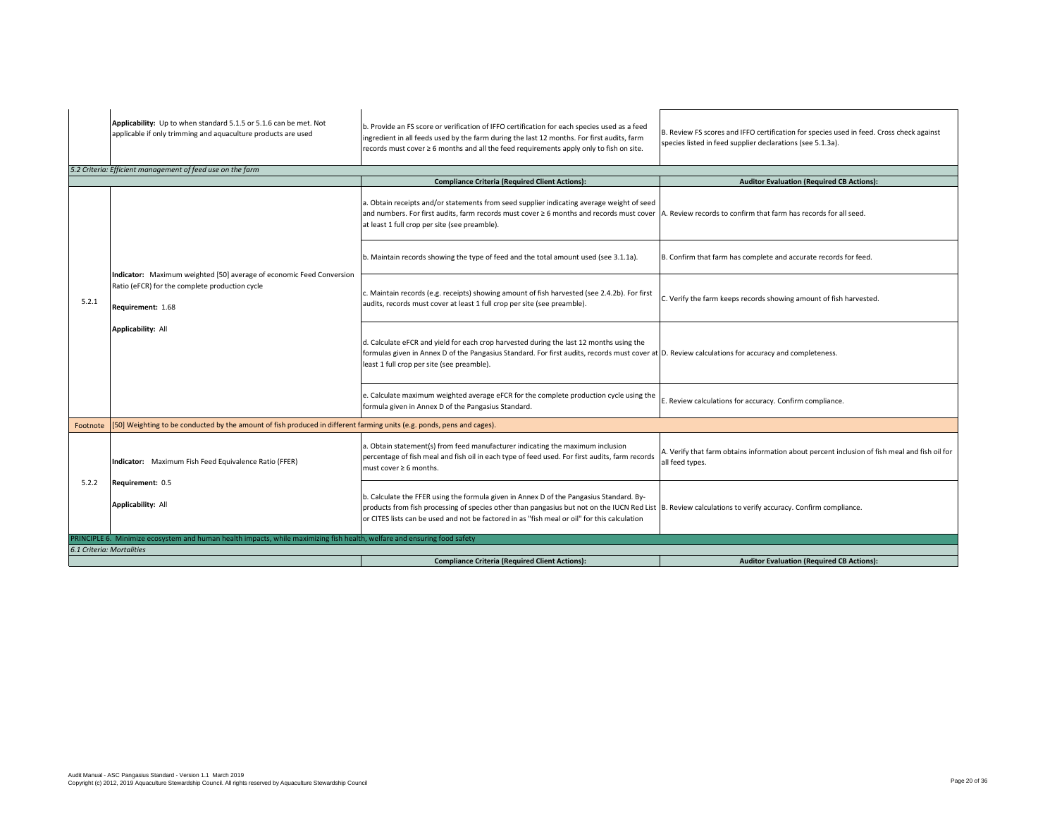| | | | |
|---|---|---|---|
| | **Applicability:** Up to when standard 5.1.5 or 5.1.6 can be met. Not applicable if only trimming and aquaculture products are used | b. Provide an FS score or verification of IFFO certification for each species used as a feed ingredient in all feeds used by the farm during the last 12 months. For first audits, farm records must cover ≥ 6 months and all the feed requirements apply only to fish on site. | B. Review FS scores and IFFO certification for species used in feed. Cross check against species listed in feed supplier declarations (see 5.1.3a). |
| *5.2 Criteria: Efficient management of feed use on the farm* | | | |
| | | **Compliance Criteria (Required Client Actions):** | **Auditor Evaluation (Required CB Actions):** |
| 5.2.1 | **Indicator:** Maximum weighted [50] average of economic Feed Conversion Ratio (eFCR) for the complete production cycle<br><br>**Requirement:** 1.68<br><br>**Applicability:** All | a. Obtain receipts and/or statements from seed supplier indicating average weight of seed and numbers. For first audits, farm records must cover ≥ 6 months and records must cover at least 1 full crop per site (see preamble). | A. Review records to confirm that farm has records for all seed. |
| | | b. Maintain records showing the type of feed and the total amount used (see 3.1.1a). | B. Confirm that farm has complete and accurate records for feed. |
| | | c. Maintain records (e.g. receipts) showing amount of fish harvested (see 2.4.2b). For first audits, records must cover at least 1 full crop per site (see preamble). | C. Verify the farm keeps records showing amount of fish harvested. |
| | | d. Calculate eFCR and yield for each crop harvested during the last 12 months using the formulas given in Annex D of the Pangasius Standard. For first audits, records must cover at least 1 full crop per site (see preamble). | D. Review calculations for accuracy and completeness. |
| | | e. Calculate maximum weighted average eFCR for the complete production cycle using the formula given in Annex D of the Pangasius Standard. | E. Review calculations for accuracy. Confirm compliance. |
| Footnote | [50] Weighting to be conducted by the amount of fish produced in different farming units (e.g. ponds, pens and cages). | | |
| 5.2.2 | **Indicator:** Maximum Fish Feed Equivalence Ratio (FFER)<br><br>**Requirement:** 0.5<br><br>**Applicability:** All | a. Obtain statement(s) from feed manufacturer indicating the maximum inclusion percentage of fish meal and fish oil in each type of feed used. For first audits, farm records must cover ≥ 6 months. | A. Verify that farm obtains information about percent inclusion of fish meal and fish oil for all feed types. |
| | | b. Calculate the FFER using the formula given in Annex D of the Pangasius Standard. By-products from fish processing of species other than pangasius but not on the IUCN Red List or CITES lists can be used and not be factored in as "fish meal or oil" for this calculation | B. Review calculations to verify accuracy. Confirm compliance. |
| PRINCIPLE 6. Minimize ecosystem and human health impacts, while maximizing fish health, welfare and ensuring food safety | | | |
| *6.1 Criteria: Mortalities* | | | |
| | | **Compliance Criteria (Required Client Actions):** | **Auditor Evaluation (Required CB Actions):** |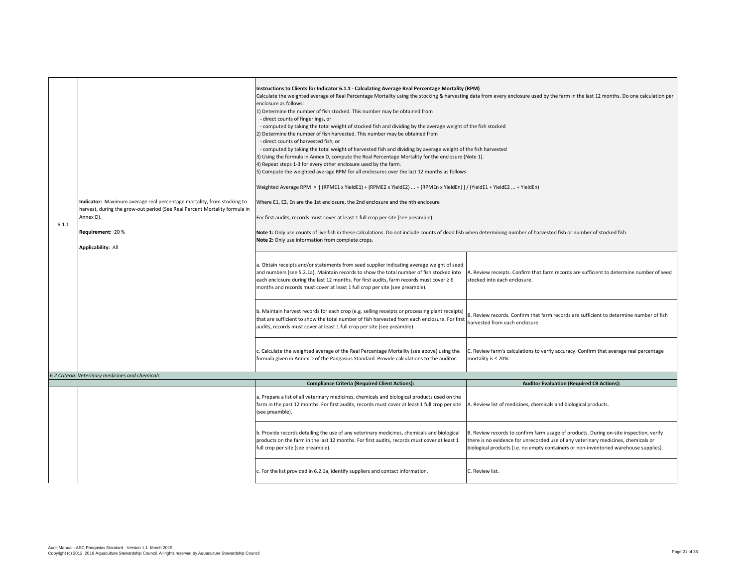| | | | |
|---|---|---|---|
| 6.1.1 | **Indicator:** Maximum average real percentage mortality, from stocking to harvest, during the grow-out period (See Real Percent Mortality formula in Annex D).<br><br>**Requirement:** 20 %<br><br>**Applicability:** All | **Instructions to Clients for Indicator 6.1.1 - Calculating Average Real Percentage Mortality (RPM)**<br>Calculate the weighted average of Real Percentage Mortality using the stocking & harvesting data from every enclosure used by the farm in the last 12 months. Do one calculation per enclosure as follows:<br>1) Determine the number of fish stocked. This number may be obtained from<br>- direct counts of fingerlings, or<br>- computed by taking the total weight of stocked fish and dividing by the average weight of the fish stocked<br>2) Determine the number of fish harvested. This number may be obtained from<br>- direct counts of harvested fish, or<br>- computed by taking the total weight of harvested fish and dividing by average weight of the fish harvested<br>3) Using the formula in Annex D, compute the Real Percentage Mortality for the enclosure (Note 1).<br>4) Repeat steps 1-3 for every other enclosure used by the farm.<br>5) Compute the weighted average RPM for all enclosures over the last 12 months as follows<br><br>Weighted Average RPM = [ (RPME1 x YieldE1) + (RPME2 x YieldE2) ... + (RPMEn x YieldEn) ] / (YieldE1 + YieldE2 ... + YieldEn)<br><br>Where E1, E2, En are the 1st enclosure, the 2nd enclosure and the nth enclosure<br><br>For first audits, records must cover at least 1 full crop per site (see preamble).<br><br>**Note 1:** Only use counts of live fish in these calculations. Do not include counts of dead fish when determining number of harvested fish or number of stocked fish.<br>**Note 2:** Only use information from complete crops. | |
| | | a. Obtain receipts and/or statements from seed supplier indicating average weight of seed and numbers (see 5.2.1a). Maintain records to show the total number of fish stocked into each enclosure during the last 12 months. For first audits, farm records must cover ≥ 6 months and records must cover at least 1 full crop per site (see preamble). | A. Review receipts. Confirm that farm records are sufficient to determine number of seed stocked into each enclosure. |
| | | b. Maintain harvest records for each crop (e.g. selling receipts or processing plant receipts) that are sufficient to show the total number of fish harvested from each enclosure. For first audits, records must cover at least 1 full crop per site (see preamble). | B. Review records. Confirm that farm records are sufficient to determine number of fish harvested from each enclosure. |
| | | c. Calculate the weighted average of the Real Percentage Mortality (see above) using the formula given in Annex D of the Pangasius Standard. Provide calculations to the auditor. | C. Review farm's calculations to verfiy accuracy. Confirm that average real percentage mortality is ≤ 20%. |
| | *6.2 Criteria: Veterinary medicines and chemicals* | | |
| | | **Compliance Criteria (Required Client Actions):** | **Auditor Evaluation (Required CB Actions):** |
| | | a. Prepare a list of all veterinary medicines, chemicals and biological products used on the farm in the past 12 months. For first audits, records must cover at least 1 full crop per site (see preamble). | A. Review list of medicines, chemicals and biological products. |
| | | b. Provide records detailing the use of any veterinary medicines, chemicals and biological products on the farm in the last 12 months. For first audits, records must cover at least 1 full crop per site (see preamble). | B. Review records to confirm farm usage of products. During on-site inspection, verify there is no evidence for unrecorded use of any veterinary medicines, chemicals or biological products (i.e. no empty containers or non-inventoried warehouse supplies). |
| | | c. For the list provided in 6.2.1a, identify suppliers and contact information. | C. Review list. |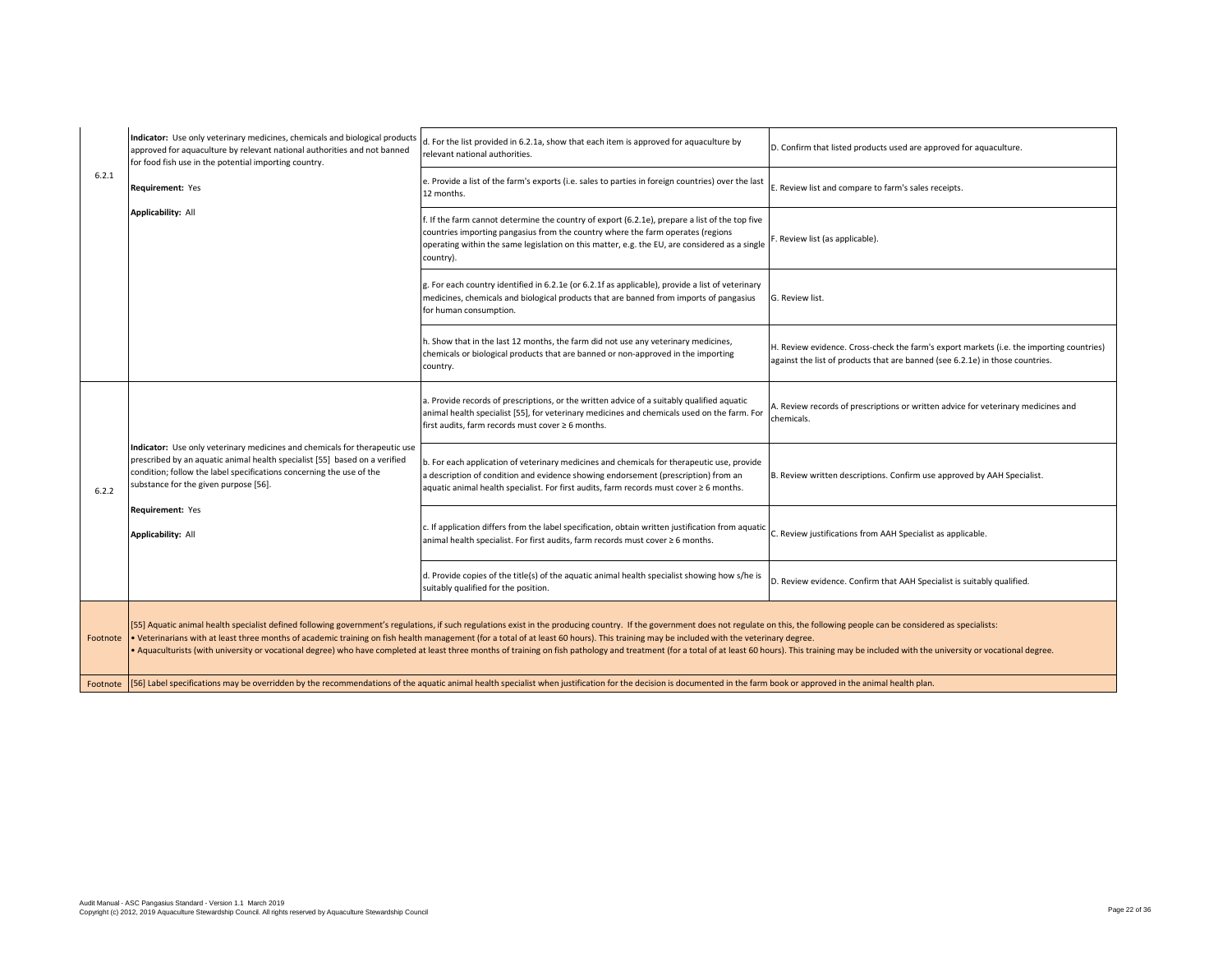| | | | |
|---|---|---|---|
| 6.2.1 | **Indicator:** Use only veterinary medicines, chemicals and biological products approved for aquaculture by relevant national authorities and not banned for food fish use in the potential importing country.<br><br>**Requirement:** Yes<br><br>**Applicability:** All | d. For the list provided in 6.2.1a, show that each item is approved for aquaculture by relevant national authorities. | D. Confirm that listed products used are approved for aquaculture. |
| | | e. Provide a list of the farm's exports (i.e. sales to parties in foreign countries) over the last 12 months. | E. Review list and compare to farm's sales receipts. |
| | | f. If the farm cannot determine the country of export (6.2.1e), prepare a list of the top five countries importing pangasius from the country where the farm operates (regions operating within the same legislation on this matter, e.g. the EU, are considered as a single country). | F. Review list (as applicable). |
| | | g. For each country identified in 6.2.1e (or 6.2.1f as applicable), provide a list of veterinary medicines, chemicals and biological products that are banned from imports of pangasius for human consumption. | G. Review list. |
| | | h. Show that in the last 12 months, the farm did not use any veterinary medicines, chemicals or biological products that are banned or non-approved in the importing country. | H. Review evidence. Cross-check the farm's export markets (i.e. the importing countries) against the list of products that are banned (see 6.2.1e) in those countries. |
| 6.2.2 | **Indicator:** Use only veterinary medicines and chemicals for therapeutic use prescribed by an aquatic animal health specialist [55] based on a verified condition; follow the label specifications concerning the use of the substance for the given purpose [56].<br><br>**Requirement:** Yes<br><br>**Applicability:** All | a. Provide records of prescriptions, or the written advice of a suitably qualified aquatic animal health specialist [55], for veterinary medicines and chemicals used on the farm. For first audits, farm records must cover ≥ 6 months. | A. Review records of prescriptions or written advice for veterinary medicines and chemicals. |
| | | b. For each application of veterinary medicines and chemicals for therapeutic use, provide a description of condition and evidence showing endorsement (prescription) from an aquatic animal health specialist. For first audits, farm records must cover ≥ 6 months. | B. Review written descriptions. Confirm use approved by AAH Specialist. |
| | | c. If application differs from the label specification, obtain written justification from aquatic animal health specialist. For first audits, farm records must cover ≥ 6 months. | C. Review justifications from AAH Specialist as applicable. |
| | | d. Provide copies of the title(s) of the aquatic animal health specialist showing how s/he is suitably qualified for the position. | D. Review evidence. Confirm that AAH Specialist is suitably qualified. |
| Footnote | [55] Aquatic animal health specialist defined following government's regulations, if such regulations exist in the producing country. If the government does not regulate on this, the following people can be considered as specialists:<br>• Veterinarians with at least three months of academic training on fish health management (for a total of at least 60 hours). This training may be included with the veterinary degree.<br>• Aquaculturists (with university or vocational degree) who have completed at least three months of training on fish pathology and treatment (for a total of at least 60 hours). This training may be included with the university or vocational degree. | | |
| Footnote | [56] Label specifications may be overridden by the recommendations of the aquatic animal health specialist when justification for the decision is documented in the farm book or approved in the animal health plan. | | |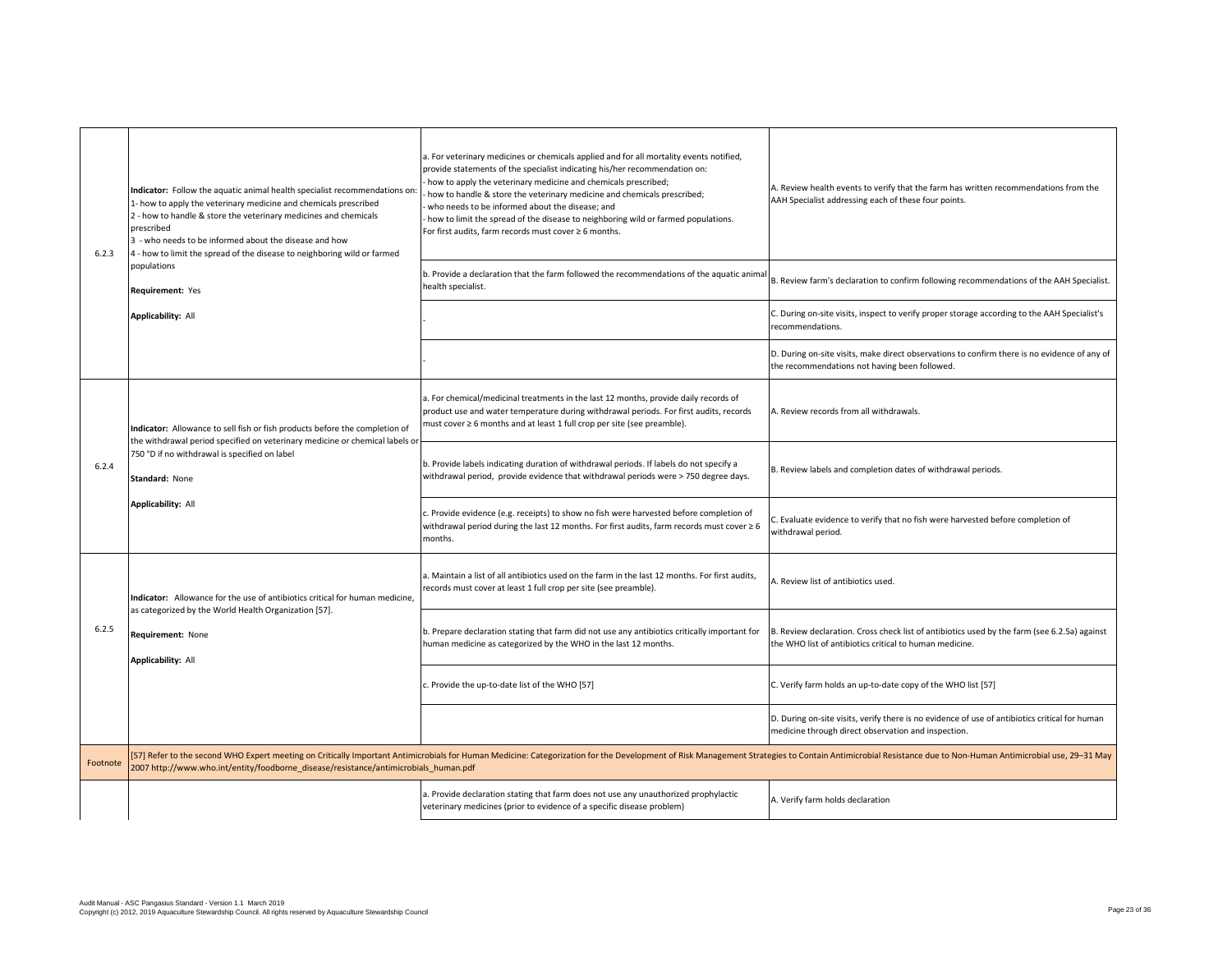| | | | |
|---|---|---|---|
| 6.2.3 | **Indicator:** Follow the aquatic animal health specialist recommendations on:<br>1- how to apply the veterinary medicine and chemicals prescribed<br>2 - how to handle & store the veterinary medicines and chemicals prescribed<br>3 - who needs to be informed about the disease and how<br>4 - how to limit the spread of the disease to neighboring wild or farmed populations<br><br>**Requirement:** Yes<br><br>**Applicability:** All | a. For veterinary medicines or chemicals applied and for all mortality events notified, provide statements of the specialist indicating his/her recommendation on:<br>- how to apply the veterinary medicine and chemicals prescribed;<br>- how to handle & store the veterinary medicine and chemicals prescribed;<br>- who needs to be informed about the disease; and<br>- how to limit the spread of the disease to neighboring wild or farmed populations.<br>For first audits, farm records must cover ≥ 6 months. | A. Review health events to verify that the farm has written recommendations from the AAH Specialist addressing each of these four points. |
| | | b. Provide a declaration that the farm followed the recommendations of the aquatic animal health specialist. | B. Review farm's declaration to confirm following recommendations of the AAH Specialist. |
| | | - | C. During on-site visits, inspect to verify proper storage according to the AAH Specialist's recommendations. |
| | | - | D. During on-site visits, make direct observations to confirm there is no evidence of any of the recommendations not having been followed. |
| 6.2.4 | **Indicator:** Allowance to sell fish or fish products before the completion of the withdrawal period specified on veterinary medicine or chemical labels or 750 °D if no withdrawal is specified on label<br><br>**Standard:** None<br><br>**Applicability:** All | a. For chemical/medicinal treatments in the last 12 months, provide daily records of product use and water temperature during withdrawal periods. For first audits, records must cover ≥ 6 months and at least 1 full crop per site (see preamble). | A. Review records from all withdrawals. |
| | | b. Provide labels indicating duration of withdrawal periods. If labels do not specify a withdrawal period, provide evidence that withdrawal periods were > 750 degree days. | B. Review labels and completion dates of withdrawal periods. |
| | | c. Provide evidence (e.g. receipts) to show no fish were harvested before completion of withdrawal period during the last 12 months. For first audits, farm records must cover ≥ 6 months. | C. Evaluate evidence to verify that no fish were harvested before completion of withdrawal period. |
| 6.2.5 | **Indicator:** Allowance for the use of antibiotics critical for human medicine, as categorized by the World Health Organization [57].<br><br>**Requirement:** None<br><br>**Applicability:** All | a. Maintain a list of all antibiotics used on the farm in the last 12 months. For first audits, records must cover at least 1 full crop per site (see preamble). | A. Review list of antibiotics used. |
| | | b. Prepare declaration stating that farm did not use any antibiotics critically important for human medicine as categorized by the WHO in the last 12 months. | B. Review declaration. Cross check list of antibiotics used by the farm (see 6.2.5a) against the WHO list of antibiotics critical to human medicine. |
| | | c. Provide the up-to-date list of the WHO [57] | C. Verify farm holds an up-to-date copy of the WHO list [57] |
| | | | D. During on-site visits, verify there is no evidence of use of antibiotics critical for human medicine through direct observation and inspection. |
| Footnote | [57] Refer to the second WHO Expert meeting on Critically Important Antimicrobials for Human Medicine: Categorization for the Development of Risk Management Strategies to Contain Antimicrobial Resistance due to Non-Human Antimicrobial use, 29–31 May 2007 http://www.who.int/entity/foodborne_disease/resistance/antimicrobials_human.pdf | | |
| | | a. Provide declaration stating that farm does not use any unauthorized prophylactic veterinary medicines (prior to evidence of a specific disease problem) | A. Verify farm holds declaration |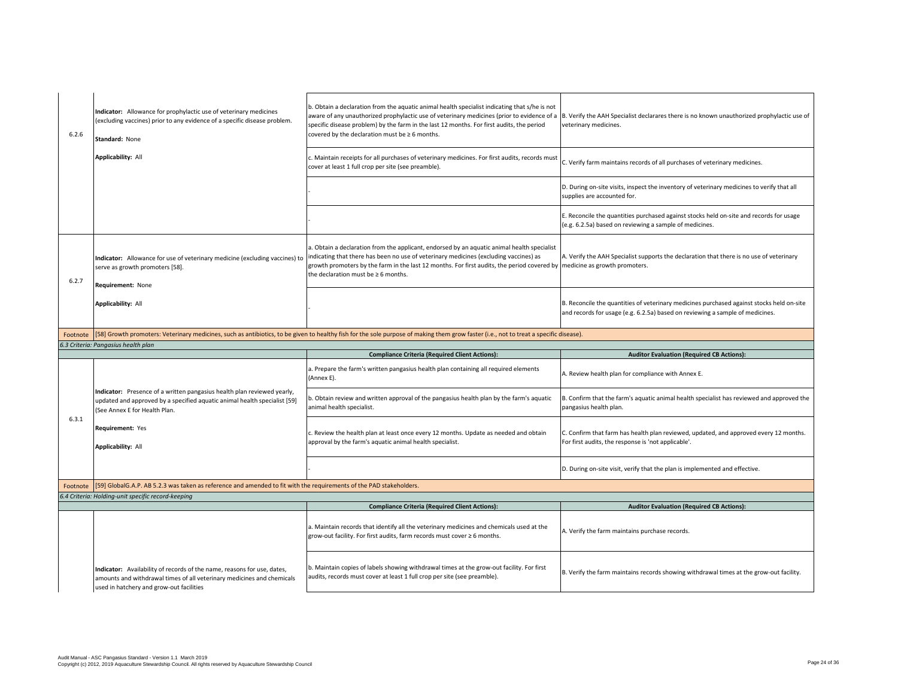| | | | |
|---|---|---|---|
| 6.2.6 | **Indicator:** Allowance for prophylactic use of veterinary medicines (excluding vaccines) prior to any evidence of a specific disease problem.<br><br>**Standard:** None<br><br>**Applicability:** All | b. Obtain a declaration from the aquatic animal health specialist indicating that s/he is not aware of any unauthorized prophylactic use of veterinary medicines (prior to evidence of a specific disease problem) by the farm in the last 12 months. For first audits, the period covered by the declaration must be ≥ 6 months. | B. Verify the AAH Specialist declarares there is no known unauthorized prophylactic use of veterinary medicines. |
| | | c. Maintain receipts for all purchases of veterinary medicines. For first audits, records must cover at least 1 full crop per site (see preamble). | C. Verify farm maintains records of all purchases of veterinary medicines. |
| | | - | D. During on-site visits, inspect the inventory of veterinary medicines to verify that all supplies are accounted for. |
| | | - | E. Reconcile the quantities purchased against stocks held on-site and records for usage (e.g. 6.2.5a) based on reviewing a sample of medicines. |
| 6.2.7 | **Indicator:** Allowance for use of veterinary medicine (excluding vaccines) to serve as growth promoters [58].<br><br>**Requirement:** None<br><br>**Applicability:** All | a. Obtain a declaration from the applicant, endorsed by an aquatic animal health specialist indicating that there has been no use of veterinary medicines (excluding vaccines) as growth promoters by the farm in the last 12 months. For first audits, the period covered by the declaration must be ≥ 6 months. | A. Verify the AAH Specialist supports the declaration that there is no use of veterinary medicine as growth promoters. |
| | | - | B. Reconcile the quantities of veterinary medicines purchased against stocks held on-site and records for usage (e.g. 6.2.5a) based on reviewing a sample of medicines. |
| Footnote | [58] Growth promoters: Veterinary medicines, such as antibiotics, to be given to healthy fish for the sole purpose of making them grow faster (i.e., not to treat a specific disease). | | |
| *6.3 Criteria: Pangasius health plan* | | | |
| | | **Compliance Criteria (Required Client Actions):** | **Auditor Evaluation (Required CB Actions):** |
| 6.3.1 | **Indicator:** Presence of a written pangasius health plan reviewed yearly, updated and approved by a specified aquatic animal health specialist [59] (See Annex E for Health Plan.<br><br>**Requirement:** Yes<br><br>**Applicability:** All | a. Prepare the farm's written pangasius health plan containing all required elements (Annex E). | A. Review health plan for compliance with Annex E. |
| | | b. Obtain review and written approval of the pangasius health plan by the farm's aquatic animal health specialist. | B. Confirm that the farm's aquatic animal health specialist has reviewed and approved the pangasius health plan. |
| | | c. Review the health plan at least once every 12 months. Update as needed and obtain approval by the farm's aquatic animal health specialist. | C. Confirm that farm has health plan reviewed, updated, and approved every 12 months. For first audits, the response is 'not applicable'. |
| | | - | D. During on-site visit, verify that the plan is implemented and effective. |
| Footnote | [59] GlobalG.A.P. AB 5.2.3 was taken as reference and amended to fit with the requirements of the PAD stakeholders. | | |
| *6.4 Criteria: Holding-unit specific record-keeping* | | | |
| | | **Compliance Criteria (Required Client Actions):** | **Auditor Evaluation (Required CB Actions):** |
| | **Indicator:** Availability of records of the name, reasons for use, dates, amounts and withdrawal times of all veterinary medicines and chemicals used in hatchery and grow-out facilities | a. Maintain records that identify all the veterinary medicines and chemicals used at the grow-out facility. For first audits, farm records must cover ≥ 6 months. | A. Verify the farm maintains purchase records. |
| | | b. Maintain copies of labels showing withdrawal times at the grow-out facility. For first audits, records must cover at least 1 full crop per site (see preamble). | B. Verify the farm maintains records showing withdrawal times at the grow-out facility. |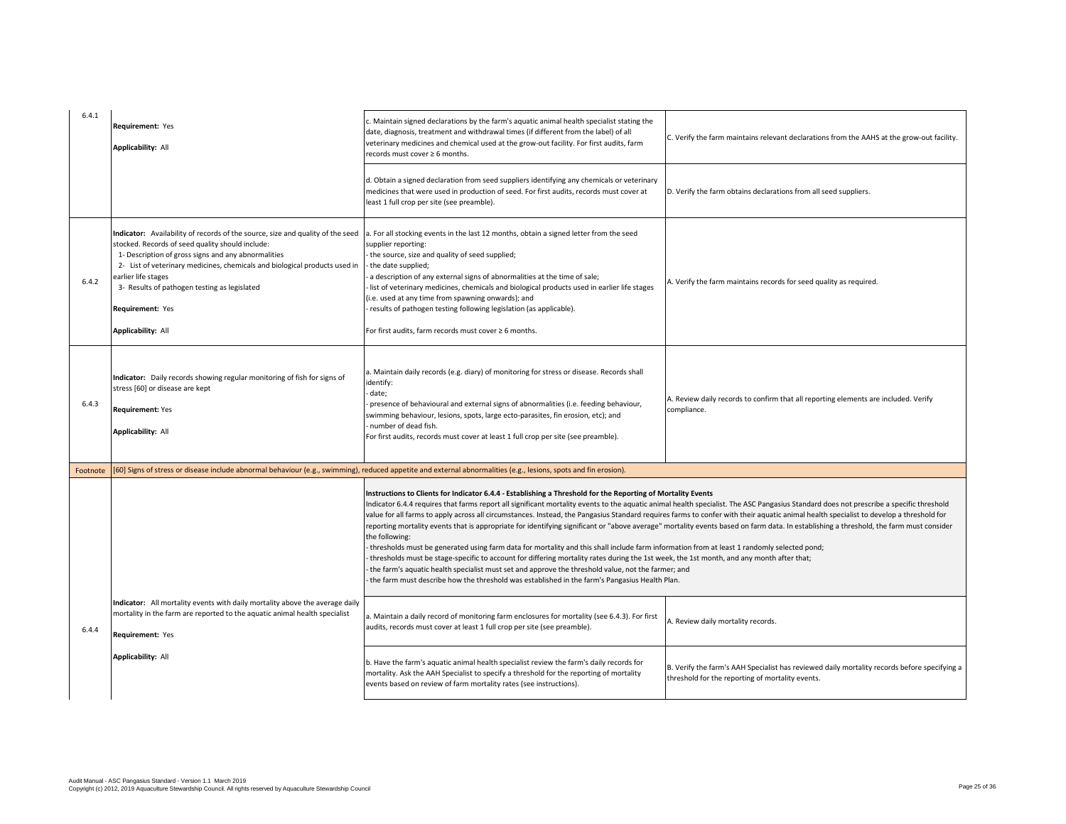| | | | |
|---|---|---|---|
| 6.4.1 | **Requirement:** Yes<br><br>**Applicability:** All | c. Maintain signed declarations by the farm's aquatic animal health specialist stating the date, diagnosis, treatment and withdrawal times (if different from the label) of all veterinary medicines and chemical used at the grow-out facility. For first audits, farm records must cover ≥ 6 months. | C. Verify the farm maintains relevant declarations from the AAHS at the grow-out facility. |
| | | d. Obtain a signed declaration from seed suppliers identifying any chemicals or veterinary medicines that were used in production of seed. For first audits, records must cover at least 1 full crop per site (see preamble). | D. Verify the farm obtains declarations from all seed suppliers. |
| 6.4.2 | **Indicator:** Availability of records of the source, size and quality of the seed stocked. Records of seed quality should include:<br>1- Description of gross signs and any abnormalities<br>2- List of veterinary medicines, chemicals and biological products used in earlier life stages<br>3- Results of pathogen testing as legislated<br><br>**Requirement:** Yes<br><br>**Applicability:** All | a. For all stocking events in the last 12 months, obtain a signed letter from the seed supplier reporting:<br>- the source, size and quality of seed supplied;<br>- the date supplied;<br>- a description of any external signs of abnormalities at the time of sale;<br>- list of veterinary medicines, chemicals and biological products used in earlier life stages (i.e. used at any time from spawning onwards); and<br>- results of pathogen testing following legislation (as applicable).<br><br>For first audits, farm records must cover ≥ 6 months. | A. Verify the farm maintains records for seed quality as required. |
| 6.4.3 | **Indicator:** Daily records showing regular monitoring of fish for signs of stress [60] or disease are kept<br><br>**Requirement:** Yes<br><br>**Applicability:** All | a. Maintain daily records (e.g. diary) of monitoring for stress or disease. Records shall identify:<br>- date;<br>- presence of behavioural and external signs of abnormalities (i.e. feeding behaviour, swimming behaviour, lesions, spots, large ecto-parasites, fin erosion, etc); and<br>- number of dead fish.<br>For first audits, records must cover at least 1 full crop per site (see preamble). | A. Review daily records to confirm that all reporting elements are included. Verify compliance. |
| Footnote | [60] Signs of stress or disease include abnormal behaviour (e.g., swimming), reduced appetite and external abnormalities (e.g., lesions, spots and fin erosion). | | |
| 6.4.4 | **Indicator:** All mortality events with daily mortality above the average daily mortality in the farm are reported to the aquatic animal health specialist<br><br>**Requirement:** Yes<br><br>**Applicability:** All | **Instructions to Clients for Indicator 6.4.4 - Establishing a Threshold for the Reporting of Mortality Events**<br>Indicator 6.4.4 requires that farms report all significant mortality events to the aquatic animal health specialist. The ASC Pangasius Standard does not prescribe a specific threshold value for all farms to apply across all circumstances. Instead, the Pangasius Standard requires farms to confer with their aquatic animal health specialist to develop a threshold for reporting mortality events that is appropriate for identifying significant or "above average" mortality events based on farm data. In establishing a threshold, the farm must consider the following:<br>- thresholds must be generated using farm data for mortality and this shall include farm information from at least 1 randomly selected pond;<br>- thresholds must be stage-specific to account for differing mortality rates during the 1st week, the 1st month, and any month after that;<br>- the farm's aquatic health specialist must set and approve the threshold value, not the farmer; and<br>- the farm must describe how the threshold was established in the farm's Pangasius Health Plan. | |
| | | a. Maintain a daily record of monitoring farm enclosures for mortality (see 6.4.3). For first audits, records must cover at least 1 full crop per site (see preamble). | A. Review daily mortality records. |
| | | b. Have the farm's aquatic animal health specialist review the farm's daily records for mortality. Ask the AAH Specialist to specify a threshold for the reporting of mortality events based on review of farm mortality rates (see instructions). | B. Verify the farm's AAH Specialist has reviewed daily mortality records before specifying a threshold for the reporting of mortality events. |

Audit Manual - ASC Pangasius Standard - Version 1.1 March 2019
Copyright (c) 2012, 2019 Aquaculture Stewardship Council. All rights reserved by Aquaculture Stewardship Council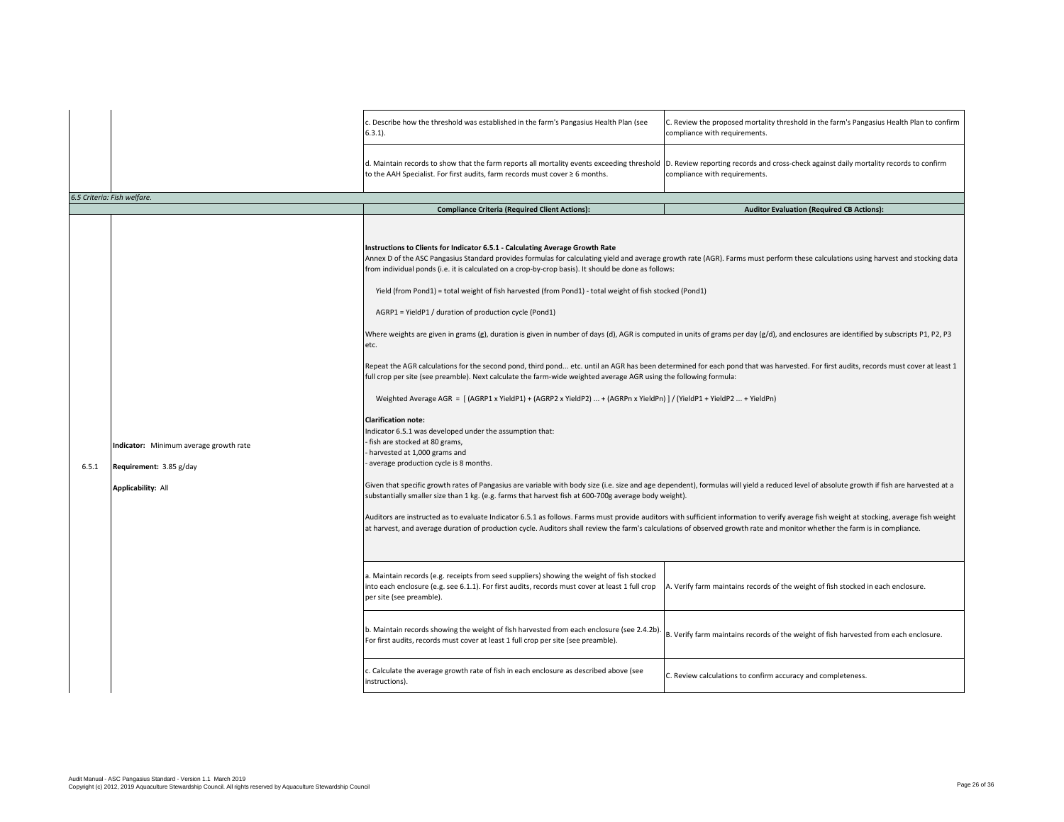| | | | |
|---|---|---|---|
| | | c. Describe how the threshold was established in the farm's Pangasius Health Plan (see 6.3.1). | C. Review the proposed mortality threshold in the farm's Pangasius Health Plan to confirm compliance with requirements. |
| | | d. Maintain records to show that the farm reports all mortality events exceeding threshold to the AAH Specialist. For first audits, farm records must cover ≥ 6 months. | D. Review reporting records and cross-check against daily mortality records to confirm compliance with requirements. |

*6.5 Criteria: Fish welfare.*

| | | **Compliance Criteria (Required Client Actions):** | **Auditor Evaluation (Required CB Actions):** |
|---|---|---|---|
| 6.5.1 | **Indicator:** Minimum average growth rate<br><br>**Requirement:** 3.85 g/day<br><br>**Applicability:** All | **Instructions to Clients for Indicator 6.5.1 - Calculating Average Growth Rate**<br>Annex D of the ASC Pangasius Standard provides formulas for calculating yield and average growth rate (AGR). Farms must perform these calculations using harvest and stocking data from individual ponds (i.e. it is calculated on a crop-by-crop basis). It should be done as follows:<br><br>Yield (from Pond1) = total weight of fish harvested (from Pond1) - total weight of fish stocked (Pond1)<br><br>AGRP1 = YieldP1 / duration of production cycle (Pond1)<br><br>Where weights are given in grams (g), duration is given in number of days (d), AGR is computed in units of grams per day (g/d), and enclosures are identified by subscripts P1, P2, P3 etc.<br><br>Repeat the AGR calculations for the second pond, third pond... etc. until an AGR has been determined for each pond that was harvested. For first audits, records must cover at least 1 full crop per site (see preamble). Next calculate the farm-wide weighted average AGR using the following formula:<br><br>Weighted Average AGR = [ (AGRP1 x YieldP1) + (AGRP2 x YieldP2) ... + (AGRPn x YieldPn) ] / (YieldP1 + YieldP2 ... + YieldPn)<br><br>**Clarification note:**<br>Indicator 6.5.1 was developed under the assumption that:<br>- fish are stocked at 80 grams,<br>- harvested at 1,000 grams and<br>- average production cycle is 8 months.<br><br>Given that specific growth rates of Pangasius are variable with body size (i.e. size and age dependent), formulas will yield a reduced level of absolute growth if fish are harvested at a substantially smaller size than 1 kg. (e.g. farms that harvest fish at 600-700g average body weight).<br><br>Auditors are instructed as to evaluate Indicator 6.5.1 as follows. Farms must provide auditors with sufficient information to verify average fish weight at stocking, average fish weight at harvest, and average duration of production cycle. Auditors shall review the farm's calculations of observed growth rate and monitor whether the farm is in compliance. | |
| | | a. Maintain records (e.g. receipts from seed suppliers) showing the weight of fish stocked into each enclosure (e.g. see 6.1.1). For first audits, records must cover at least 1 full crop per site (see preamble). | A. Verify farm maintains records of the weight of fish stocked in each enclosure. |
| | | b. Maintain records showing the weight of fish harvested from each enclosure (see 2.4.2b). For first audits, records must cover at least 1 full crop per site (see preamble). | B. Verify farm maintains records of the weight of fish harvested from each enclosure. |
| | | c. Calculate the average growth rate of fish in each enclosure as described above (see instructions). | C. Review calculations to confirm accuracy and completeness. |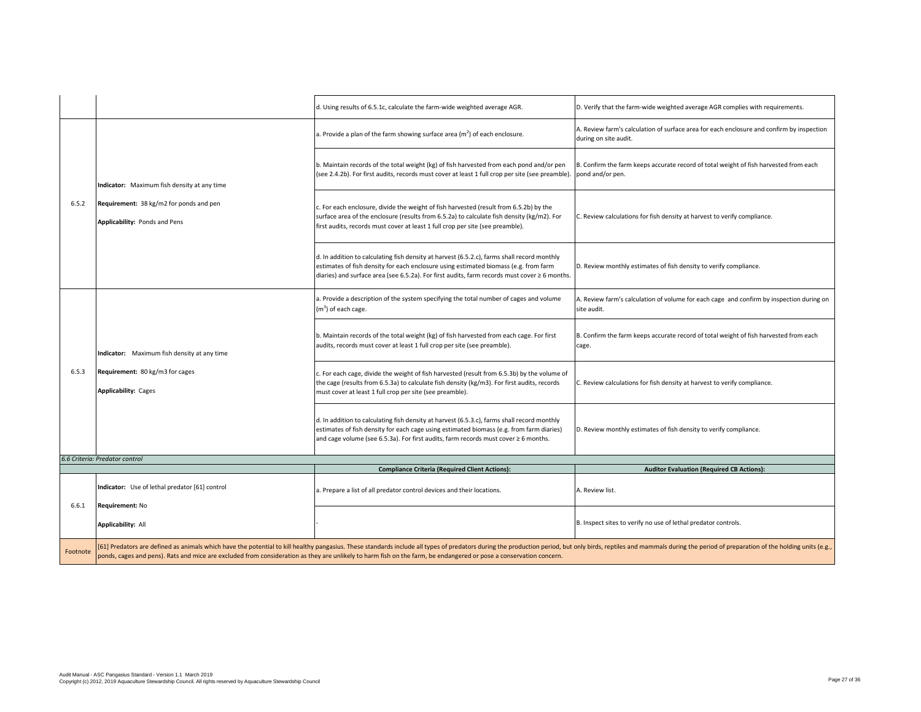| | | | |
|---|---|---|---|
| | | d. Using results of 6.5.1c, calculate the farm-wide weighted average AGR. | D. Verify that the farm-wide weighted average AGR complies with requirements. |
| 6.5.2 | **Indicator:** Maximum fish density at any time<br><br>**Requirement:** 38 kg/m2 for ponds and pen<br><br>**Applicability:** Ponds and Pens | a. Provide a plan of the farm showing surface area ($m^2$) of each enclosure. | A. Review farm's calculation of surface area for each enclosure and confirm by inspection during on site audit. |
| | | b. Maintain records of the total weight (kg) of fish harvested from each pond and/or pen (see 2.4.2b). For first audits, records must cover at least 1 full crop per site (see preamble). | B. Confirm the farm keeps accurate record of total weight of fish harvested from each pond and/or pen. |
| | | c. For each enclosure, divide the weight of fish harvested (result from 6.5.2b) by the surface area of the enclosure (results from 6.5.2a) to calculate fish density (kg/m2). For first audits, records must cover at least 1 full crop per site (see preamble). | C. Review calculations for fish density at harvest to verify compliance. |
| | | d. In addition to calculating fish density at harvest (6.5.2.c), farms shall record monthly estimates of fish density for each enclosure using estimated biomass (e.g. from farm diaries) and surface area (see 6.5.2a). For first audits, farm records must cover ≥ 6 months. | D. Review monthly estimates of fish density to verify compliance. |
| 6.5.3 | **Indicator:** Maximum fish density at any time<br><br>**Requirement:** 80 kg/m3 for cages<br><br>**Applicability:** Cages | a. Provide a description of the system specifying the total number of cages and volume ($m^3$) of each cage. | A. Review farm's calculation of volume for each cage and confirm by inspection during on site audit. |
| | | b. Maintain records of the total weight (kg) of fish harvested from each cage. For first audits, records must cover at least 1 full crop per site (see preamble). | B. Confirm the farm keeps accurate record of total weight of fish harvested from each cage. |
| | | c. For each cage, divide the weight of fish harvested (result from 6.5.3b) by the volume of the cage (results from 6.5.3a) to calculate fish density (kg/m3). For first audits, records must cover at least 1 full crop per site (see preamble). | C. Review calculations for fish density at harvest to verify compliance. |
| | | d. In addition to calculating fish density at harvest (6.5.3.c), farms shall record monthly estimates of fish density for each cage using estimated biomass (e.g. from farm diaries) and cage volume (see 6.5.3a). For first audits, farm records must cover ≥ 6 months. | D. Review monthly estimates of fish density to verify compliance. |
| *6.6 Criteria: Predator control* | | | |
| | | **Compliance Criteria (Required Client Actions):** | **Auditor Evaluation (Required CB Actions):** |
| 6.6.1 | **Indicator:** Use of lethal predator [61] control<br><br>**Requirement:** No<br><br>**Applicability:** All | a. Prepare a list of all predator control devices and their locations. | A. Review list. |
| | | - | B. Inspect sites to verify no use of lethal predator controls. |
| Footnote | [61] Predators are defined as animals which have the potential to kill healthy pangasius. These standards include all types of predators during the production period, but only birds, reptiles and mammals during the period of preparation of the holding units (e.g., ponds, cages and pens). Rats and mice are excluded from consideration as they are unlikely to harm fish on the farm, be endangered or pose a conservation concern. | | |

Audit Manual - ASC Pangasius Standard - Version 1.1 March 2019
Copyright (c) 2012, 2019 Aquaculture Stewardship Council. All rights reserved by Aquaculture Stewardship Council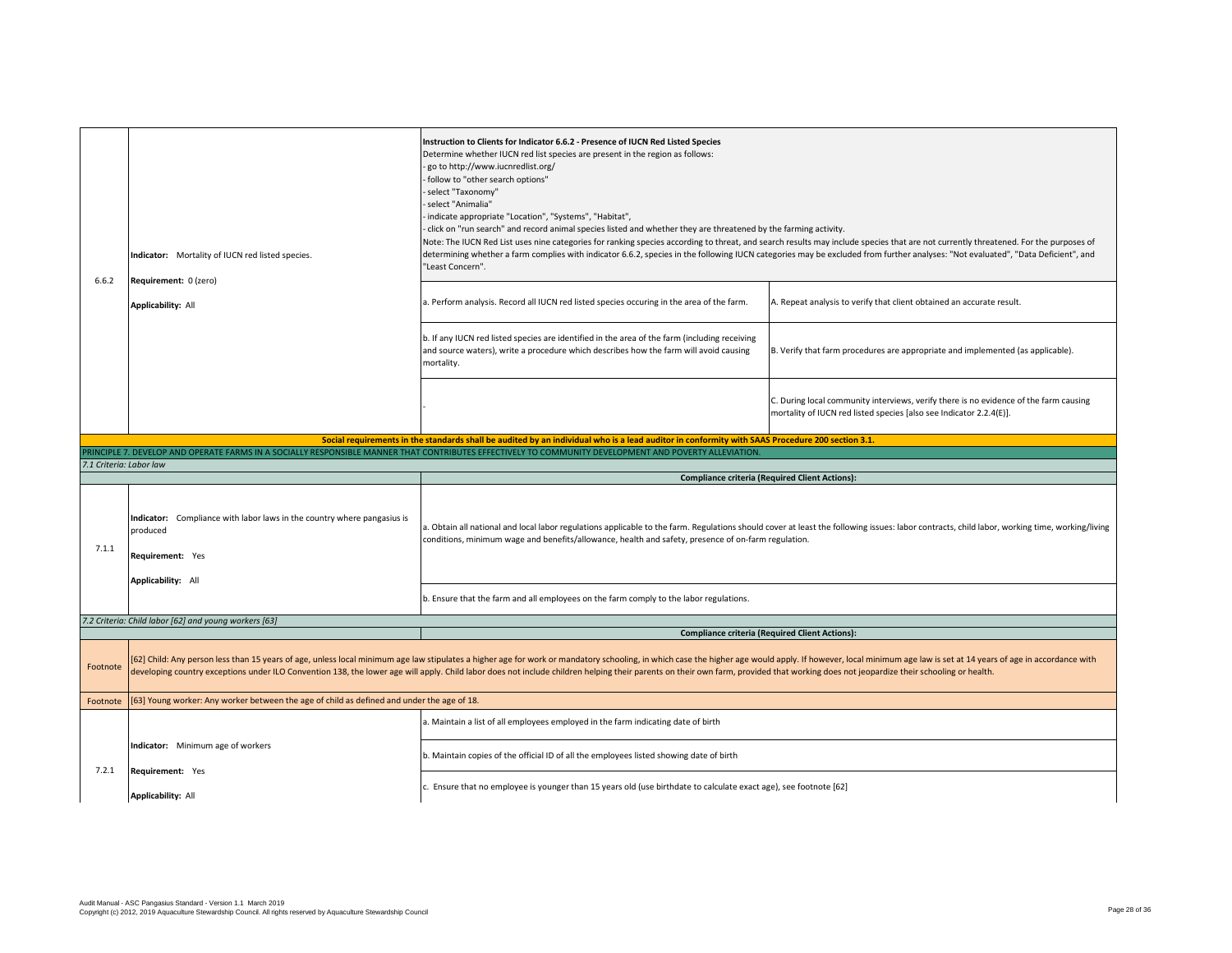| | | | |
|---|---|---|---|
| 6.6.2 | **Indicator:** Mortality of IUCN red listed species.<br><br>**Requirement:** 0 (zero)<br><br>**Applicability:** All | **Instruction to Clients for Indicator 6.6.2 - Presence of IUCN Red Listed Species**<br>Determine whether IUCN red list species are present in the region as follows:<br>- go to http://www.iucnredlist.org/<br>- follow to "other search options"<br>- select "Taxonomy"<br>- select "Animalia"<br>- indicate appropriate "Location", "Systems", "Habitat",<br>- click on "run search" and record animal species listed and whether they are threatened by the farming activity.<br>Note: The IUCN Red List uses nine categories for ranking species according to threat, and search results may include species that are not currently threatened. For the purposes of determining whether a farm complies with indicator 6.6.2, species in the following IUCN categories may be excluded from further analyses: "Not evaluated", "Data Deficient", and "Least Concern". | |
| | | a. Perform analysis. Record all IUCN red listed species occuring in the area of the farm. | A. Repeat analysis to verify that client obtained an accurate result. |
| | | b. If any IUCN red listed species are identified in the area of the farm (including receiving and source waters), write a procedure which describes how the farm will avoid causing mortality. | B. Verify that farm procedures are appropriate and implemented (as applicable). |
| | | - | C. During local community interviews, verify there is no evidence of the farm causing mortality of IUCN red listed species [also see Indicator 2.2.4(E)]. |

**Social requirements in the standards shall be audited by an individual who is a lead auditor in conformity with SAAS Procedure 200 section 3.1.**

PRINCIPLE 7. DEVELOP AND OPERATE FARMS IN A SOCIALLY RESPONSIBLE MANNER THAT CONTRIBUTES EFFECTIVELY TO COMMUNITY DEVELOPMENT AND POVERTY ALLEVIATION.

*7.1 Criteria: Labor law*

| | | **Compliance criteria (Required Client Actions):** |
|---|---|---|
| 7.1.1 | **Indicator:** Compliance with labor laws in the country where pangasius is produced<br><br>**Requirement:** Yes<br><br>**Applicability:** All | a. Obtain all national and local labor regulations applicable to the farm. Regulations should cover at least the following issues: labor contracts, child labor, working time, working/living conditions, minimum wage and benefits/allowance, health and safety, presence of on-farm regulation. |
| | | b. Ensure that the farm and all employees on the farm comply to the labor regulations. |

*7.2 Criteria: Child labor [62] and young workers [63]*

| | | **Compliance criteria (Required Client Actions):** |
|---|---|---|
| Footnote | [62] Child: Any person less than 15 years of age, unless local minimum age law stipulates a higher age for work or mandatory schooling, in which case the higher age would apply. If however, local minimum age law is set at 14 years of age in accordance with developing country exceptions under ILO Convention 138, the lower age will apply. Child labor does not include children helping their parents on their own farm, provided that working does not jeopardize their schooling or health. | |
| Footnote | [63] Young worker: Any worker between the age of child as defined and under the age of 18. | |
| 7.2.1 | **Indicator:** Minimum age of workers<br><br>**Requirement:** Yes<br><br>**Applicability:** All | a. Maintain a list of all employees employed in the farm indicating date of birth |
| | | b. Maintain copies of the official ID of all the employees listed showing date of birth |
| | | c. Ensure that no employee is younger than 15 years old (use birthdate to calculate exact age), see footnote [62] |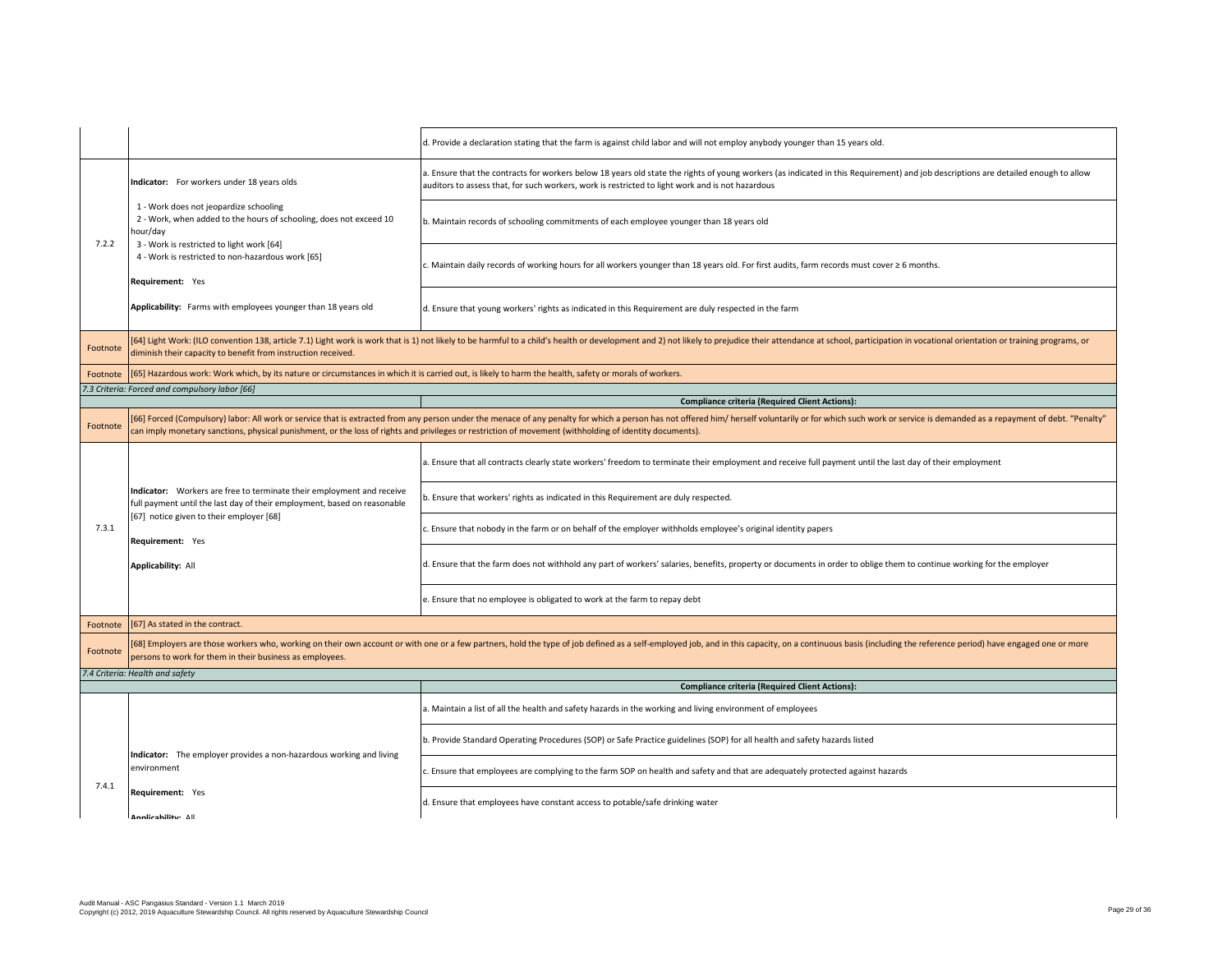| | | |
|---|---|---|
| | | d. Provide a declaration stating that the farm is against child labor and will not employ anybody younger than 15 years old. |
| 7.2.2 | **Indicator:** For workers under 18 years olds<br><br>1 - Work does not jeopardize schooling<br>2 - Work, when added to the hours of schooling, does not exceed 10 hour/day<br>3 - Work is restricted to light work [64]<br>4 - Work is restricted to non-hazardous work [65]<br><br>**Requirement:** Yes<br><br>**Applicability:** Farms with employees younger than 18 years old | a. Ensure that the contracts for workers below 18 years old state the rights of young workers (as indicated in this Requirement) and job descriptions are detailed enough to allow auditors to assess that, for such workers, work is restricted to light work and is not hazardous |
| | | b. Maintain records of schooling commitments of each employee younger than 18 years old |
| | | c. Maintain daily records of working hours for all workers younger than 18 years old. For first audits, farm records must cover ≥ 6 months. |
| | | d. Ensure that young workers' rights as indicated in this Requirement are duly respected in the farm |
| Footnote | [64] Light Work: (ILO convention 138, article 7.1) Light work is work that is 1) not likely to be harmful to a child's health or development and 2) not likely to prejudice their attendance at school, participation in vocational orientation or training programs, or diminish their capacity to benefit from instruction received. | |
| Footnote | [65] Hazardous work: Work which, by its nature or circumstances in which it is carried out, is likely to harm the health, safety or morals of workers. | |
| *7.3 Criteria: Forced and compulsory labor [66]* | | |
| | | **Compliance criteria (Required Client Actions):** |
| Footnote | [66] Forced (Compulsory) labor: All work or service that is extracted from any person under the menace of any penalty for which a person has not offered him/ herself voluntarily or for which such work or service is demanded as a repayment of debt. "Penalty" can imply monetary sanctions, physical punishment, or the loss of rights and privileges or restriction of movement (withholding of identity documents). | |
| 7.3.1 | **Indicator:** Workers are free to terminate their employment and receive full payment until the last day of their employment, based on reasonable [67] notice given to their employer [68]<br><br>**Requirement:** Yes<br><br>**Applicability:** All | a. Ensure that all contracts clearly state workers' freedom to terminate their employment and receive full payment until the last day of their employment |
| | | b. Ensure that workers' rights as indicated in this Requirement are duly respected. |
| | | c. Ensure that nobody in the farm or on behalf of the employer withholds employee's original identity papers |
| | | d. Ensure that the farm does not withhold any part of workers' salaries, benefits, property or documents in order to oblige them to continue working for the employer |
| | | e. Ensure that no employee is obligated to work at the farm to repay debt |
| Footnote | [67] As stated in the contract. | |
| Footnote | [68] Employers are those workers who, working on their own account or with one or a few partners, hold the type of job defined as a self-employed job, and in this capacity, on a continuous basis (including the reference period) have engaged one or more persons to work for them in their business as employees. | |
| *7.4 Criteria: Health and safety* | | |
| | | **Compliance criteria (Required Client Actions):** |
| 7.4.1 | **Indicator:** The employer provides a non-hazardous working and living environment<br><br>**Requirement:** Yes<br><br>**Applicability:** All | a. Maintain a list of all the health and safety hazards in the working and living environment of employees |
| | | b. Provide Standard Operating Procedures (SOP) or Safe Practice guidelines (SOP) for all health and safety hazards listed |
| | | c. Ensure that employees are complying to the farm SOP on health and safety and that are adequately protected against hazards |
| | | d. Ensure that employees have constant access to potable/safe drinking water |

Audit Manual - ASC Pangasius Standard - Version 1.1 March 2019
Copyright (c) 2012, 2019 Aquaculture Stewardship Council. All rights reserved by Aquaculture Stewardship Council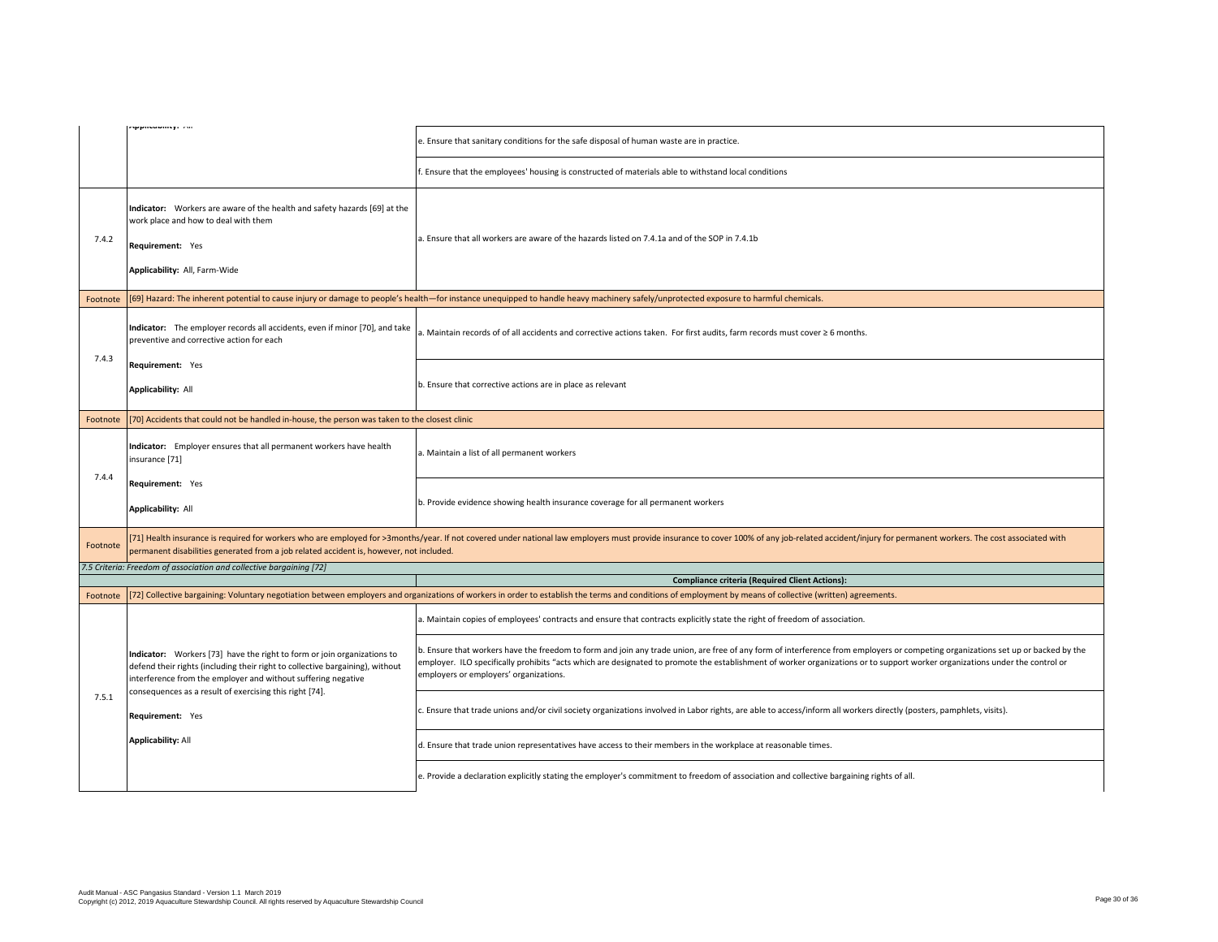| | | |
|---|---|---|
| | **Applicability:** All | e. Ensure that sanitary conditions for the safe disposal of human waste are in practice. |
| | | f. Ensure that the employees' housing is constructed of materials able to withstand local conditions |
| 7.4.2 | **Indicator:** Workers are aware of the health and safety hazards [69] at the work place and how to deal with them<br><br>**Requirement:** Yes<br><br>**Applicability:** All, Farm-Wide | a. Ensure that all workers are aware of the hazards listed on 7.4.1a and of the SOP in 7.4.1b |
| Footnote | [69] Hazard: The inherent potential to cause injury or damage to people's health—for instance unequipped to handle heavy machinery safely/unprotected exposure to harmful chemicals. | |
| 7.4.3 | **Indicator:** The employer records all accidents, even if minor [70], and take preventive and corrective action for each<br><br>**Requirement:** Yes<br><br>**Applicability:** All | a. Maintain records of of all accidents and corrective actions taken. For first audits, farm records must cover ≥ 6 months. |
| | | b. Ensure that corrective actions are in place as relevant |
| Footnote | [70] Accidents that could not be handled in-house, the person was taken to the closest clinic | |
| 7.4.4 | **Indicator:** Employer ensures that all permanent workers have health insurance [71]<br><br>**Requirement:** Yes<br><br>**Applicability:** All | a. Maintain a list of all permanent workers |
| | | b. Provide evidence showing health insurance coverage for all permanent workers |
| Footnote | [71] Health insurance is required for workers who are employed for >3months/year. If not covered under national law employers must provide insurance to cover 100% of any job-related accident/injury for permanent workers. The cost associated with permanent disabilities generated from a job related accident is, however, not included. | |
| *7.5 Criteria: Freedom of association and collective bargaining [72]* | | |
| | | **Compliance criteria (Required Client Actions):** |
| Footnote | [72] Collective bargaining: Voluntary negotiation between employers and organizations of workers in order to establish the terms and conditions of employment by means of collective (written) agreements. | |
| 7.5.1 | **Indicator:** Workers [73] have the right to form or join organizations to defend their rights (including their right to collective bargaining), without interference from the employer and without suffering negative consequences as a result of exercising this right [74].<br><br>**Requirement:** Yes<br><br>**Applicability:** All | a. Maintain copies of employees' contracts and ensure that contracts explicitly state the right of freedom of association. |
| | | b. Ensure that workers have the freedom to form and join any trade union, are free of any form of interference from employers or competing organizations set up or backed by the employer. ILO specifically prohibits "acts which are designated to promote the establishment of worker organizations or to support worker organizations under the control or employers or employers' organizations. |
| | | c. Ensure that trade unions and/or civil society organizations involved in Labor rights, are able to access/inform all workers directly (posters, pamphlets, visits). |
| | | d. Ensure that trade union representatives have access to their members in the workplace at reasonable times. |
| | | e. Provide a declaration explicitly stating the employer's commitment to freedom of association and collective bargaining rights of all. |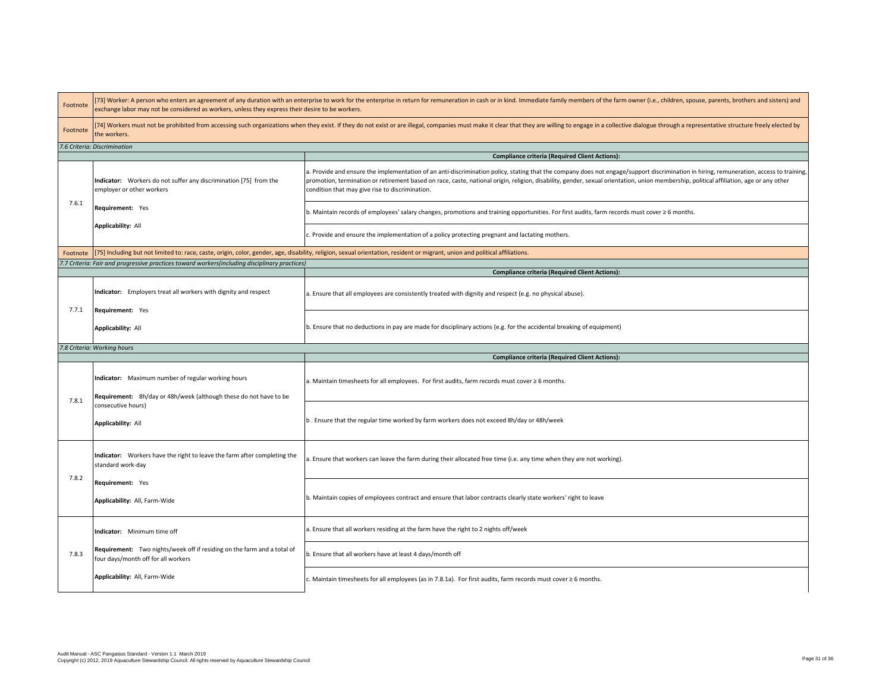| | | |
|---|---|---|
| Footnote | [73] Worker: A person who enters an agreement of any duration with an enterprise to work for the enterprise in return for remuneration in cash or in kind. Immediate family members of the farm owner (i.e., children, spouse, parents, brothers and sisters) and exchange labor may not be considered as workers, unless they express their desire to be workers. | |
| Footnote | [74] Workers must not be prohibited from accessing such organizations when they exist. If they do not exist or are illegal, companies must make it clear that they are willing to engage in a collective dialogue through a representative structure freely elected by the workers. | |

*7.6 Criteria: Discrimination*

| | | Compliance criteria (Required Client Actions): |
|---|---|---|
| 7.6.1 | **Indicator:** Workers do not suffer any discrimination [75] from the employer or other workers<br><br>**Requirement:** Yes<br><br>**Applicability:** All | a. Provide and ensure the implementation of an anti-discrimination policy, stating that the company does not engage/support discrimination in hiring, remuneration, access to training, promotion, termination or retirement based on race, caste, national origin, religion, disability, gender, sexual orientation, union membership, political affiliation, age or any other condition that may give rise to discrimination. |
| | | b. Maintain records of employees' salary changes, promotions and training opportunities. For first audits, farm records must cover ≥ 6 months. |
| | | c. Provide and ensure the implementation of a policy protecting pregnant and lactating mothers. |
| Footnote | [75] Including but not limited to: race, caste, origin, color, gender, age, disability, religion, sexual orientation, resident or migrant, union and political affiliations. | |

*7.7 Criteria: Fair and progressive practices toward workers(including disciplinary practices)*

| | | Compliance criteria (Required Client Actions): |
|---|---|---|
| 7.7.1 | **Indicator:** Employers treat all workers with dignity and respect<br><br>**Requirement:** Yes<br><br>**Applicability:** All | a. Ensure that all employees are consistently treated with dignity and respect (e.g. no physical abuse). |
| | | b. Ensure that no deductions in pay are made for disciplinary actions (e.g. for the accidental breaking of equipment) |

*7.8 Criteria: Working hours*

| | | Compliance criteria (Required Client Actions): |
|---|---|---|
| 7.8.1 | **Indicator:** Maximum number of regular working hours<br><br>**Requirement:** 8h/day or 48h/week (although these do not have to be consecutive hours)<br><br>**Applicability:** All | a. Maintain timesheets for all employees. For first audits, farm records must cover ≥ 6 months. |
| | | b . Ensure that the regular time worked by farm workers does not exceed 8h/day or 48h/week |
| 7.8.2 | **Indicator:** Workers have the right to leave the farm after completing the standard work-day<br><br>**Requirement:** Yes<br><br>**Applicability:** All, Farm-Wide | a. Ensure that workers can leave the farm during their allocated free time (i.e. any time when they are not working). |
| | | b. Maintain copies of employees contract and ensure that labor contracts clearly state workers' right to leave |
| 7.8.3 | **Indicator:** Minimum time off<br><br>**Requirement:** Two nights/week off if residing on the farm and a total of four days/month off for all workers<br><br>**Applicability:** All, Farm-Wide | a. Ensure that all workers residing at the farm have the right to 2 nights off/week |
| | | b. Ensure that all workers have at least 4 days/month off |
| | | c. Maintain timesheets for all employees (as in 7.8.1a). For first audits, farm records must cover ≥ 6 months. |

Audit Manual - ASC Pangasius Standard - Version 1.1 March 2019
Copyright (c) 2012, 2019 Aquaculture Stewardship Council. All rights reserved by Aquaculture Stewardship Council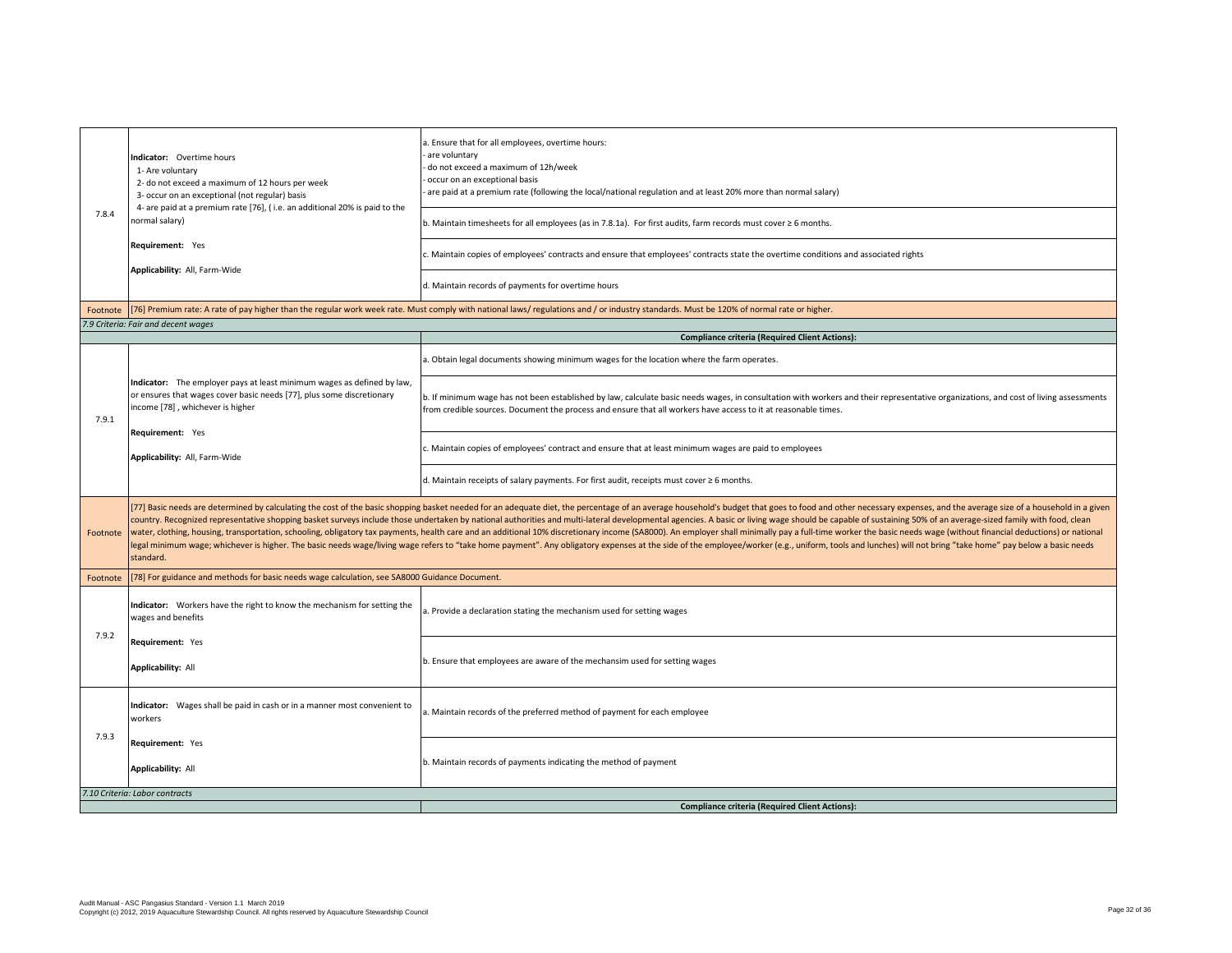| | | |
|---|---|---|
| 7.8.4 | **Indicator:** Overtime hours<br>1- Are voluntary<br>2- do not exceed a maximum of 12 hours per week<br>3- occur on an exceptional (not regular) basis<br>4- are paid at a premium rate [76], ( i.e. an additional 20% is paid to the normal salary)<br><br>**Requirement:** Yes<br><br>**Applicability:** All, Farm-Wide | a. Ensure that for all employees, overtime hours:<br>- are voluntary<br>- do not exceed a maximum of 12h/week<br>- occur on an exceptional basis<br>- are paid at a premium rate (following the local/national regulation and at least 20% more than normal salary) |
| | | b. Maintain timesheets for all employees (as in 7.8.1a). For first audits, farm records must cover ≥ 6 months. |
| | | c. Maintain copies of employees' contracts and ensure that employees' contracts state the overtime conditions and associated rights |
| | | d. Maintain records of payments for overtime hours |
| Footnote | [76] Premium rate: A rate of pay higher than the regular work week rate. Must comply with national laws/ regulations and / or industry standards. Must be 120% of normal rate or higher. | |
| *7.9 Criteria: Fair and decent wages* | | |
| | | **Compliance criteria (Required Client Actions):** |
| 7.9.1 | **Indicator:** The employer pays at least minimum wages as defined by law, or ensures that wages cover basic needs [77], plus some discretionary income [78] , whichever is higher<br><br>**Requirement:** Yes<br><br>**Applicability:** All, Farm-Wide | a. Obtain legal documents showing minimum wages for the location where the farm operates. |
| | | b. If minimum wage has not been established by law, calculate basic needs wages, in consultation with workers and their representative organizations, and cost of living assessments from credible sources. Document the process and ensure that all workers have access to it at reasonable times. |
| | | c. Maintain copies of employees' contract and ensure that at least minimum wages are paid to employees |
| | | d. Maintain receipts of salary payments. For first audit, receipts must cover ≥ 6 months. |
| Footnote | [77] Basic needs are determined by calculating the cost of the basic shopping basket needed for an adequate diet, the percentage of an average household's budget that goes to food and other necessary expenses, and the average size of a household in a given country. Recognized representative shopping basket surveys include those undertaken by national authorities and multi-lateral developmental agencies. A basic or living wage should be capable of sustaining 50% of an average-sized family with food, clean water, clothing, housing, transportation, schooling, obligatory tax payments, health care and an additional 10% discretionary income (SA8000). An employer shall minimally pay a full-time worker the basic needs wage (without financial deductions) or national legal minimum wage; whichever is higher. The basic needs wage/living wage refers to "take home payment". Any obligatory expenses at the side of the employee/worker (e.g., uniform, tools and lunches) will not bring "take home" pay below a basic needs standard. | |
| Footnote | [78] For guidance and methods for basic needs wage calculation, see SA8000 Guidance Document. | |
| 7.9.2 | **Indicator:** Workers have the right to know the mechanism for setting the wages and benefits<br><br>**Requirement:** Yes<br><br>**Applicability:** All | a. Provide a declaration stating the mechanism used for setting wages |
| | | b. Ensure that employees are aware of the mechansim used for setting wages |
| 7.9.3 | **Indicator:** Wages shall be paid in cash or in a manner most convenient to workers<br><br>**Requirement:** Yes<br><br>**Applicability:** All | a. Maintain records of the preferred method of payment for each employee |
| | | b. Maintain records of payments indicating the method of payment |
| *7.10 Criteria: Labor contracts* | | |
| | | **Compliance criteria (Required Client Actions):** |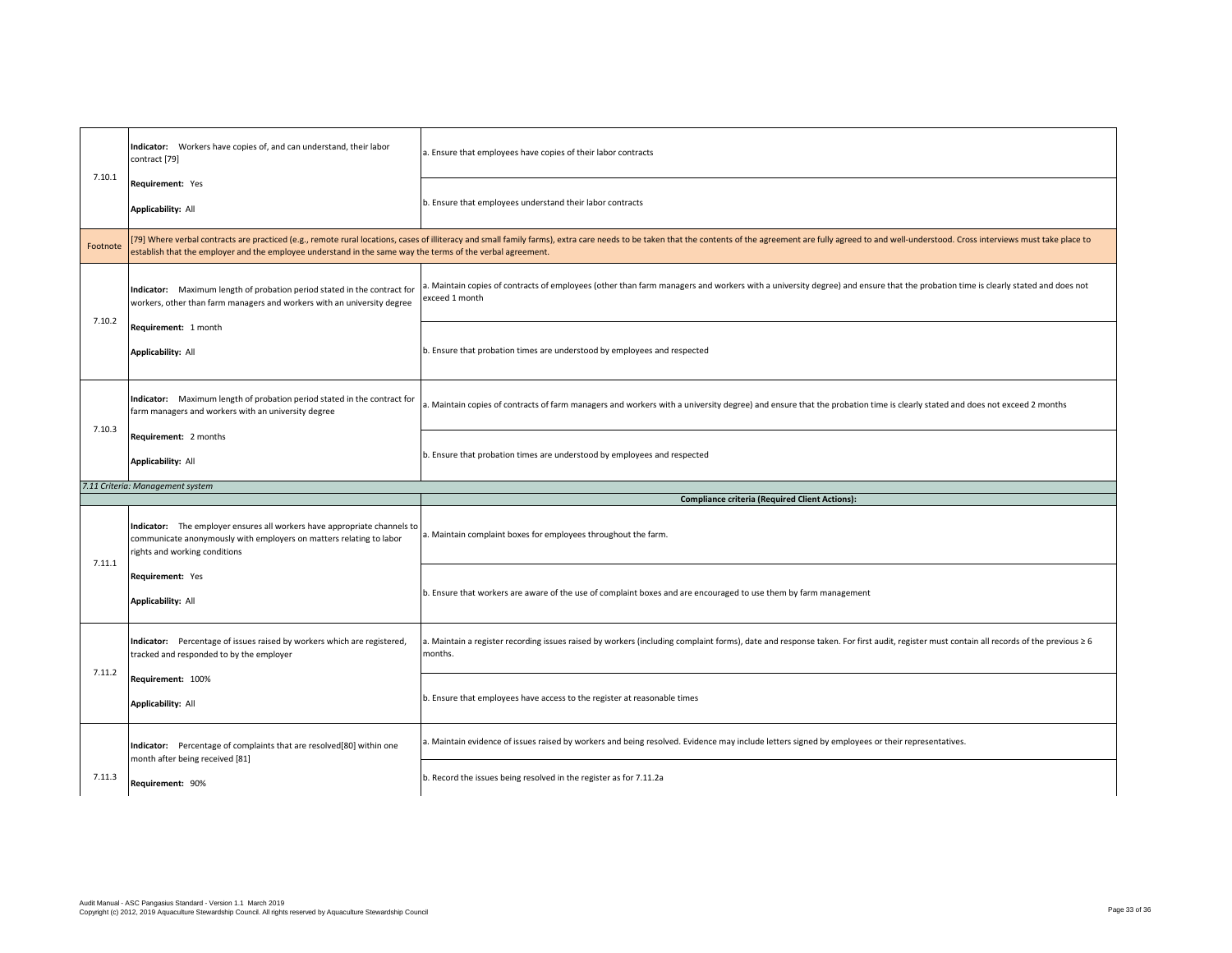| | | |
|---|---|---|
| 7.10.1 | **Indicator:** Workers have copies of, and can understand, their labor contract [79]<br><br>**Requirement:** Yes<br><br>**Applicability:** All | a. Ensure that employees have copies of their labor contracts |
| | | b. Ensure that employees understand their labor contracts |
| Footnote | [79] Where verbal contracts are practiced (e.g., remote rural locations, cases of illiteracy and small family farms), extra care needs to be taken that the contents of the agreement are fully agreed to and well-understood. Cross interviews must take place to establish that the employer and the employee understand in the same way the terms of the verbal agreement. | |
| 7.10.2 | **Indicator:** Maximum length of probation period stated in the contract for workers, other than farm managers and workers with an university degree<br><br>**Requirement:** 1 month<br><br>**Applicability:** All | a. Maintain copies of contracts of employees (other than farm managers and workers with a university degree) and ensure that the probation time is clearly stated and does not exceed 1 month |
| | | b. Ensure that probation times are understood by employees and respected |
| 7.10.3 | **Indicator:** Maximum length of probation period stated in the contract for farm managers and workers with an university degree<br><br>**Requirement:** 2 months<br><br>**Applicability:** All | a. Maintain copies of contracts of farm managers and workers with a university degree) and ensure that the probation time is clearly stated and does not exceed 2 months |
| | | b. Ensure that probation times are understood by employees and respected |
| *7.11 Criteria: Management system* | | |
| | | **Compliance criteria (Required Client Actions):** |
| 7.11.1 | **Indicator:** The employer ensures all workers have appropriate channels to communicate anonymously with employers on matters relating to labor rights and working conditions<br><br>**Requirement:** Yes<br><br>**Applicability:** All | a. Maintain complaint boxes for employees throughout the farm. |
| | | b. Ensure that workers are aware of the use of complaint boxes and are encouraged to use them by farm management |
| 7.11.2 | **Indicator:** Percentage of issues raised by workers which are registered, tracked and responded to by the employer<br><br>**Requirement:** 100%<br><br>**Applicability:** All | a. Maintain a register recording issues raised by workers (including complaint forms), date and response taken. For first audit, register must contain all records of the previous ≥ 6 months. |
| | | b. Ensure that employees have access to the register at reasonable times |
| 7.11.3 | **Indicator:** Percentage of complaints that are resolved[80] within one month after being received [81]<br><br>**Requirement:** 90% | a. Maintain evidence of issues raised by workers and being resolved. Evidence may include letters signed by employees or their representatives. |
| | | b. Record the issues being resolved in the register as for 7.11.2a |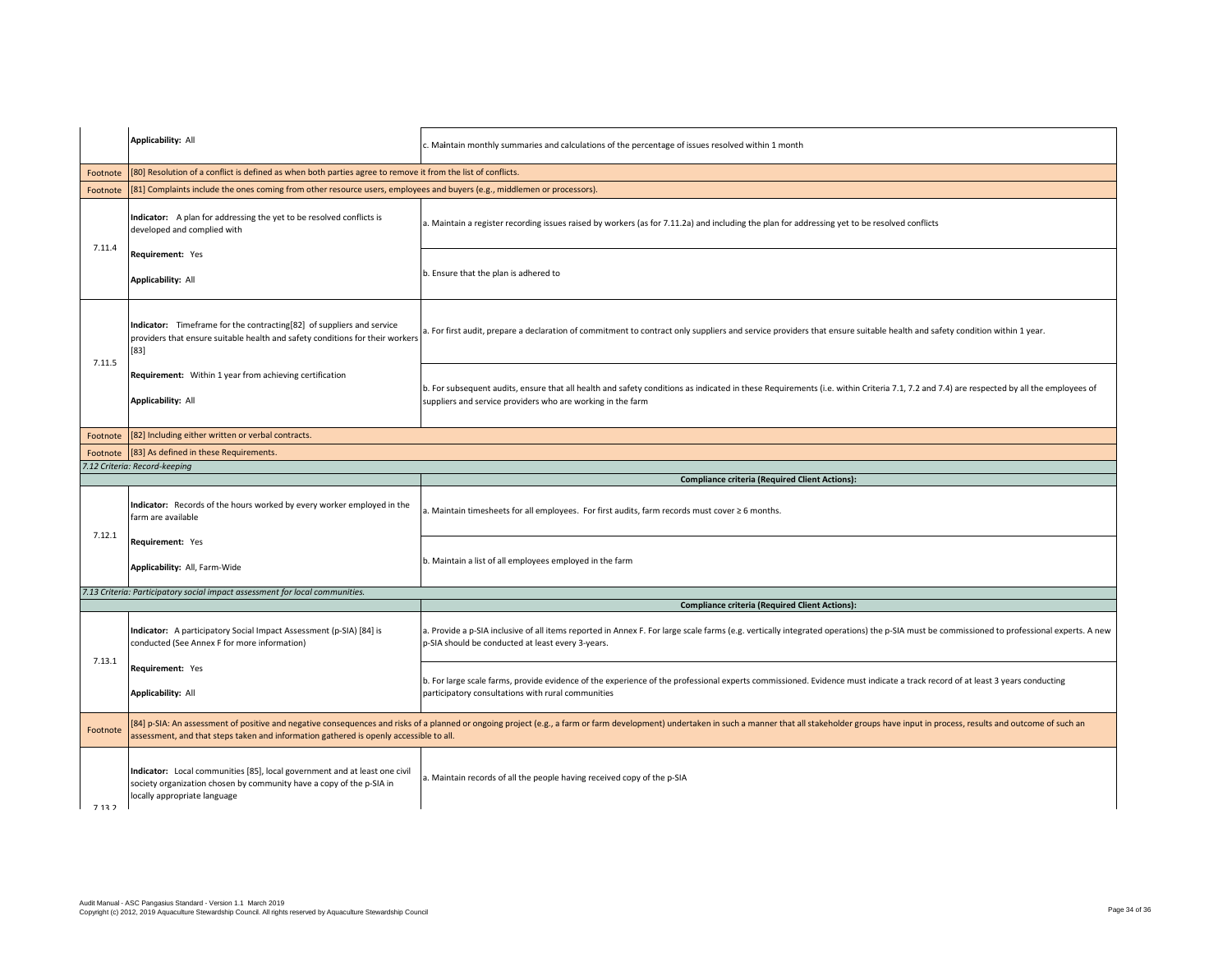| | | |
|---|---|---|
| | **Applicability:** All | c. Maintain monthly summaries and calculations of the percentage of issues resolved within 1 month |
| Footnote | [80] Resolution of a conflict is defined as when both parties agree to remove it from the list of conflicts. | |
| Footnote | [81] Complaints include the ones coming from other resource users, employees and buyers (e.g., middlemen or processors). | |
| 7.11.4 | **Indicator:** A plan for addressing the yet to be resolved conflicts is developed and complied with<br><br>**Requirement:** Yes<br><br>**Applicability:** All | a. Maintain a register recording issues raised by workers (as for 7.11.2a) and including the plan for addressing yet to be resolved conflicts |
| | | b. Ensure that the plan is adhered to |
| 7.11.5 | **Indicator:** Timeframe for the contracting[82] of suppliers and service providers that ensure suitable health and safety conditions for their workers [83]<br><br>**Requirement:** Within 1 year from achieving certification<br><br>**Applicability:** All | a. For first audit, prepare a declaration of commitment to contract only suppliers and service providers that ensure suitable health and safety condition within 1 year. |
| | | b. For subsequent audits, ensure that all health and safety conditions as indicated in these Requirements (i.e. within Criteria 7.1, 7.2 and 7.4) are respected by all the employees of suppliers and service providers who are working in the farm |
| Footnote | [82] Including either written or verbal contracts. | |
| Footnote | [83] As defined in these Requirements. | |
| *7.12 Criteria: Record-keeping* | | |
| | | **Compliance criteria (Required Client Actions):** |
| 7.12.1 | **Indicator:** Records of the hours worked by every worker employed in the farm are available<br><br>**Requirement:** Yes<br><br>**Applicability:** All, Farm-Wide | a. Maintain timesheets for all employees. For first audits, farm records must cover ≥ 6 months. |
| | | b. Maintain a list of all employees employed in the farm |
| *7.13 Criteria: Participatory social impact assessment for local communities.* | | |
| | | **Compliance criteria (Required Client Actions):** |
| 7.13.1 | **Indicator:** A participatory Social Impact Assessment (p-SIA) [84] is conducted (See Annex F for more information)<br><br>**Requirement:** Yes<br><br>**Applicability:** All | a. Provide a p-SIA inclusive of all items reported in Annex F. For large scale farms (e.g. vertically integrated operations) the p-SIA must be commissioned to professional experts. A new p-SIA should be conducted at least every 3-years. |
| | | b. For large scale farms, provide evidence of the experience of the professional experts commissioned. Evidence must indicate a track record of at least 3 years conducting participatory consultations with rural communities |
| Footnote | [84] p-SIA: An assessment of positive and negative consequences and risks of a planned or ongoing project (e.g., a farm or farm development) undertaken in such a manner that all stakeholder groups have input in process, results and outcome of such an assessment, and that steps taken and information gathered is openly accessible to all. | |
| 7.13.2 | **Indicator:** Local communities [85], local government and at least one civil society organization chosen by community have a copy of the p-SIA in locally appropriate language | a. Maintain records of all the people having received copy of the p-SIA |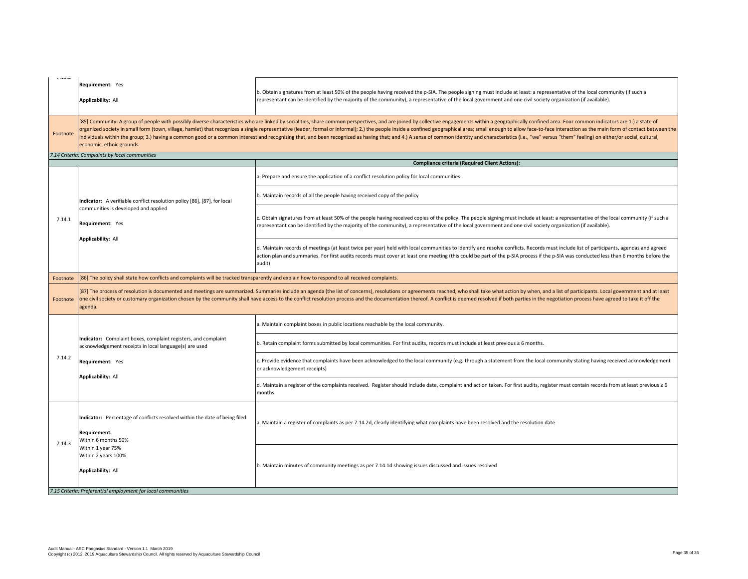| | | |
|---|---|---|
| 7.13.2 | **Requirement:** Yes<br><br>**Applicability:** All | b. Obtain signatures from at least 50% of the people having received the p-SIA. The people signing must include at least: a representative of the local community (if such a representant can be identified by the majority of the community), a representative of the local government and one civil society organization (if available). |
| Footnote | [85] Community: A group of people with possibly diverse characteristics who are linked by social ties, share common perspectives, and are joined by collective engagements within a geographically confined area. Four common indicators are 1.) a state of organized society in small form (town, village, hamlet) that recognizes a single representative (leader, formal or informal); 2.) the people inside a confined geographical area; small enough to allow face-to-face interaction as the main form of contact between the individuals within the group; 3.) having a common good or a common interest and recognizing that, and been recognized as having that; and 4.) A sense of common identity and characteristics (i.e., "we" versus "them" feeling) on either/or social, cultural, economic, ethnic grounds. | |
| *7.14 Criteria: Complaints by local communities* | | |
| | | **Compliance criteria (Required Client Actions):** |
| 7.14.1 | **Indicator:** A verifiable conflict resolution policy [86], [87], for local communities is developed and applied<br><br>**Requirement:** Yes<br><br>**Applicability:** All | a. Prepare and ensure the application of a conflict resolution policy for local communities |
| | | b. Maintain records of all the people having received copy of the policy |
| | | c. Obtain signatures from at least 50% of the people having received copies of the policy. The people signing must include at least: a representative of the local community (if such a representant can be identified by the majority of the community), a representative of the local government and one civil society organization (if available). |
| | | d. Maintain records of meetings (at least twice per year) held with local communities to identify and resolve conflicts. Records must include list of participants, agendas and agreed action plan and summaries. For first audits records must cover at least one meeting (this could be part of the p-SIA process if the p-SIA was conducted less than 6 months before the audit) |
| Footnote | [86] The policy shall state how conflicts and complaints will be tracked transparently and explain how to respond to all received complaints. | |
| Footnote | [87] The process of resolution is documented and meetings are summarized. Summaries include an agenda (the list of concerns), resolutions or agreements reached, who shall take what action by when, and a list of participants. Local government and at least one civil society or customary organization chosen by the community shall have access to the conflict resolution process and the documentation thereof. A conflict is deemed resolved if both parties in the negotiation process have agreed to take it off the agenda. | |
| 7.14.2 | **Indicator:** Complaint boxes, complaint registers, and complaint acknowledgement receipts in local language(s) are used<br><br>**Requirement:** Yes<br><br>**Applicability:** All | a. Maintain complaint boxes in public locations reachable by the local community. |
| | | b. Retain complaint forms submitted by local communities. For first audits, records must include at least previous ≥ 6 months. |
| | | c. Provide evidence that complaints have been acknowledged to the local community (e.g. through a statement from the local community stating having received acknowledgement or acknowledgement receipts) |
| | | d. Maintain a register of the complaints received. Register should include date, complaint and action taken. For first audits, register must contain records from at least previous ≥ 6 months. |
| 7.14.3 | **Indicator:** Percentage of conflicts resolved within the date of being filed<br><br>**Requirement:**<br>Within 6 months 50%<br>Within 1 year 75%<br>Within 2 years 100%<br><br>**Applicability:** All | a. Maintain a register of complaints as per 7.14.2d, clearly identifying what complaints have been resolved and the resolution date |
| | | b. Maintain minutes of community meetings as per 7.14.1d showing issues discussed and issues resolved |
| *7.15 Criteria: Preferential employment for local communities* | | |

Audit Manual - ASC Pangasius Standard - Version 1.1 March 2019
Copyright (c) 2012, 2019 Aquaculture Stewardship Council. All rights reserved by Aquaculture Stewardship Council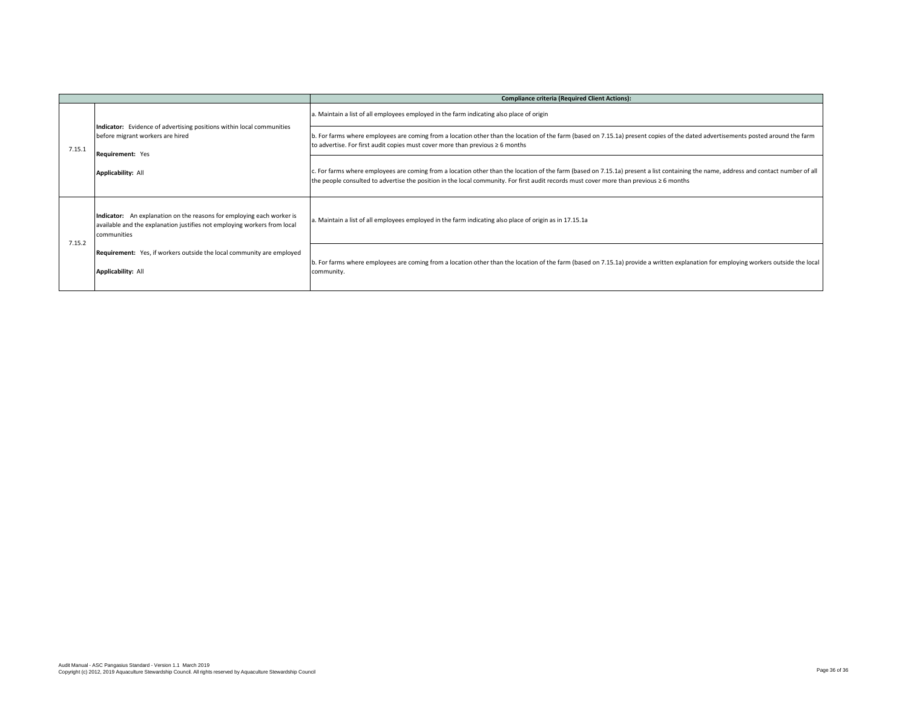| | | Compliance criteria (Required Client Actions): |
|---|---|---|
| 7.15.1 | **Indicator:** Evidence of advertising positions within local communities before migrant workers are hired<br><br>**Requirement:** Yes<br><br>**Applicability:** All | a. Maintain a list of all employees employed in the farm indicating also place of origin |
| | | b. For farms where employees are coming from a location other than the location of the farm (based on 7.15.1a) present copies of the dated advertisements posted around the farm to advertise. For first audit copies must cover more than previous ≥ 6 months |
| | | c. For farms where employees are coming from a location other than the location of the farm (based on 7.15.1a) present a list containing the name, address and contact number of all the people consulted to advertise the position in the local community. For first audit records must cover more than previous ≥ 6 months |
| 7.15.2 | **Indicator:** An explanation on the reasons for employing each worker is available and the explanation justifies not employing workers from local communities<br><br>**Requirement:** Yes, if workers outside the local community are employed<br><br>**Applicability:** All | a. Maintain a list of all employees employed in the farm indicating also place of origin as in 17.15.1a |
| | | b. For farms where employees are coming from a location other than the location of the farm (based on 7.15.1a) provide a written explanation for employing workers outside the local community. |

Audit Manual - ASC Pangasius Standard - Version 1.1 March 2019
Copyright (c) 2012, 2019 Aquaculture Stewardship Council. All rights reserved by Aquaculture Stewardship Council